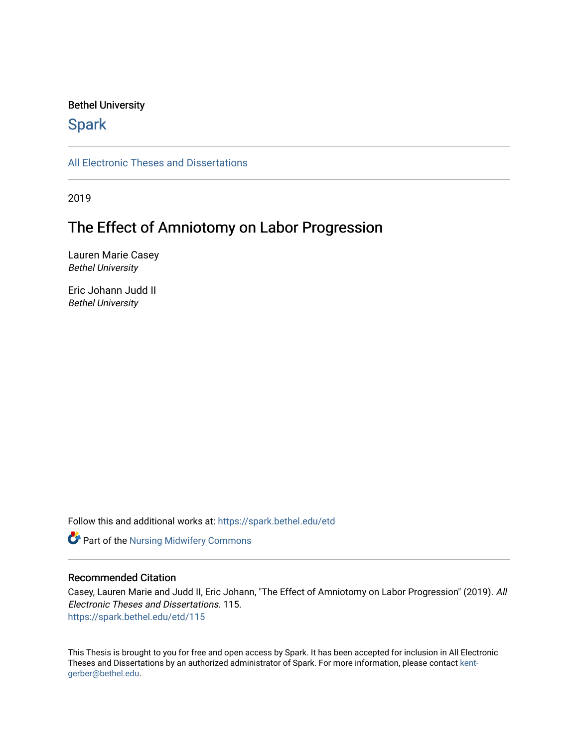Bethel University

## Spark

All Electronic Theses and Dissertations

2019

# The Effect of Amniotomy on Labor Progression

Lauren Marie Casey
*Bethel University*

Eric Johann Judd II
*Bethel University*

Follow this and additional works at: https://spark.bethel.edu/etd

Part of the Nursing Midwifery Commons

### Recommended Citation

Casey, Lauren Marie and Judd II, Eric Johann, "The Effect of Amniotomy on Labor Progression" (2019). *All Electronic Theses and Dissertations*. 115.
https://spark.bethel.edu/etd/115

This Thesis is brought to you for free and open access by Spark. It has been accepted for inclusion in All Electronic Theses and Dissertations by an authorized administrator of Spark. For more information, please contact kent-gerber@bethel.edu.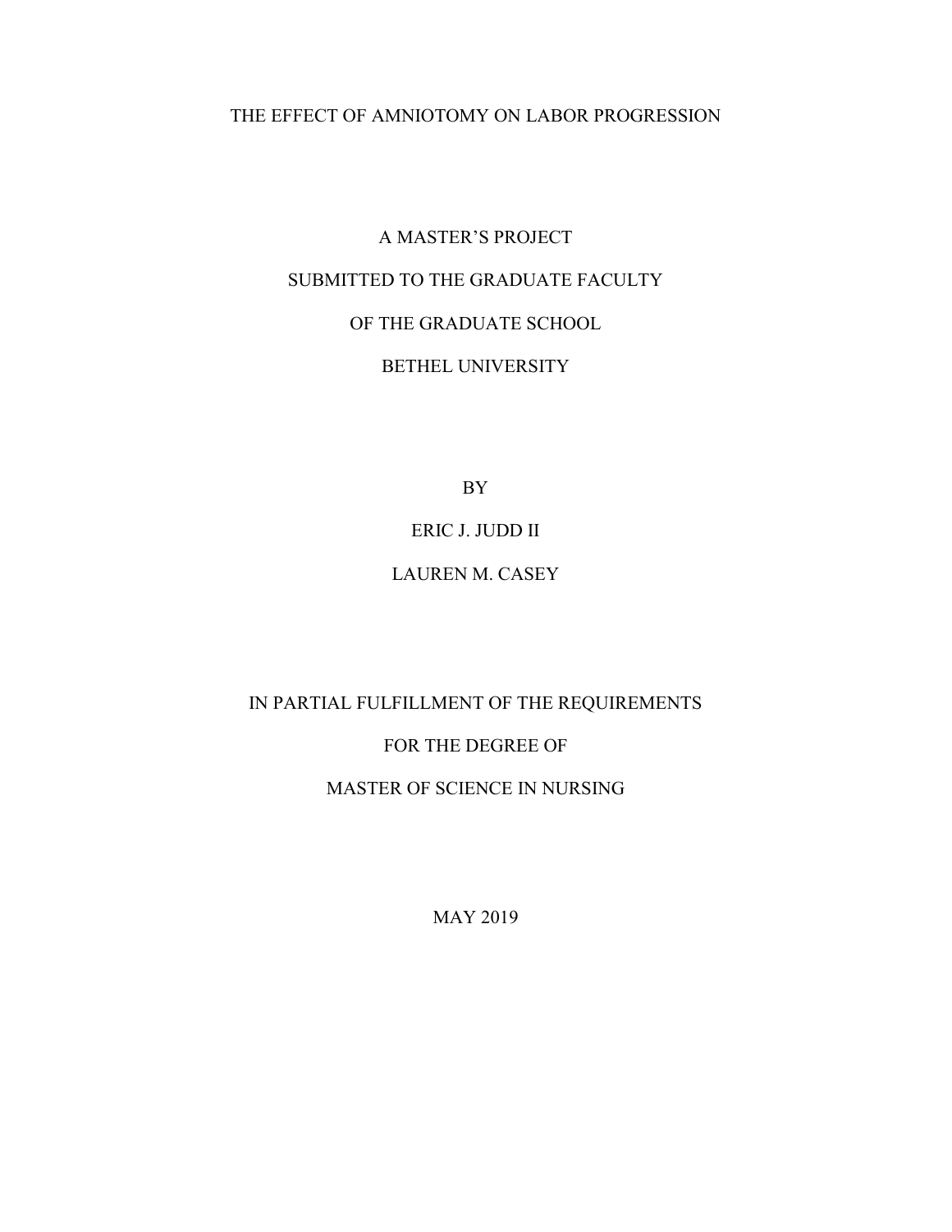# THE EFFECT OF AMNIOTOMY ON LABOR PROGRESSION

A MASTER'S PROJECT

SUBMITTED TO THE GRADUATE FACULTY

OF THE GRADUATE SCHOOL

BETHEL UNIVERSITY

BY

ERIC J. JUDD II

LAUREN M. CASEY

IN PARTIAL FULFILLMENT OF THE REQUIREMENTS

FOR THE DEGREE OF

MASTER OF SCIENCE IN NURSING

MAY 2019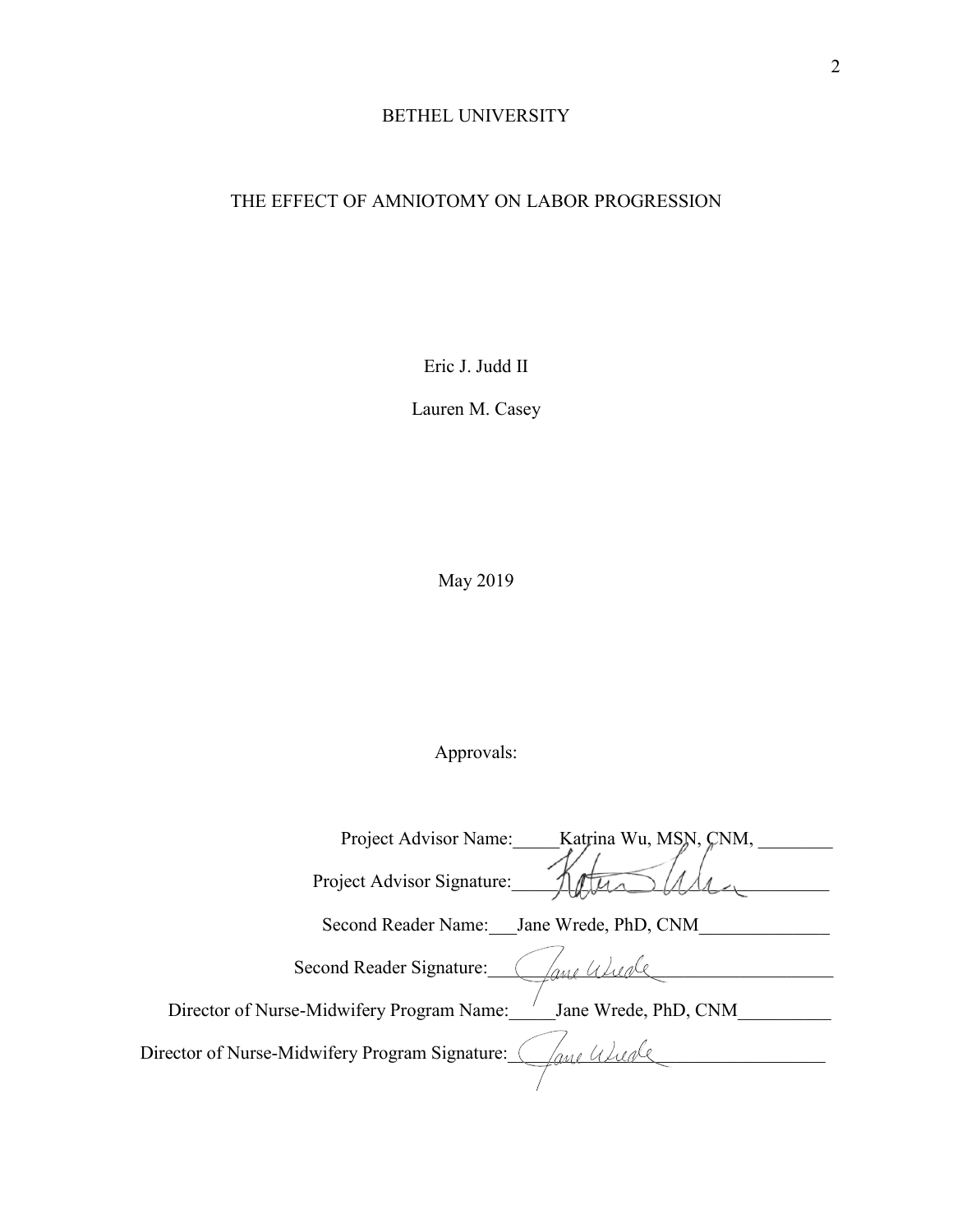BETHEL UNIVERSITY

THE EFFECT OF AMNIOTOMY ON LABOR PROGRESSION

Eric J. Judd II

Lauren M. Casey

May 2019

Approvals:

Project Advisor Name:_____Katrina Wu, MSN, CNM, ________

Project Advisor Signature:_______________________________

Second Reader Name:___Jane Wrede, PhD, CNM______________

Second Reader Signature:_______________________________

Director of Nurse-Midwifery Program Name:_____Jane Wrede, PhD, CNM__________

Director of Nurse-Midwifery Program Signature:_______________________________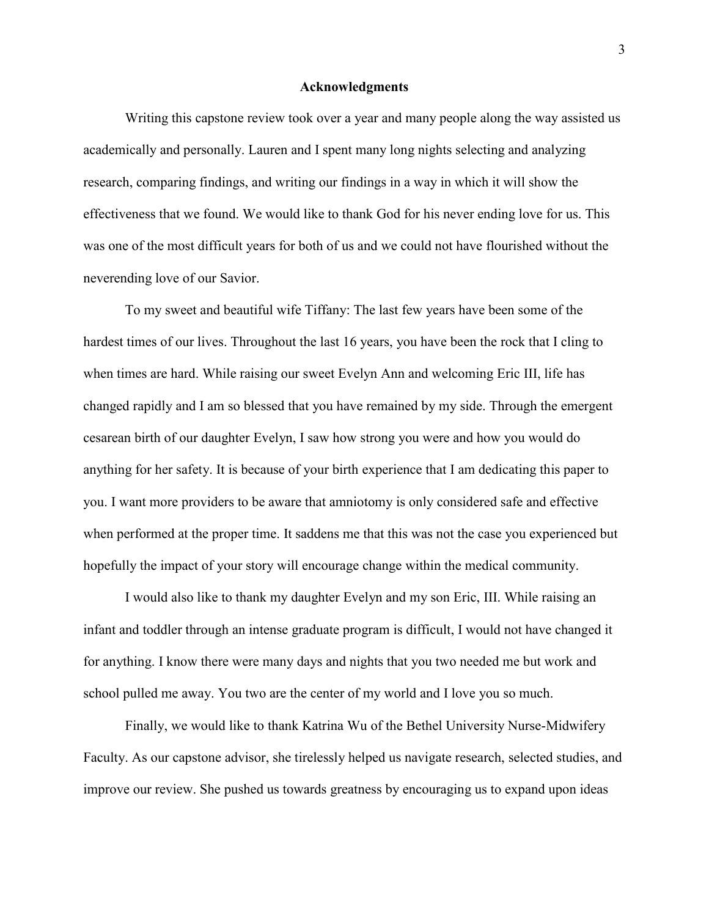## Acknowledgments

Writing this capstone review took over a year and many people along the way assisted us academically and personally. Lauren and I spent many long nights selecting and analyzing research, comparing findings, and writing our findings in a way in which it will show the effectiveness that we found. We would like to thank God for his never ending love for us. This was one of the most difficult years for both of us and we could not have flourished without the neverending love of our Savior.

To my sweet and beautiful wife Tiffany: The last few years have been some of the hardest times of our lives. Throughout the last 16 years, you have been the rock that I cling to when times are hard. While raising our sweet Evelyn Ann and welcoming Eric III, life has changed rapidly and I am so blessed that you have remained by my side. Through the emergent cesarean birth of our daughter Evelyn, I saw how strong you were and how you would do anything for her safety. It is because of your birth experience that I am dedicating this paper to you. I want more providers to be aware that amniotomy is only considered safe and effective when performed at the proper time. It saddens me that this was not the case you experienced but hopefully the impact of your story will encourage change within the medical community.

I would also like to thank my daughter Evelyn and my son Eric, III. While raising an infant and toddler through an intense graduate program is difficult, I would not have changed it for anything. I know there were many days and nights that you two needed me but work and school pulled me away. You two are the center of my world and I love you so much.

Finally, we would like to thank Katrina Wu of the Bethel University Nurse-Midwifery Faculty. As our capstone advisor, she tirelessly helped us navigate research, selected studies, and improve our review. She pushed us towards greatness by encouraging us to expand upon ideas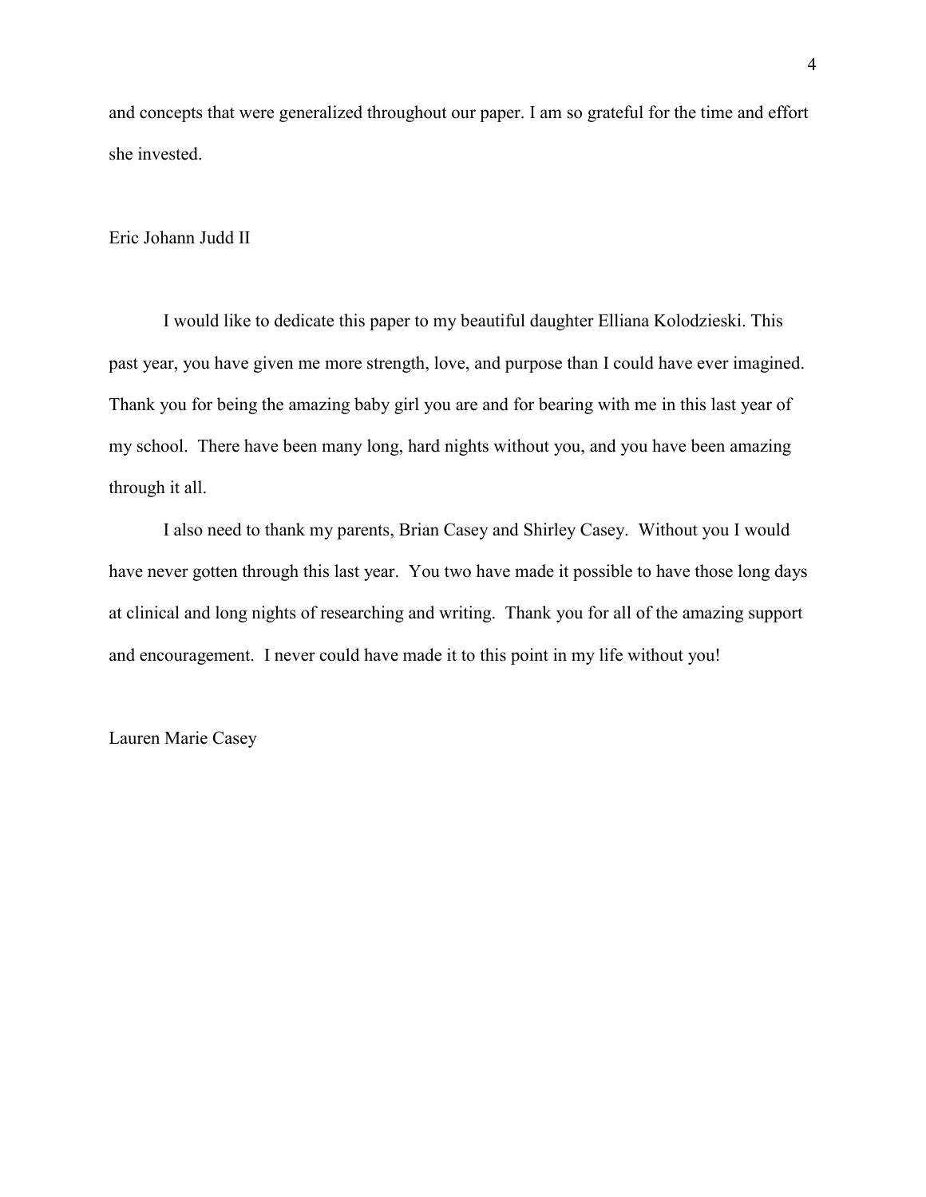and concepts that were generalized throughout our paper. I am so grateful for the time and effort she invested.

Eric Johann Judd II

I would like to dedicate this paper to my beautiful daughter Elliana Kolodzieski. This past year, you have given me more strength, love, and purpose than I could have ever imagined. Thank you for being the amazing baby girl you are and for bearing with me in this last year of my school. There have been many long, hard nights without you, and you have been amazing through it all.

I also need to thank my parents, Brian Casey and Shirley Casey. Without you I would have never gotten through this last year. You two have made it possible to have those long days at clinical and long nights of researching and writing. Thank you for all of the amazing support and encouragement. I never could have made it to this point in my life without you!

Lauren Marie Casey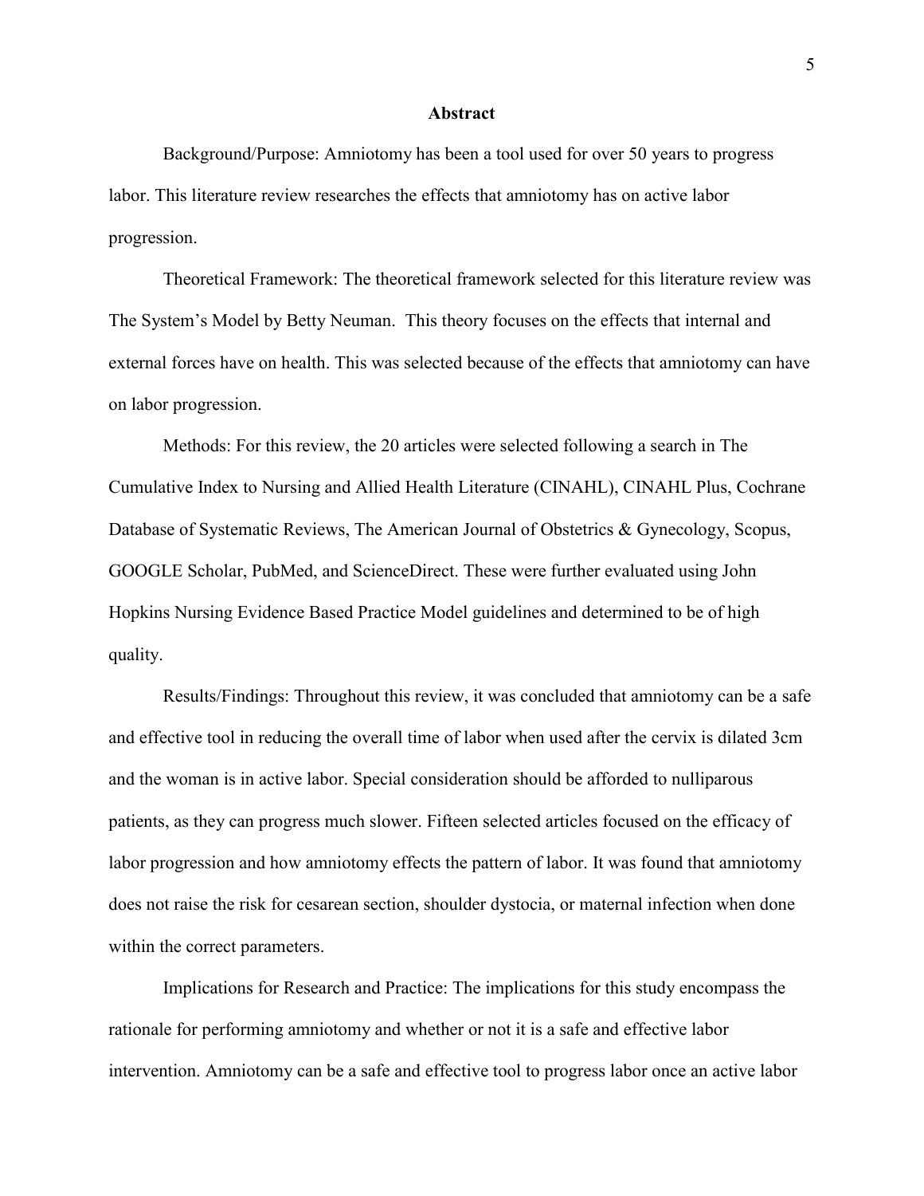## Abstract

Background/Purpose: Amniotomy has been a tool used for over 50 years to progress labor. This literature review researches the effects that amniotomy has on active labor progression.

Theoretical Framework: The theoretical framework selected for this literature review was The System's Model by Betty Neuman. This theory focuses on the effects that internal and external forces have on health. This was selected because of the effects that amniotomy can have on labor progression.

Methods: For this review, the 20 articles were selected following a search in The Cumulative Index to Nursing and Allied Health Literature (CINAHL), CINAHL Plus, Cochrane Database of Systematic Reviews, The American Journal of Obstetrics & Gynecology, Scopus, GOOGLE Scholar, PubMed, and ScienceDirect. These were further evaluated using John Hopkins Nursing Evidence Based Practice Model guidelines and determined to be of high quality.

Results/Findings: Throughout this review, it was concluded that amniotomy can be a safe and effective tool in reducing the overall time of labor when used after the cervix is dilated 3cm and the woman is in active labor. Special consideration should be afforded to nulliparous patients, as they can progress much slower. Fifteen selected articles focused on the efficacy of labor progression and how amniotomy effects the pattern of labor. It was found that amniotomy does not raise the risk for cesarean section, shoulder dystocia, or maternal infection when done within the correct parameters.

Implications for Research and Practice: The implications for this study encompass the rationale for performing amniotomy and whether or not it is a safe and effective labor intervention. Amniotomy can be a safe and effective tool to progress labor once an active labor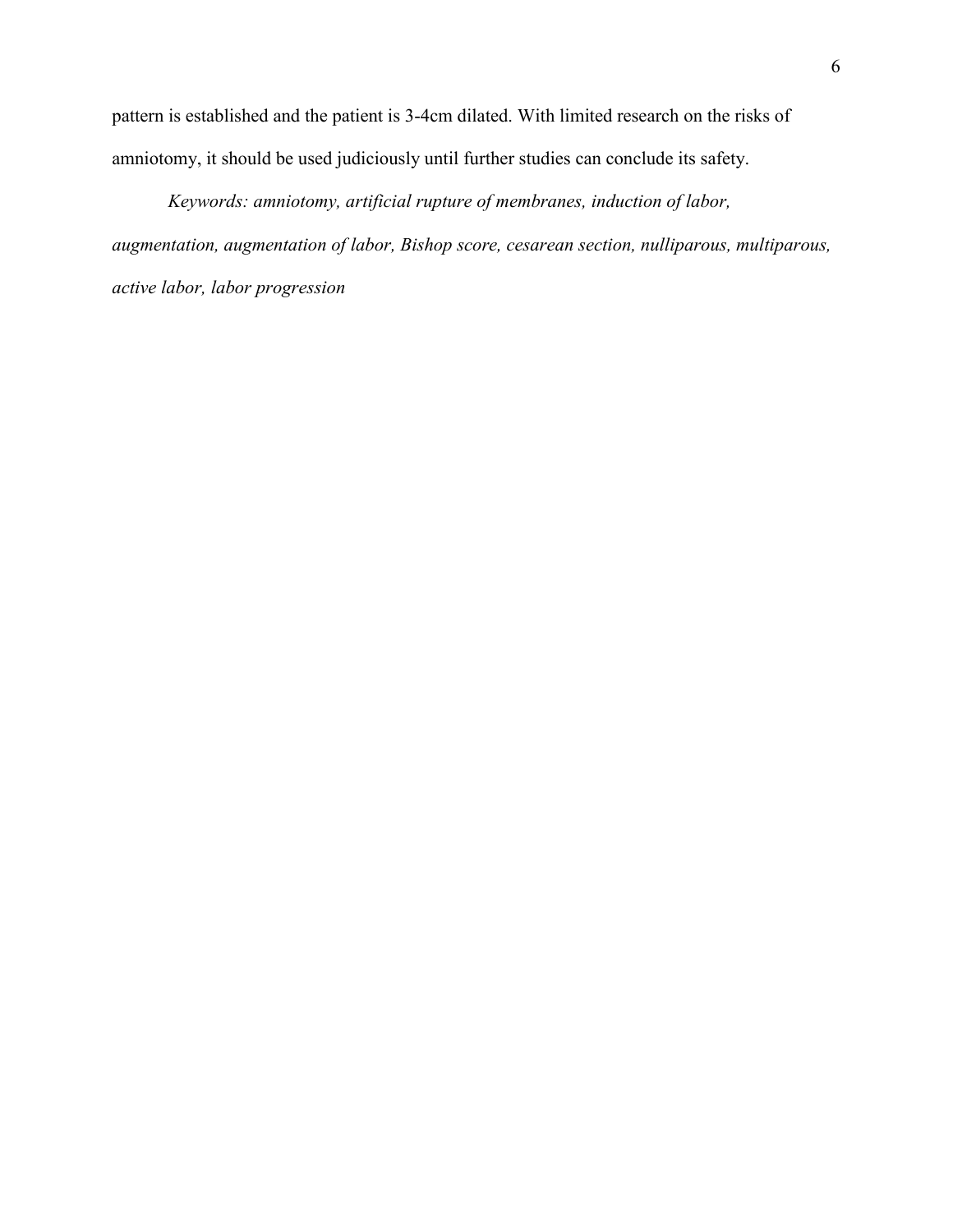pattern is established and the patient is 3-4cm dilated. With limited research on the risks of amniotomy, it should be used judiciously until further studies can conclude its safety.

*Keywords: amniotomy, artificial rupture of membranes, induction of labor, augmentation, augmentation of labor, Bishop score, cesarean section, nulliparous, multiparous, active labor, labor progression*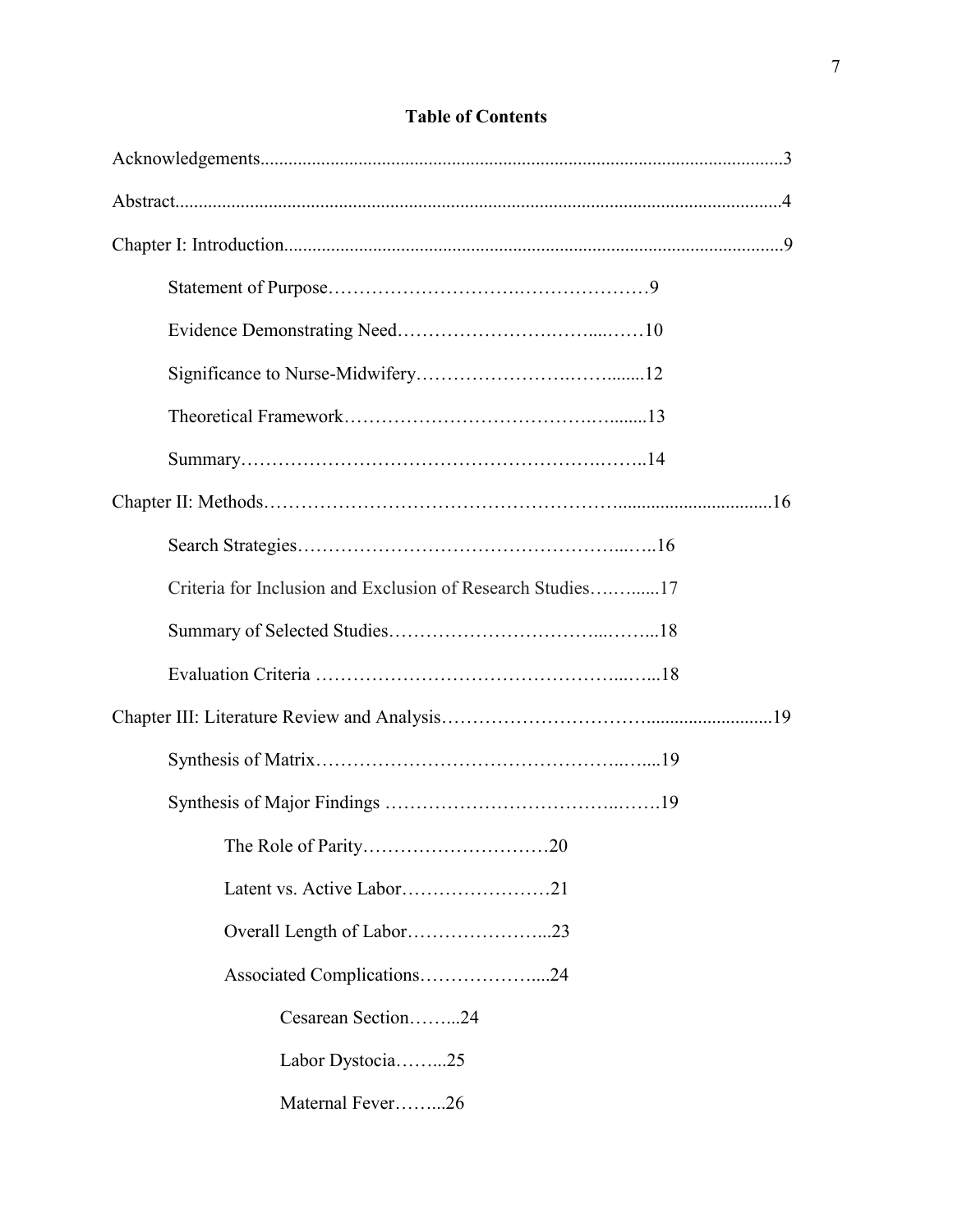# Table of Contents

Acknowledgements.............................................................................................................3

Abstract..............................................................................................................................4

Chapter I: Introduction.......................................................................................................9

- Statement of Purpose……………………….…………………9
- Evidence Demonstrating Need……………………….…....……10
- Significance to Nurse-Midwifery………………….……........12
- Theoretical Framework……………………………….….........13
- Summary…………………………………………….……..14

Chapter II: Methods………………………………………………...............................16

- Search Strategies……………………………………………..…..16
- Criteria for Inclusion and Exclusion of Research Studies….….....17
- Summary of Selected Studies…………………………...……...18
- Evaluation Criteria ………………………………………...…...18

Chapter III: Literature Review and Analysis…………………………..........................19

- Synthesis of Matrix………………………………………..…....19
- Synthesis of Major Findings ………………………………..…….19
  - The Role of Parity…………………………20
  - Latent vs. Active Labor……………………21
  - Overall Length of Labor…………………...23
  - Associated Complications………………....24
    - Cesarean Section……...24
    - Labor Dystocia……...25
    - Maternal Fever……...26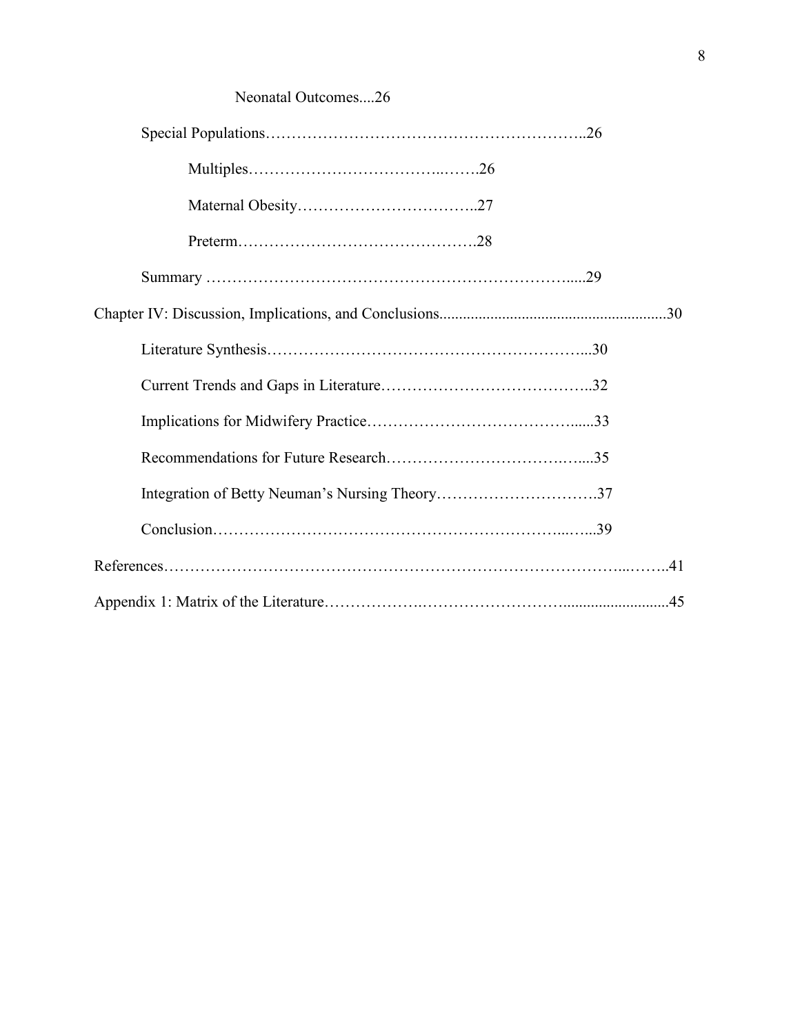Neonatal Outcomes....26

Special Populations……………………………………………………..26

Multiples………………………………..…….26

Maternal Obesity……………………………..27

Preterm……………………………………….28

Summary …………………………………………………………….....29

Chapter IV: Discussion, Implications, and Conclusions.........................................................30

Literature Synthesis…………………………………………………...30

Current Trends and Gaps in Literature…………………………………..32

Implications for Midwifery Practice…………………………………......33

Recommendations for Future Research…………………………….…....35

Integration of Betty Neuman's Nursing Theory………………………….37

Conclusion……………………………………………………….....…...39

References…………………………………………………………………………...……..41

Appendix 1: Matrix of the Literature……………….…………………….........................45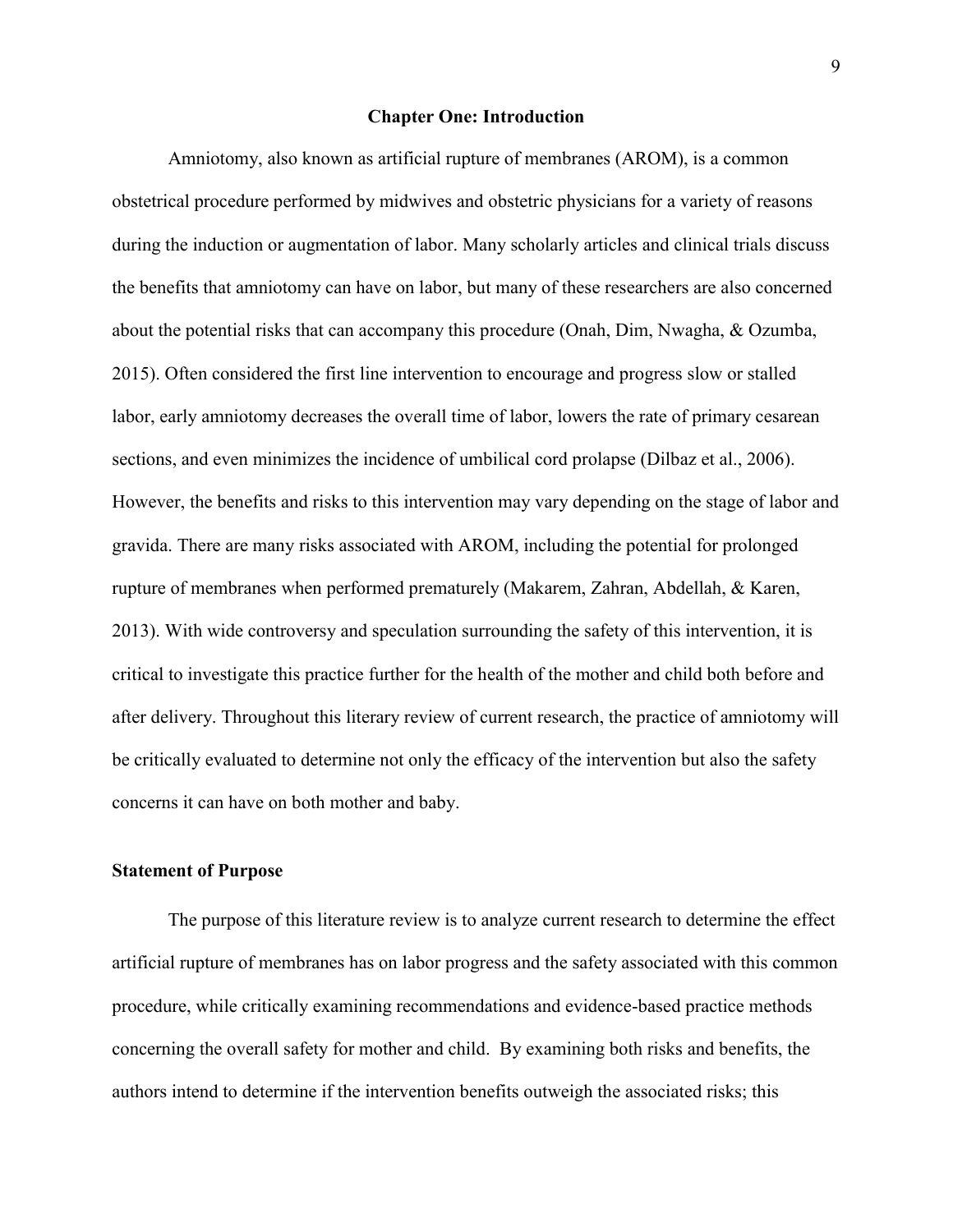# Chapter One: Introduction

Amniotomy, also known as artificial rupture of membranes (AROM), is a common obstetrical procedure performed by midwives and obstetric physicians for a variety of reasons during the induction or augmentation of labor. Many scholarly articles and clinical trials discuss the benefits that amniotomy can have on labor, but many of these researchers are also concerned about the potential risks that can accompany this procedure (Onah, Dim, Nwagha, & Ozumba, 2015). Often considered the first line intervention to encourage and progress slow or stalled labor, early amniotomy decreases the overall time of labor, lowers the rate of primary cesarean sections, and even minimizes the incidence of umbilical cord prolapse (Dilbaz et al., 2006). However, the benefits and risks to this intervention may vary depending on the stage of labor and gravida. There are many risks associated with AROM, including the potential for prolonged rupture of membranes when performed prematurely (Makarem, Zahran, Abdellah, & Karen, 2013). With wide controversy and speculation surrounding the safety of this intervention, it is critical to investigate this practice further for the health of the mother and child both before and after delivery. Throughout this literary review of current research, the practice of amniotomy will be critically evaluated to determine not only the efficacy of the intervention but also the safety concerns it can have on both mother and baby.

## Statement of Purpose

The purpose of this literature review is to analyze current research to determine the effect artificial rupture of membranes has on labor progress and the safety associated with this common procedure, while critically examining recommendations and evidence-based practice methods concerning the overall safety for mother and child. By examining both risks and benefits, the authors intend to determine if the intervention benefits outweigh the associated risks; this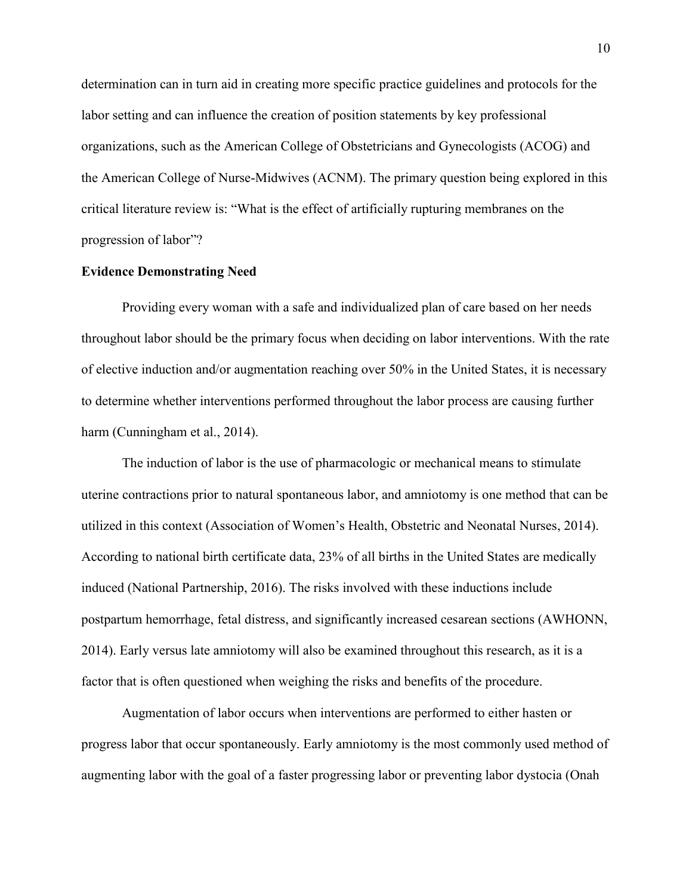determination can in turn aid in creating more specific practice guidelines and protocols for the labor setting and can influence the creation of position statements by key professional organizations, such as the American College of Obstetricians and Gynecologists (ACOG) and the American College of Nurse-Midwives (ACNM). The primary question being explored in this critical literature review is: "What is the effect of artificially rupturing membranes on the progression of labor"?

**Evidence Demonstrating Need**

Providing every woman with a safe and individualized plan of care based on her needs throughout labor should be the primary focus when deciding on labor interventions. With the rate of elective induction and/or augmentation reaching over 50% in the United States, it is necessary to determine whether interventions performed throughout the labor process are causing further harm (Cunningham et al., 2014).

The induction of labor is the use of pharmacologic or mechanical means to stimulate uterine contractions prior to natural spontaneous labor, and amniotomy is one method that can be utilized in this context (Association of Women's Health, Obstetric and Neonatal Nurses, 2014). According to national birth certificate data, 23% of all births in the United States are medically induced (National Partnership, 2016). The risks involved with these inductions include postpartum hemorrhage, fetal distress, and significantly increased cesarean sections (AWHONN, 2014). Early versus late amniotomy will also be examined throughout this research, as it is a factor that is often questioned when weighing the risks and benefits of the procedure.

Augmentation of labor occurs when interventions are performed to either hasten or progress labor that occur spontaneously. Early amniotomy is the most commonly used method of augmenting labor with the goal of a faster progressing labor or preventing labor dystocia (Onah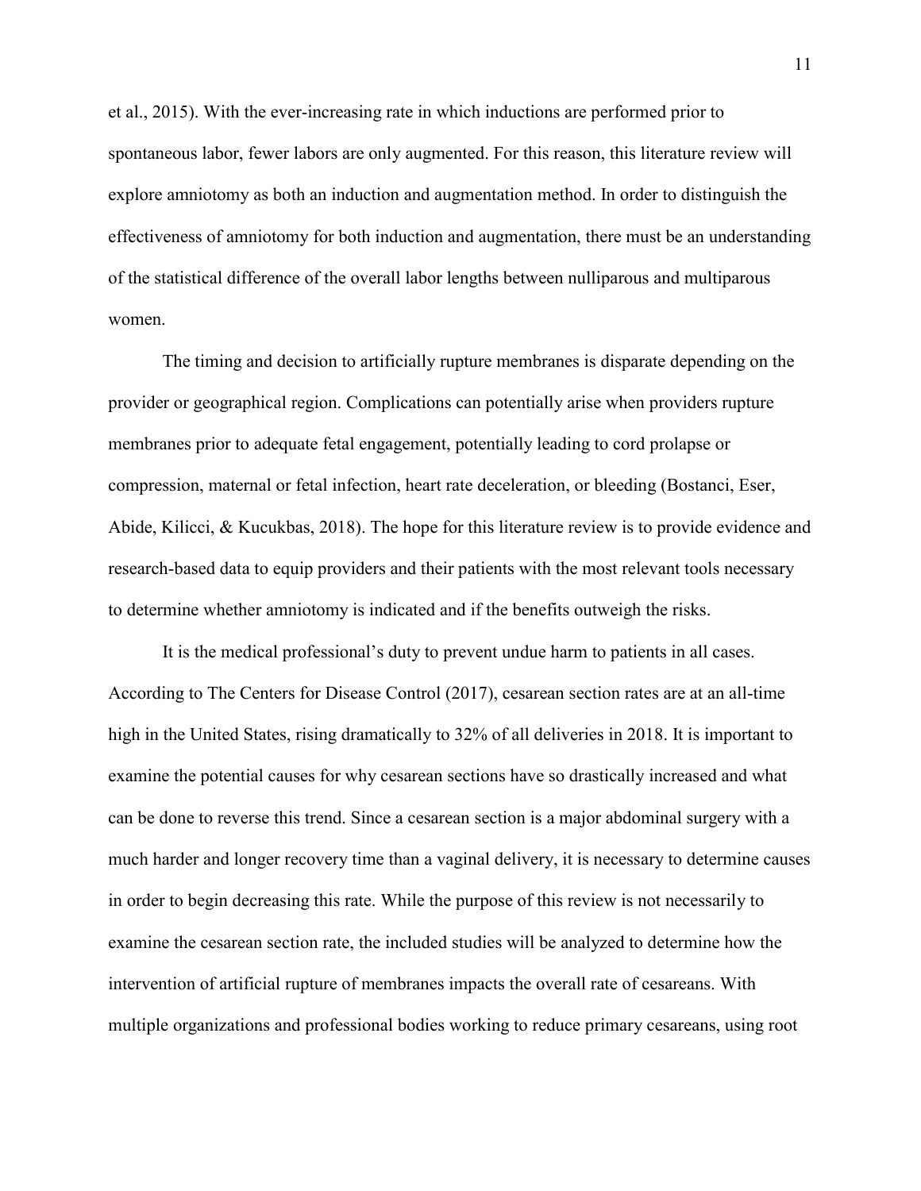et al., 2015). With the ever-increasing rate in which inductions are performed prior to spontaneous labor, fewer labors are only augmented. For this reason, this literature review will explore amniotomy as both an induction and augmentation method. In order to distinguish the effectiveness of amniotomy for both induction and augmentation, there must be an understanding of the statistical difference of the overall labor lengths between nulliparous and multiparous women.

The timing and decision to artificially rupture membranes is disparate depending on the provider or geographical region. Complications can potentially arise when providers rupture membranes prior to adequate fetal engagement, potentially leading to cord prolapse or compression, maternal or fetal infection, heart rate deceleration, or bleeding (Bostanci, Eser, Abide, Kilicci, & Kucukbas, 2018). The hope for this literature review is to provide evidence and research-based data to equip providers and their patients with the most relevant tools necessary to determine whether amniotomy is indicated and if the benefits outweigh the risks.

It is the medical professional's duty to prevent undue harm to patients in all cases. According to The Centers for Disease Control (2017), cesarean section rates are at an all-time high in the United States, rising dramatically to 32% of all deliveries in 2018. It is important to examine the potential causes for why cesarean sections have so drastically increased and what can be done to reverse this trend. Since a cesarean section is a major abdominal surgery with a much harder and longer recovery time than a vaginal delivery, it is necessary to determine causes in order to begin decreasing this rate. While the purpose of this review is not necessarily to examine the cesarean section rate, the included studies will be analyzed to determine how the intervention of artificial rupture of membranes impacts the overall rate of cesareans. With multiple organizations and professional bodies working to reduce primary cesareans, using root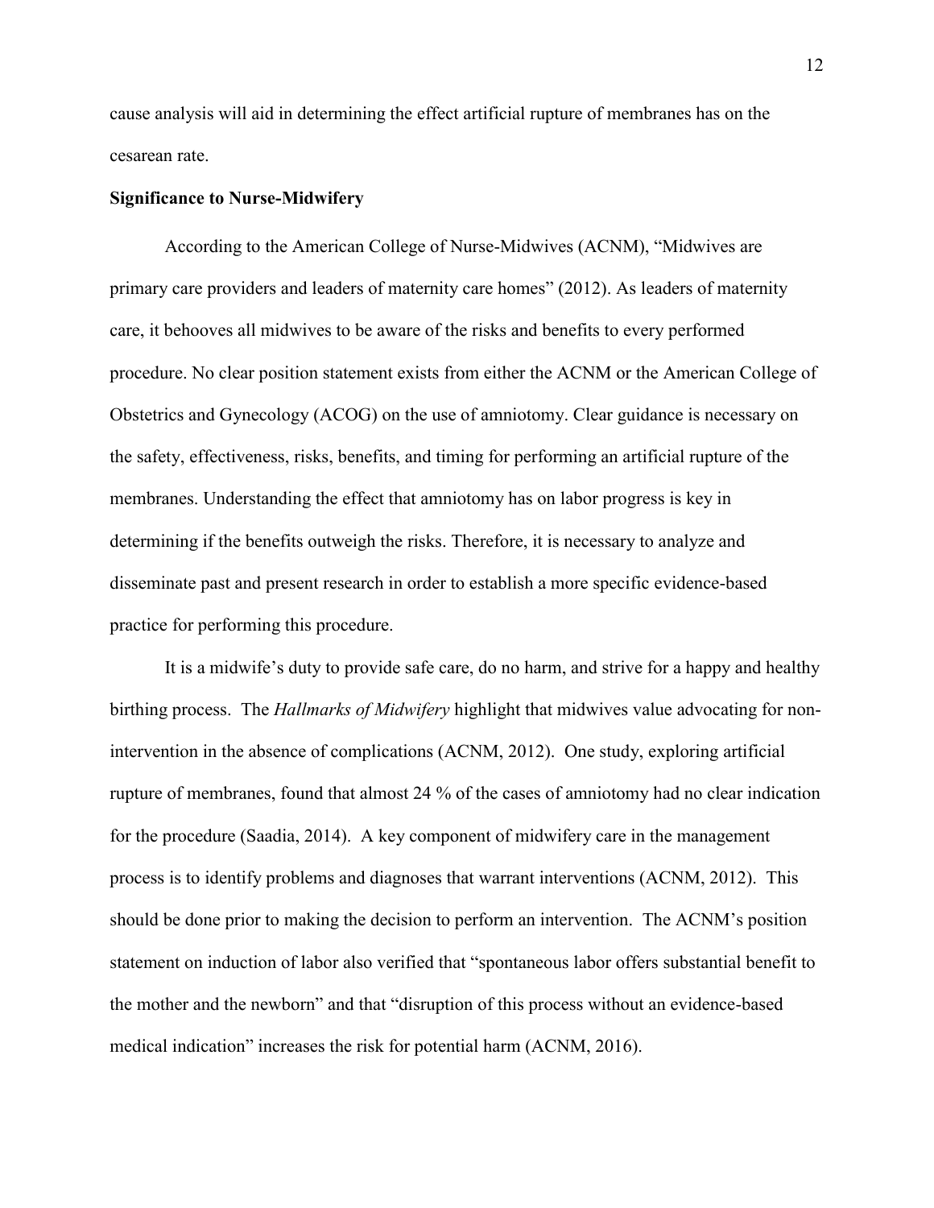cause analysis will aid in determining the effect artificial rupture of membranes has on the cesarean rate.

**Significance to Nurse-Midwifery**

According to the American College of Nurse-Midwives (ACNM), "Midwives are primary care providers and leaders of maternity care homes" (2012). As leaders of maternity care, it behooves all midwives to be aware of the risks and benefits to every performed procedure. No clear position statement exists from either the ACNM or the American College of Obstetrics and Gynecology (ACOG) on the use of amniotomy. Clear guidance is necessary on the safety, effectiveness, risks, benefits, and timing for performing an artificial rupture of the membranes. Understanding the effect that amniotomy has on labor progress is key in determining if the benefits outweigh the risks. Therefore, it is necessary to analyze and disseminate past and present research in order to establish a more specific evidence-based practice for performing this procedure.

It is a midwife's duty to provide safe care, do no harm, and strive for a happy and healthy birthing process. The *Hallmarks of Midwifery* highlight that midwives value advocating for non-intervention in the absence of complications (ACNM, 2012). One study, exploring artificial rupture of membranes, found that almost 24 % of the cases of amniotomy had no clear indication for the procedure (Saadia, 2014). A key component of midwifery care in the management process is to identify problems and diagnoses that warrant interventions (ACNM, 2012). This should be done prior to making the decision to perform an intervention. The ACNM's position statement on induction of labor also verified that "spontaneous labor offers substantial benefit to the mother and the newborn" and that "disruption of this process without an evidence-based medical indication" increases the risk for potential harm (ACNM, 2016).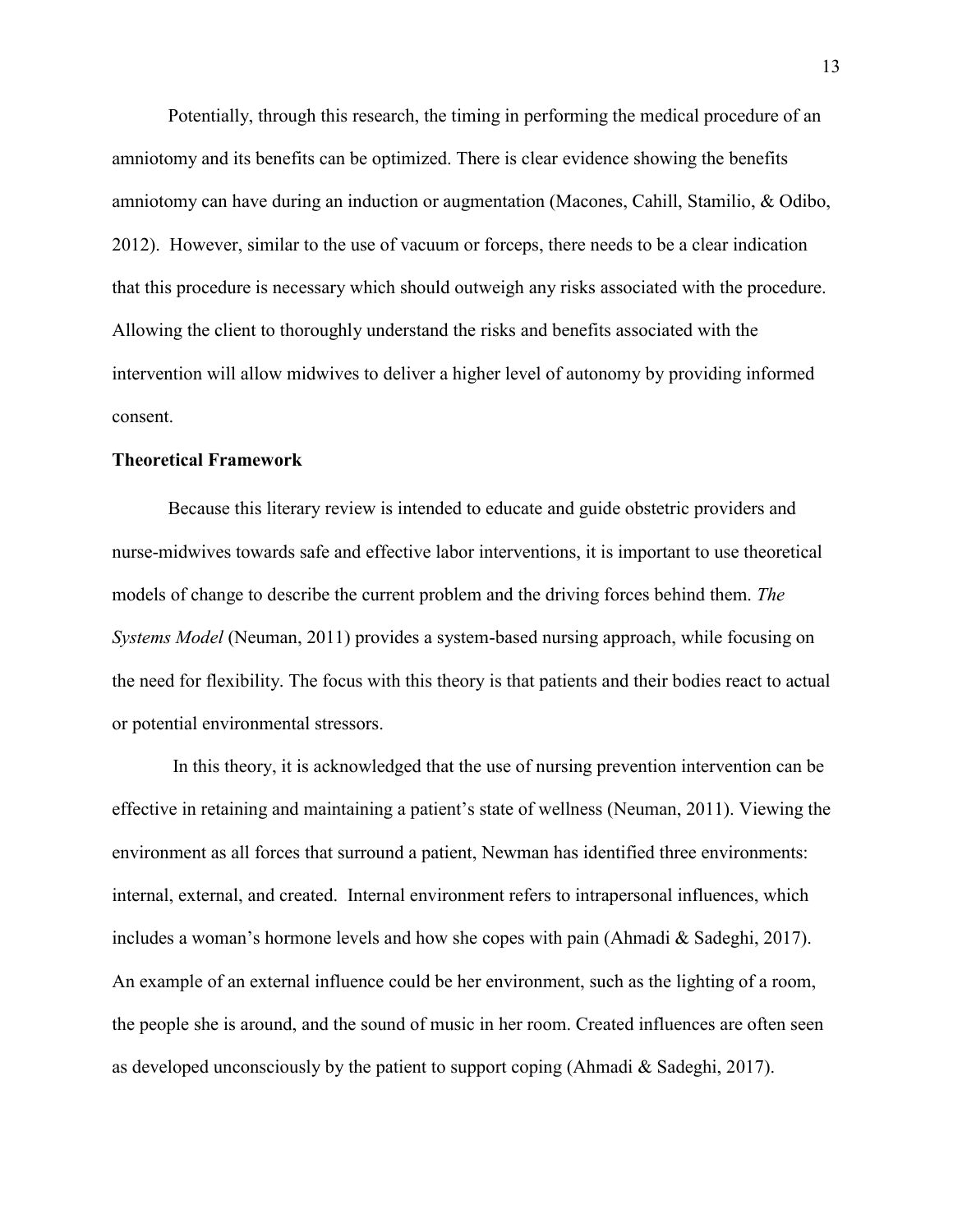Potentially, through this research, the timing in performing the medical procedure of an amniotomy and its benefits can be optimized. There is clear evidence showing the benefits amniotomy can have during an induction or augmentation (Macones, Cahill, Stamilio, & Odibo, 2012). However, similar to the use of vacuum or forceps, there needs to be a clear indication that this procedure is necessary which should outweigh any risks associated with the procedure. Allowing the client to thoroughly understand the risks and benefits associated with the intervention will allow midwives to deliver a higher level of autonomy by providing informed consent.

**Theoretical Framework**

Because this literary review is intended to educate and guide obstetric providers and nurse-midwives towards safe and effective labor interventions, it is important to use theoretical models of change to describe the current problem and the driving forces behind them. *The Systems Model* (Neuman, 2011) provides a system-based nursing approach, while focusing on the need for flexibility. The focus with this theory is that patients and their bodies react to actual or potential environmental stressors.

In this theory, it is acknowledged that the use of nursing prevention intervention can be effective in retaining and maintaining a patient's state of wellness (Neuman, 2011). Viewing the environment as all forces that surround a patient, Newman has identified three environments: internal, external, and created. Internal environment refers to intrapersonal influences, which includes a woman's hormone levels and how she copes with pain (Ahmadi & Sadeghi, 2017). An example of an external influence could be her environment, such as the lighting of a room, the people she is around, and the sound of music in her room. Created influences are often seen as developed unconsciously by the patient to support coping (Ahmadi & Sadeghi, 2017).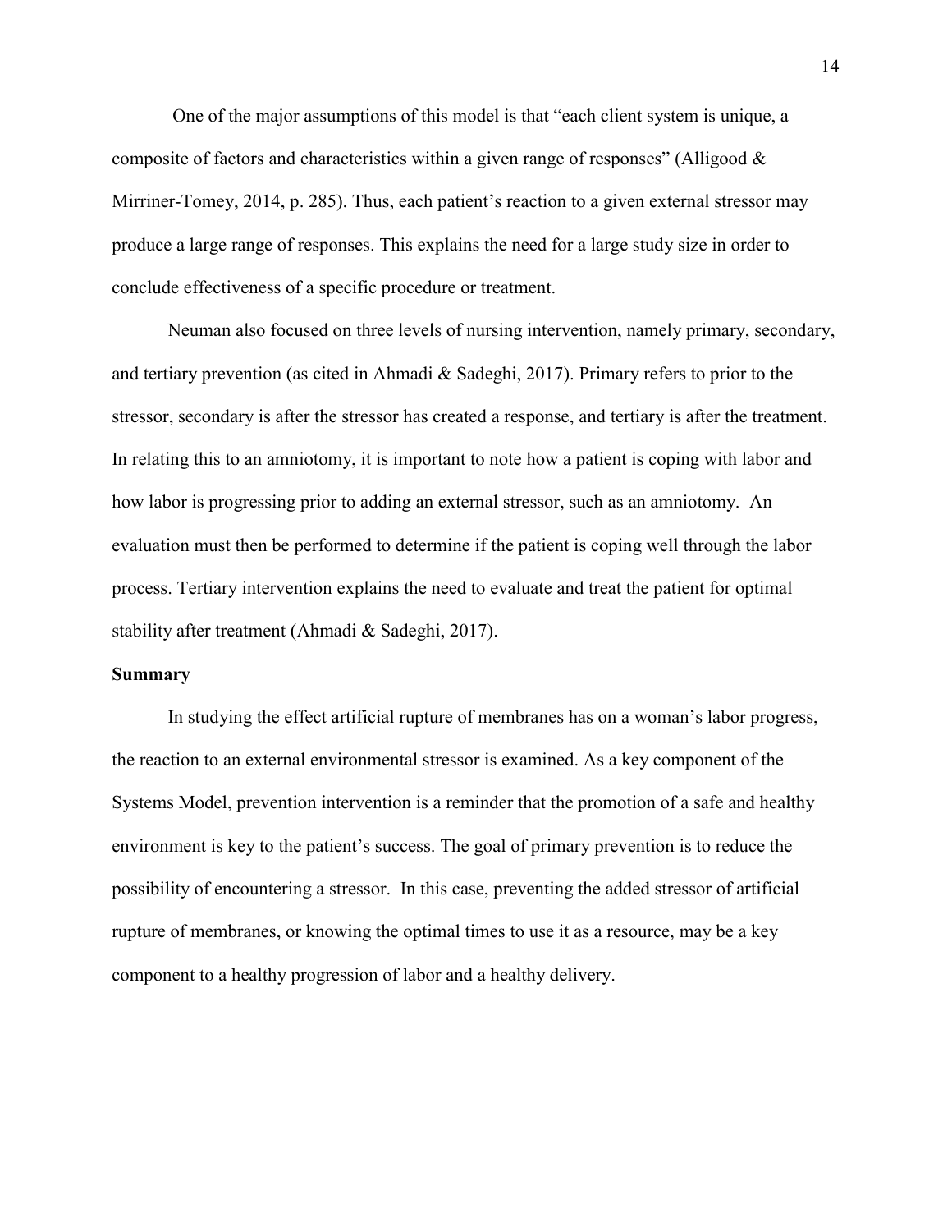One of the major assumptions of this model is that "each client system is unique, a composite of factors and characteristics within a given range of responses" (Alligood & Mirriner-Tomey, 2014, p. 285). Thus, each patient's reaction to a given external stressor may produce a large range of responses. This explains the need for a large study size in order to conclude effectiveness of a specific procedure or treatment.

Neuman also focused on three levels of nursing intervention, namely primary, secondary, and tertiary prevention (as cited in Ahmadi & Sadeghi, 2017). Primary refers to prior to the stressor, secondary is after the stressor has created a response, and tertiary is after the treatment. In relating this to an amniotomy, it is important to note how a patient is coping with labor and how labor is progressing prior to adding an external stressor, such as an amniotomy. An evaluation must then be performed to determine if the patient is coping well through the labor process. Tertiary intervention explains the need to evaluate and treat the patient for optimal stability after treatment (Ahmadi & Sadeghi, 2017).

**Summary**

In studying the effect artificial rupture of membranes has on a woman's labor progress, the reaction to an external environmental stressor is examined. As a key component of the Systems Model, prevention intervention is a reminder that the promotion of a safe and healthy environment is key to the patient's success. The goal of primary prevention is to reduce the possibility of encountering a stressor. In this case, preventing the added stressor of artificial rupture of membranes, or knowing the optimal times to use it as a resource, may be a key component to a healthy progression of labor and a healthy delivery.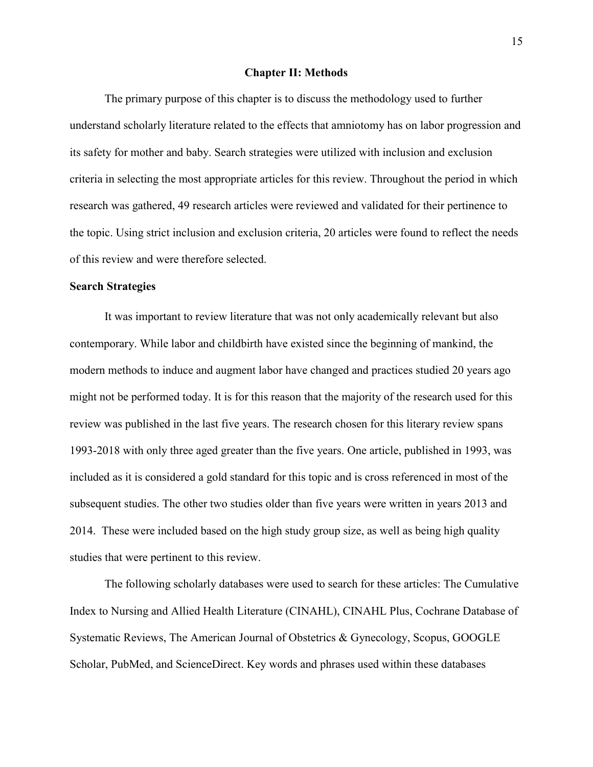# Chapter II: Methods

The primary purpose of this chapter is to discuss the methodology used to further understand scholarly literature related to the effects that amniotomy has on labor progression and its safety for mother and baby. Search strategies were utilized with inclusion and exclusion criteria in selecting the most appropriate articles for this review. Throughout the period in which research was gathered, 49 research articles were reviewed and validated for their pertinence to the topic. Using strict inclusion and exclusion criteria, 20 articles were found to reflect the needs of this review and were therefore selected.

## Search Strategies

It was important to review literature that was not only academically relevant but also contemporary. While labor and childbirth have existed since the beginning of mankind, the modern methods to induce and augment labor have changed and practices studied 20 years ago might not be performed today. It is for this reason that the majority of the research used for this review was published in the last five years. The research chosen for this literary review spans 1993-2018 with only three aged greater than the five years. One article, published in 1993, was included as it is considered a gold standard for this topic and is cross referenced in most of the subsequent studies. The other two studies older than five years were written in years 2013 and 2014. These were included based on the high study group size, as well as being high quality studies that were pertinent to this review.

The following scholarly databases were used to search for these articles: The Cumulative Index to Nursing and Allied Health Literature (CINAHL), CINAHL Plus, Cochrane Database of Systematic Reviews, The American Journal of Obstetrics & Gynecology, Scopus, GOOGLE Scholar, PubMed, and ScienceDirect. Key words and phrases used within these databases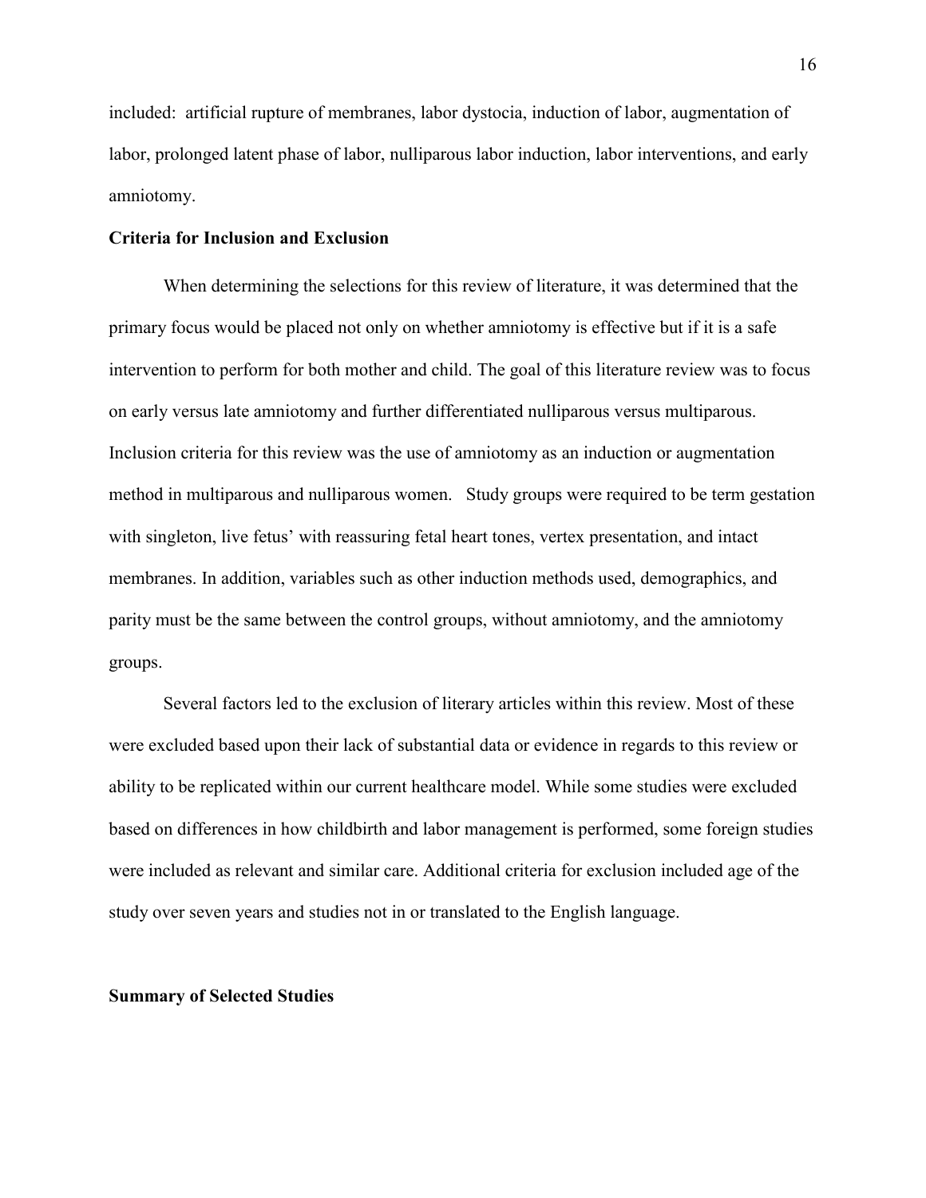included:  artificial rupture of membranes, labor dystocia, induction of labor, augmentation of labor, prolonged latent phase of labor, nulliparous labor induction, labor interventions, and early amniotomy.

**Criteria for Inclusion and Exclusion**

When determining the selections for this review of literature, it was determined that the primary focus would be placed not only on whether amniotomy is effective but if it is a safe intervention to perform for both mother and child. The goal of this literature review was to focus on early versus late amniotomy and further differentiated nulliparous versus multiparous. Inclusion criteria for this review was the use of amniotomy as an induction or augmentation method in multiparous and nulliparous women.   Study groups were required to be term gestation with singleton, live fetus' with reassuring fetal heart tones, vertex presentation, and intact membranes. In addition, variables such as other induction methods used, demographics, and parity must be the same between the control groups, without amniotomy, and the amniotomy groups.

Several factors led to the exclusion of literary articles within this review. Most of these were excluded based upon their lack of substantial data or evidence in regards to this review or ability to be replicated within our current healthcare model. While some studies were excluded based on differences in how childbirth and labor management is performed, some foreign studies were included as relevant and similar care. Additional criteria for exclusion included age of the study over seven years and studies not in or translated to the English language.

**Summary of Selected Studies**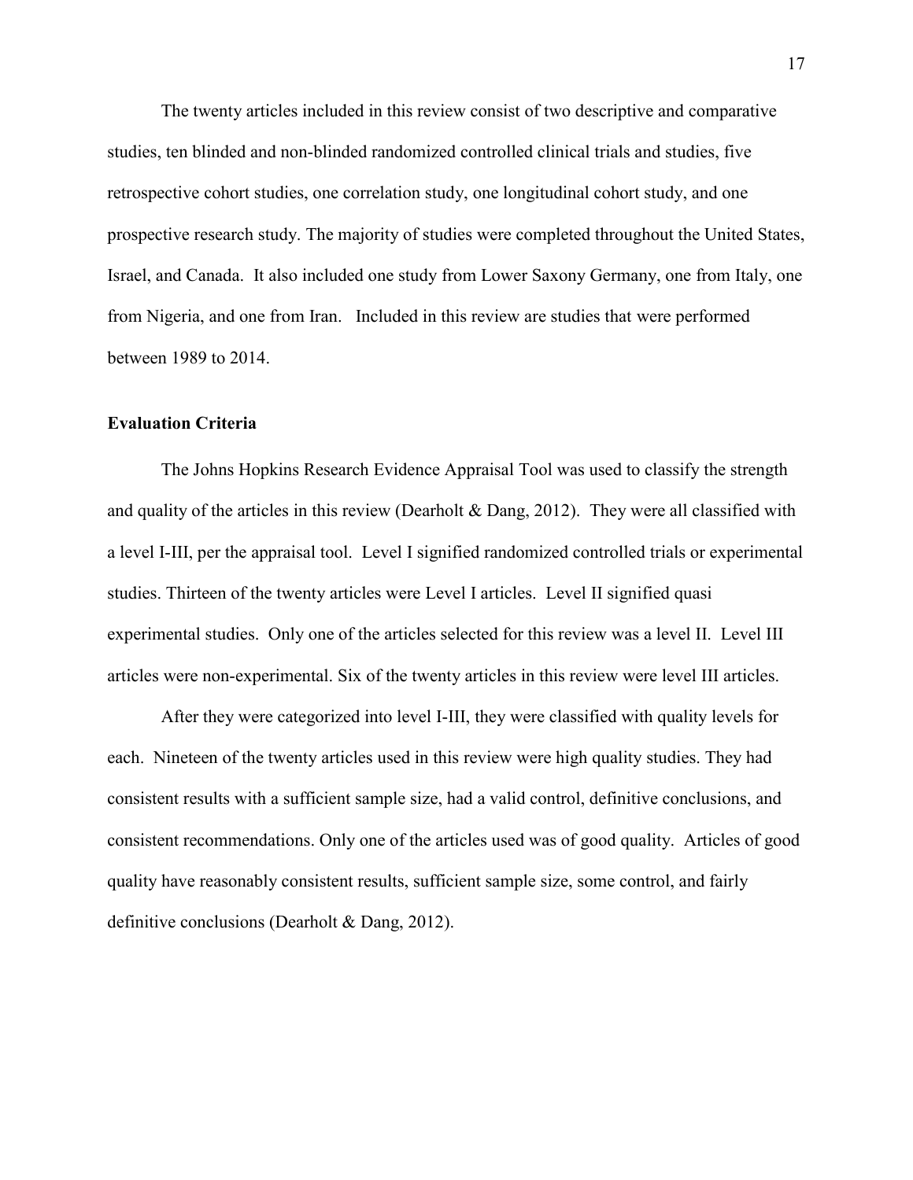The twenty articles included in this review consist of two descriptive and comparative studies, ten blinded and non-blinded randomized controlled clinical trials and studies, five retrospective cohort studies, one correlation study, one longitudinal cohort study, and one prospective research study. The majority of studies were completed throughout the United States, Israel, and Canada. It also included one study from Lower Saxony Germany, one from Italy, one from Nigeria, and one from Iran. Included in this review are studies that were performed between 1989 to 2014.

**Evaluation Criteria**

The Johns Hopkins Research Evidence Appraisal Tool was used to classify the strength and quality of the articles in this review (Dearholt & Dang, 2012). They were all classified with a level I-III, per the appraisal tool. Level I signified randomized controlled trials or experimental studies. Thirteen of the twenty articles were Level I articles. Level II signified quasi experimental studies. Only one of the articles selected for this review was a level II. Level III articles were non-experimental. Six of the twenty articles in this review were level III articles.

After they were categorized into level I-III, they were classified with quality levels for each. Nineteen of the twenty articles used in this review were high quality studies. They had consistent results with a sufficient sample size, had a valid control, definitive conclusions, and consistent recommendations. Only one of the articles used was of good quality. Articles of good quality have reasonably consistent results, sufficient sample size, some control, and fairly definitive conclusions (Dearholt & Dang, 2012).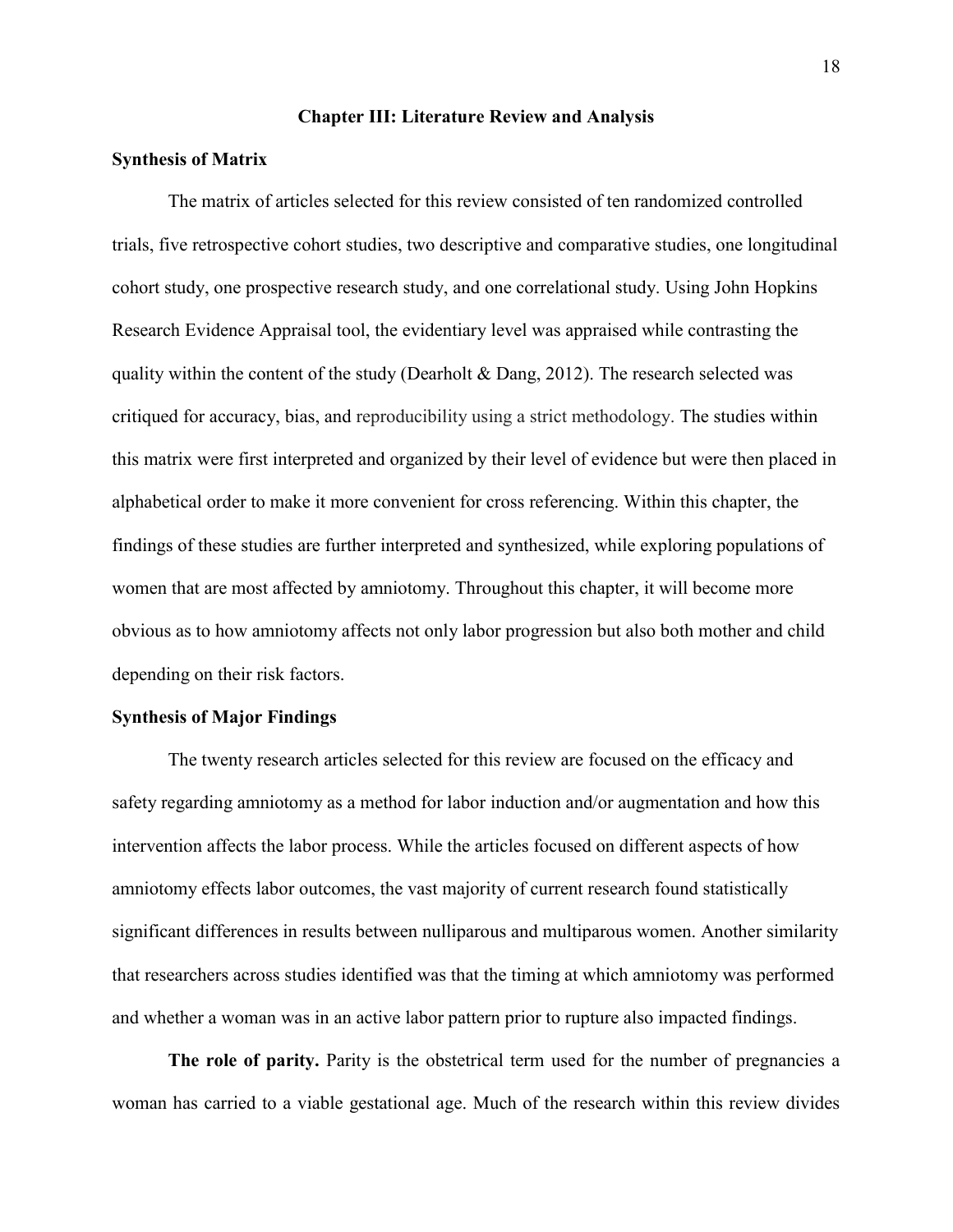# Chapter III: Literature Review and Analysis

## Synthesis of Matrix

The matrix of articles selected for this review consisted of ten randomized controlled trials, five retrospective cohort studies, two descriptive and comparative studies, one longitudinal cohort study, one prospective research study, and one correlational study. Using John Hopkins Research Evidence Appraisal tool, the evidentiary level was appraised while contrasting the quality within the content of the study (Dearholt & Dang, 2012). The research selected was critiqued for accuracy, bias, and reproducibility using a strict methodology. The studies within this matrix were first interpreted and organized by their level of evidence but were then placed in alphabetical order to make it more convenient for cross referencing. Within this chapter, the findings of these studies are further interpreted and synthesized, while exploring populations of women that are most affected by amniotomy. Throughout this chapter, it will become more obvious as to how amniotomy affects not only labor progression but also both mother and child depending on their risk factors.

## Synthesis of Major Findings

The twenty research articles selected for this review are focused on the efficacy and safety regarding amniotomy as a method for labor induction and/or augmentation and how this intervention affects the labor process. While the articles focused on different aspects of how amniotomy effects labor outcomes, the vast majority of current research found statistically significant differences in results between nulliparous and multiparous women. Another similarity that researchers across studies identified was that the timing at which amniotomy was performed and whether a woman was in an active labor pattern prior to rupture also impacted findings.

**The role of parity.** Parity is the obstetrical term used for the number of pregnancies a woman has carried to a viable gestational age. Much of the research within this review divides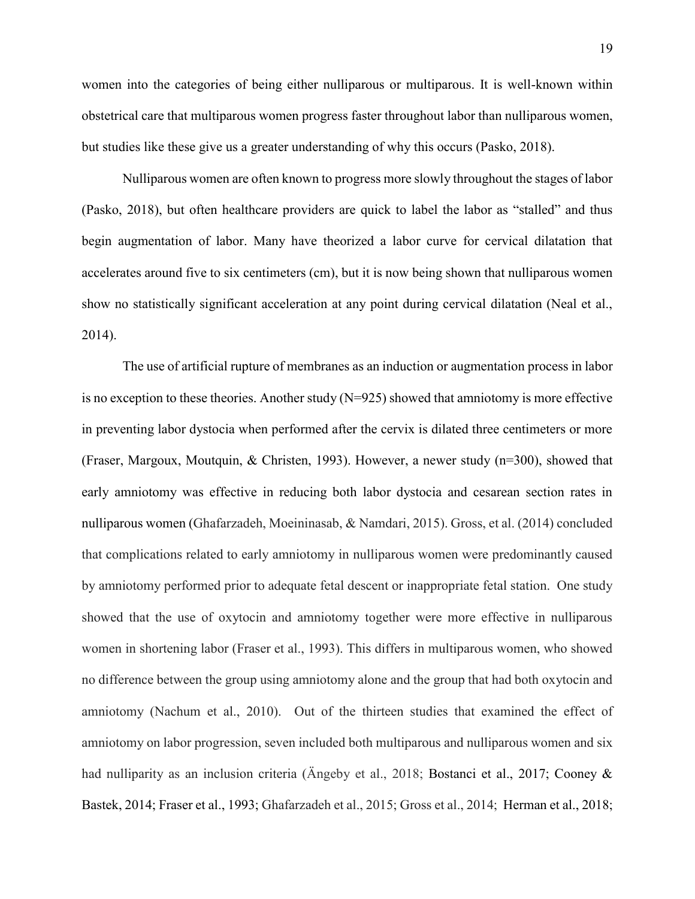women into the categories of being either nulliparous or multiparous. It is well-known within obstetrical care that multiparous women progress faster throughout labor than nulliparous women, but studies like these give us a greater understanding of why this occurs (Pasko, 2018).

Nulliparous women are often known to progress more slowly throughout the stages of labor (Pasko, 2018), but often healthcare providers are quick to label the labor as "stalled" and thus begin augmentation of labor. Many have theorized a labor curve for cervical dilatation that accelerates around five to six centimeters (cm), but it is now being shown that nulliparous women show no statistically significant acceleration at any point during cervical dilatation (Neal et al., 2014).

The use of artificial rupture of membranes as an induction or augmentation process in labor is no exception to these theories. Another study (N=925) showed that amniotomy is more effective in preventing labor dystocia when performed after the cervix is dilated three centimeters or more (Fraser, Margoux, Moutquin, & Christen, 1993). However, a newer study (n=300), showed that early amniotomy was effective in reducing both labor dystocia and cesarean section rates in nulliparous women (Ghafarzadeh, Moeininasab, & Namdari, 2015). Gross, et al. (2014) concluded that complications related to early amniotomy in nulliparous women were predominantly caused by amniotomy performed prior to adequate fetal descent or inappropriate fetal station. One study showed that the use of oxytocin and amniotomy together were more effective in nulliparous women in shortening labor (Fraser et al., 1993). This differs in multiparous women, who showed no difference between the group using amniotomy alone and the group that had both oxytocin and amniotomy (Nachum et al., 2010). Out of the thirteen studies that examined the effect of amniotomy on labor progression, seven included both multiparous and nulliparous women and six had nulliparity as an inclusion criteria (Ängeby et al., 2018; Bostanci et al., 2017; Cooney & Bastek, 2014; Fraser et al., 1993; Ghafarzadeh et al., 2015; Gross et al., 2014; Herman et al., 2018;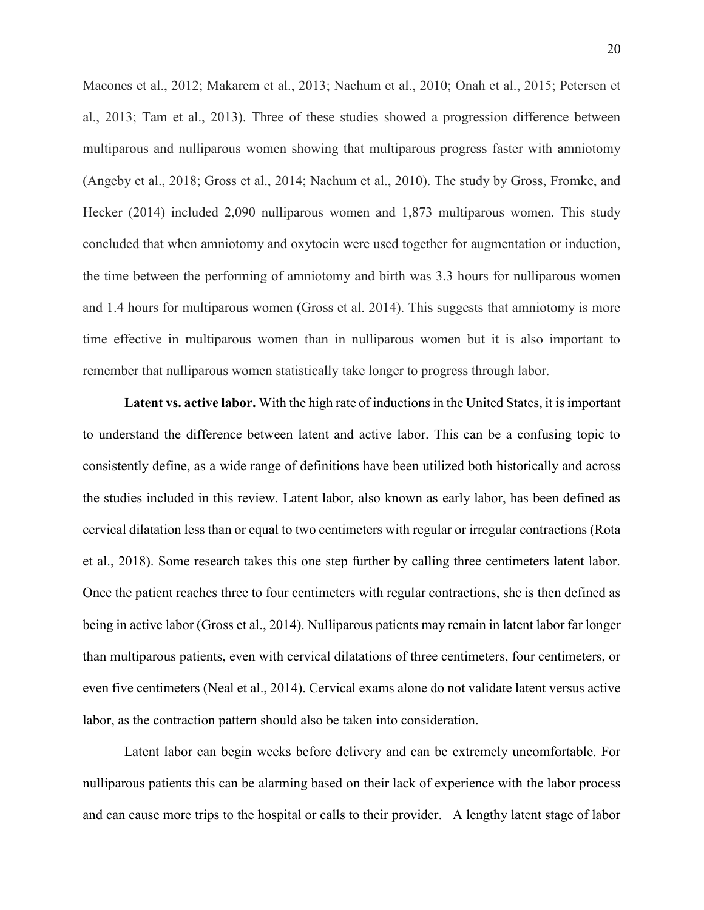Macones et al., 2012; Makarem et al., 2013; Nachum et al., 2010; Onah et al., 2015; Petersen et al., 2013; Tam et al., 2013). Three of these studies showed a progression difference between multiparous and nulliparous women showing that multiparous progress faster with amniotomy (Angeby et al., 2018; Gross et al., 2014; Nachum et al., 2010). The study by Gross, Fromke, and Hecker (2014) included 2,090 nulliparous women and 1,873 multiparous women. This study concluded that when amniotomy and oxytocin were used together for augmentation or induction, the time between the performing of amniotomy and birth was 3.3 hours for nulliparous women and 1.4 hours for multiparous women (Gross et al. 2014). This suggests that amniotomy is more time effective in multiparous women than in nulliparous women but it is also important to remember that nulliparous women statistically take longer to progress through labor.

**Latent vs. active labor.** With the high rate of inductions in the United States, it is important to understand the difference between latent and active labor. This can be a confusing topic to consistently define, as a wide range of definitions have been utilized both historically and across the studies included in this review. Latent labor, also known as early labor, has been defined as cervical dilatation less than or equal to two centimeters with regular or irregular contractions (Rota et al., 2018). Some research takes this one step further by calling three centimeters latent labor. Once the patient reaches three to four centimeters with regular contractions, she is then defined as being in active labor (Gross et al., 2014). Nulliparous patients may remain in latent labor far longer than multiparous patients, even with cervical dilatations of three centimeters, four centimeters, or even five centimeters (Neal et al., 2014). Cervical exams alone do not validate latent versus active labor, as the contraction pattern should also be taken into consideration.

Latent labor can begin weeks before delivery and can be extremely uncomfortable. For nulliparous patients this can be alarming based on their lack of experience with the labor process and can cause more trips to the hospital or calls to their provider. A lengthy latent stage of labor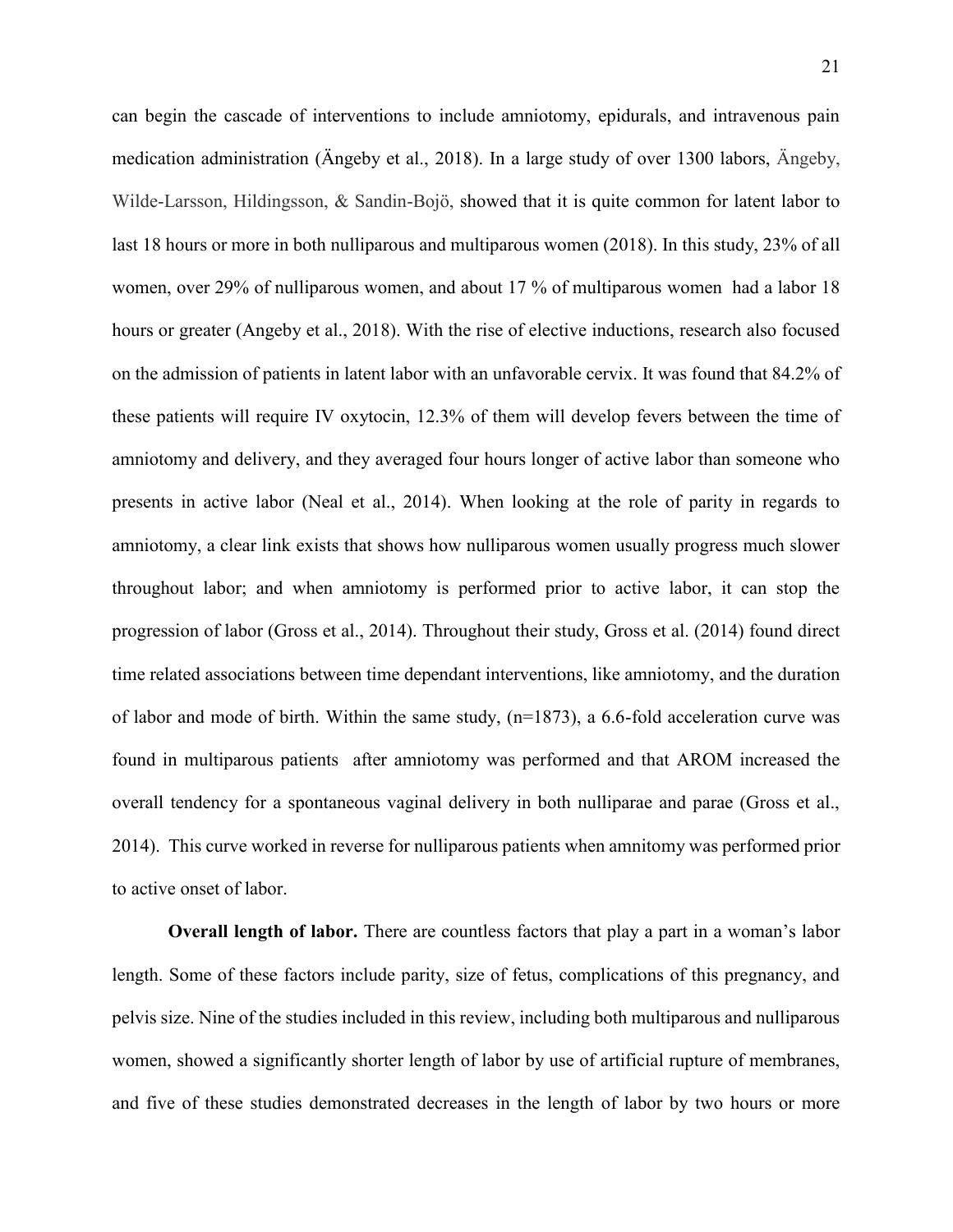can begin the cascade of interventions to include amniotomy, epidurals, and intravenous pain medication administration (Ängeby et al., 2018). In a large study of over 1300 labors, Ängeby, Wilde-Larsson, Hildingsson, & Sandin-Bojö, showed that it is quite common for latent labor to last 18 hours or more in both nulliparous and multiparous women (2018). In this study, 23% of all women, over 29% of nulliparous women, and about 17 % of multiparous women had a labor 18 hours or greater (Angeby et al., 2018). With the rise of elective inductions, research also focused on the admission of patients in latent labor with an unfavorable cervix. It was found that 84.2% of these patients will require IV oxytocin, 12.3% of them will develop fevers between the time of amniotomy and delivery, and they averaged four hours longer of active labor than someone who presents in active labor (Neal et al., 2014). When looking at the role of parity in regards to amniotomy, a clear link exists that shows how nulliparous women usually progress much slower throughout labor; and when amniotomy is performed prior to active labor, it can stop the progression of labor (Gross et al., 2014). Throughout their study, Gross et al. (2014) found direct time related associations between time dependant interventions, like amniotomy, and the duration of labor and mode of birth. Within the same study, (n=1873), a 6.6-fold acceleration curve was found in multiparous patients after amniotomy was performed and that AROM increased the overall tendency for a spontaneous vaginal delivery in both nulliparae and parae (Gross et al., 2014). This curve worked in reverse for nulliparous patients when amnitomy was performed prior to active onset of labor.

**Overall length of labor.** There are countless factors that play a part in a woman's labor length. Some of these factors include parity, size of fetus, complications of this pregnancy, and pelvis size. Nine of the studies included in this review, including both multiparous and nulliparous women, showed a significantly shorter length of labor by use of artificial rupture of membranes, and five of these studies demonstrated decreases in the length of labor by two hours or more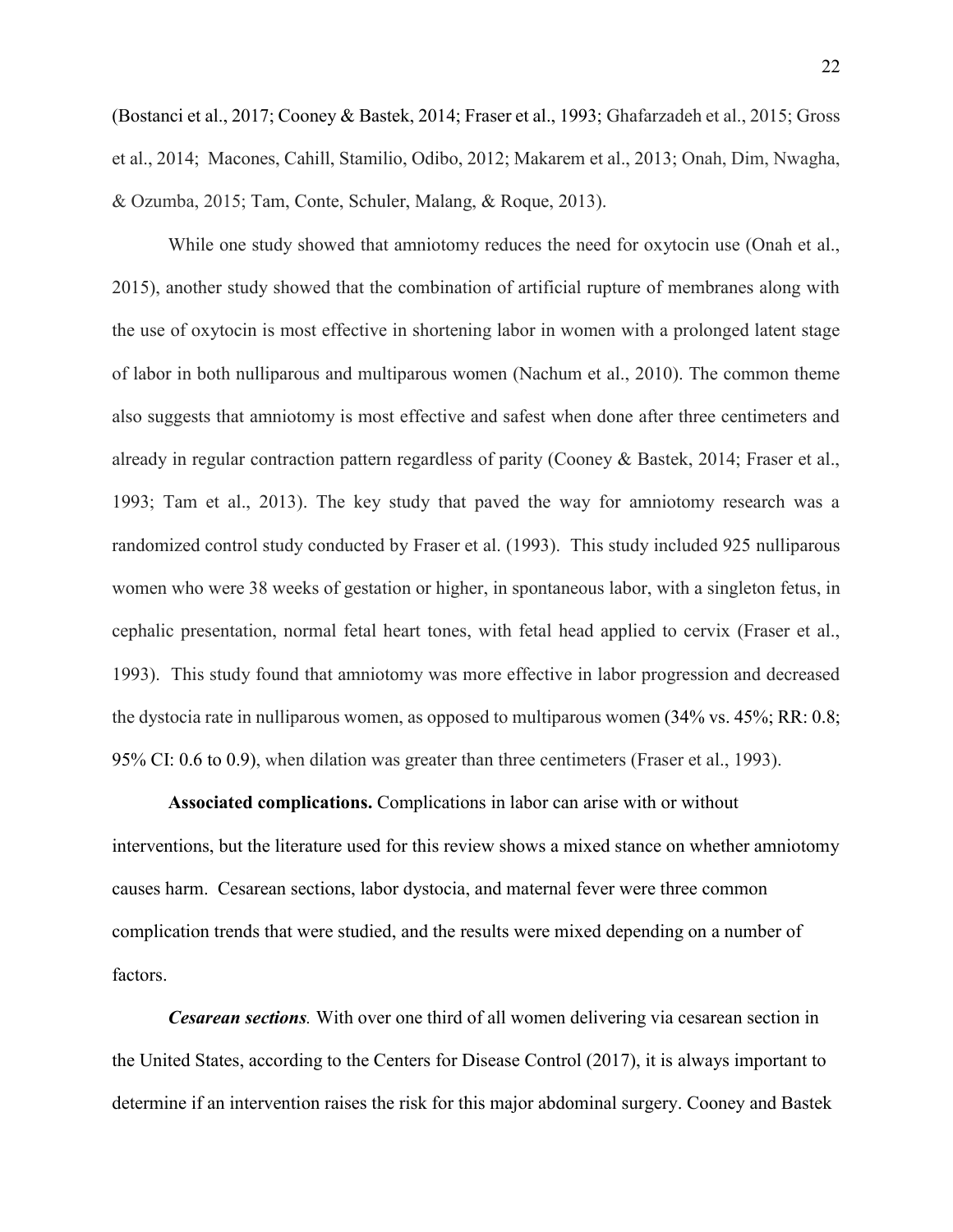(Bostanci et al., 2017; Cooney & Bastek, 2014; Fraser et al., 1993; Ghafarzadeh et al., 2015; Gross et al., 2014; Macones, Cahill, Stamilio, Odibo, 2012; Makarem et al., 2013; Onah, Dim, Nwagha, & Ozumba, 2015; Tam, Conte, Schuler, Malang, & Roque, 2013).

While one study showed that amniotomy reduces the need for oxytocin use (Onah et al., 2015), another study showed that the combination of artificial rupture of membranes along with the use of oxytocin is most effective in shortening labor in women with a prolonged latent stage of labor in both nulliparous and multiparous women (Nachum et al., 2010). The common theme also suggests that amniotomy is most effective and safest when done after three centimeters and already in regular contraction pattern regardless of parity (Cooney & Bastek, 2014; Fraser et al., 1993; Tam et al., 2013). The key study that paved the way for amniotomy research was a randomized control study conducted by Fraser et al. (1993). This study included 925 nulliparous women who were 38 weeks of gestation or higher, in spontaneous labor, with a singleton fetus, in cephalic presentation, normal fetal heart tones, with fetal head applied to cervix (Fraser et al., 1993). This study found that amniotomy was more effective in labor progression and decreased the dystocia rate in nulliparous women, as opposed to multiparous women (34% vs. 45%; RR: 0.8; 95% CI: 0.6 to 0.9), when dilation was greater than three centimeters (Fraser et al., 1993).

**Associated complications.** Complications in labor can arise with or without interventions, but the literature used for this review shows a mixed stance on whether amniotomy causes harm. Cesarean sections, labor dystocia, and maternal fever were three common complication trends that were studied, and the results were mixed depending on a number of factors.

***Cesarean sections.*** With over one third of all women delivering via cesarean section in the United States, according to the Centers for Disease Control (2017), it is always important to determine if an intervention raises the risk for this major abdominal surgery. Cooney and Bastek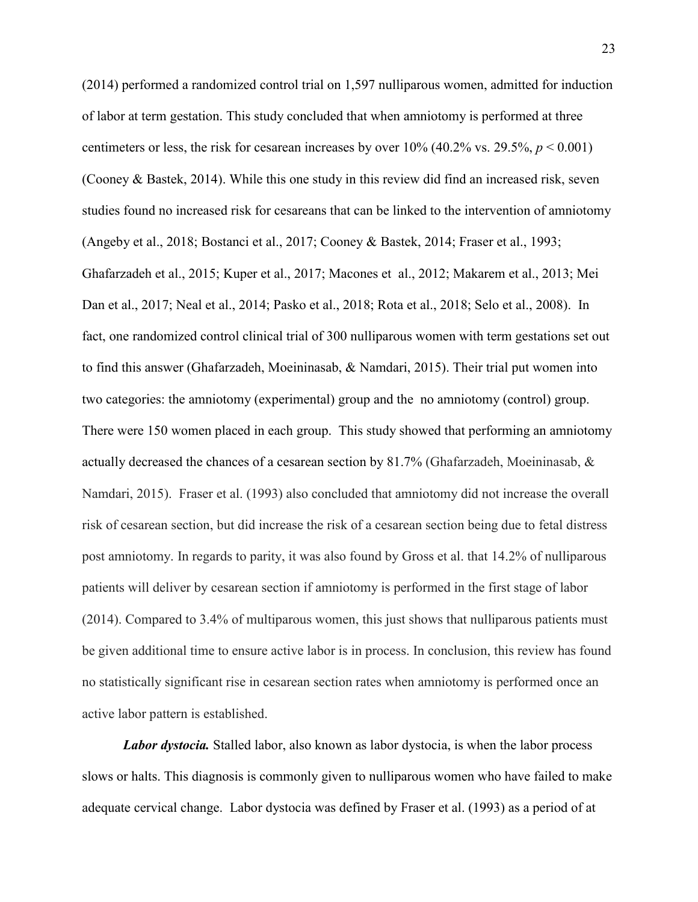(2014) performed a randomized control trial on 1,597 nulliparous women, admitted for induction of labor at term gestation. This study concluded that when amniotomy is performed at three centimeters or less, the risk for cesarean increases by over 10% (40.2% vs. 29.5%, $p < 0.001$) (Cooney & Bastek, 2014). While this one study in this review did find an increased risk, seven studies found no increased risk for cesareans that can be linked to the intervention of amniotomy (Angeby et al., 2018; Bostanci et al., 2017; Cooney & Bastek, 2014; Fraser et al., 1993; Ghafarzadeh et al., 2015; Kuper et al., 2017; Macones et al., 2012; Makarem et al., 2013; Mei Dan et al., 2017; Neal et al., 2014; Pasko et al., 2018; Rota et al., 2018; Selo et al., 2008). In fact, one randomized control clinical trial of 300 nulliparous women with term gestations set out to find this answer (Ghafarzadeh, Moeininasab, & Namdari, 2015). Their trial put women into two categories: the amniotomy (experimental) group and the no amniotomy (control) group. There were 150 women placed in each group. This study showed that performing an amniotomy actually decreased the chances of a cesarean section by 81.7% (Ghafarzadeh, Moeininasab, & Namdari, 2015). Fraser et al. (1993) also concluded that amniotomy did not increase the overall risk of cesarean section, but did increase the risk of a cesarean section being due to fetal distress post amniotomy. In regards to parity, it was also found by Gross et al. that 14.2% of nulliparous patients will deliver by cesarean section if amniotomy is performed in the first stage of labor (2014). Compared to 3.4% of multiparous women, this just shows that nulliparous patients must be given additional time to ensure active labor is in process. In conclusion, this review has found no statistically significant rise in cesarean section rates when amniotomy is performed once an active labor pattern is established.

***Labor dystocia.*** Stalled labor, also known as labor dystocia, is when the labor process slows or halts. This diagnosis is commonly given to nulliparous women who have failed to make adequate cervical change. Labor dystocia was defined by Fraser et al. (1993) as a period of at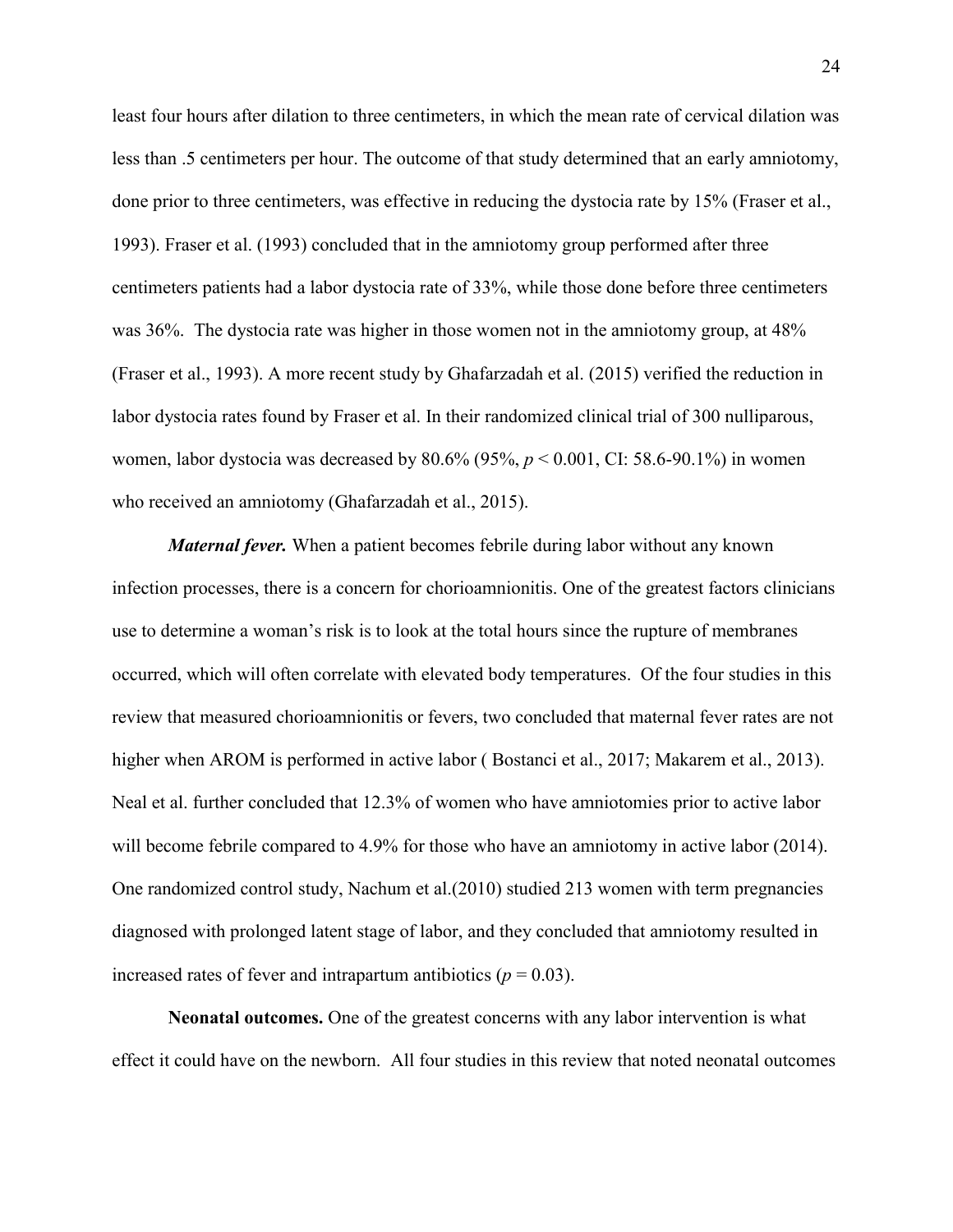least four hours after dilation to three centimeters, in which the mean rate of cervical dilation was less than .5 centimeters per hour. The outcome of that study determined that an early amniotomy, done prior to three centimeters, was effective in reducing the dystocia rate by 15% (Fraser et al., 1993). Fraser et al. (1993) concluded that in the amniotomy group performed after three centimeters patients had a labor dystocia rate of 33%, while those done before three centimeters was 36%. The dystocia rate was higher in those women not in the amniotomy group, at 48% (Fraser et al., 1993). A more recent study by Ghafarzadah et al. (2015) verified the reduction in labor dystocia rates found by Fraser et al. In their randomized clinical trial of 300 nulliparous, women, labor dystocia was decreased by 80.6% (95%, $p < 0.001$, CI: 58.6-90.1%) in women who received an amniotomy (Ghafarzadah et al., 2015).

***Maternal fever.*** When a patient becomes febrile during labor without any known infection processes, there is a concern for chorioamnionitis. One of the greatest factors clinicians use to determine a woman's risk is to look at the total hours since the rupture of membranes occurred, which will often correlate with elevated body temperatures. Of the four studies in this review that measured chorioamnionitis or fevers, two concluded that maternal fever rates are not higher when AROM is performed in active labor ( Bostanci et al., 2017; Makarem et al., 2013). Neal et al. further concluded that 12.3% of women who have amniotomies prior to active labor will become febrile compared to 4.9% for those who have an amniotomy in active labor (2014). One randomized control study, Nachum et al.(2010) studied 213 women with term pregnancies diagnosed with prolonged latent stage of labor, and they concluded that amniotomy resulted in increased rates of fever and intrapartum antibiotics ($p = 0.03$).

**Neonatal outcomes.** One of the greatest concerns with any labor intervention is what effect it could have on the newborn. All four studies in this review that noted neonatal outcomes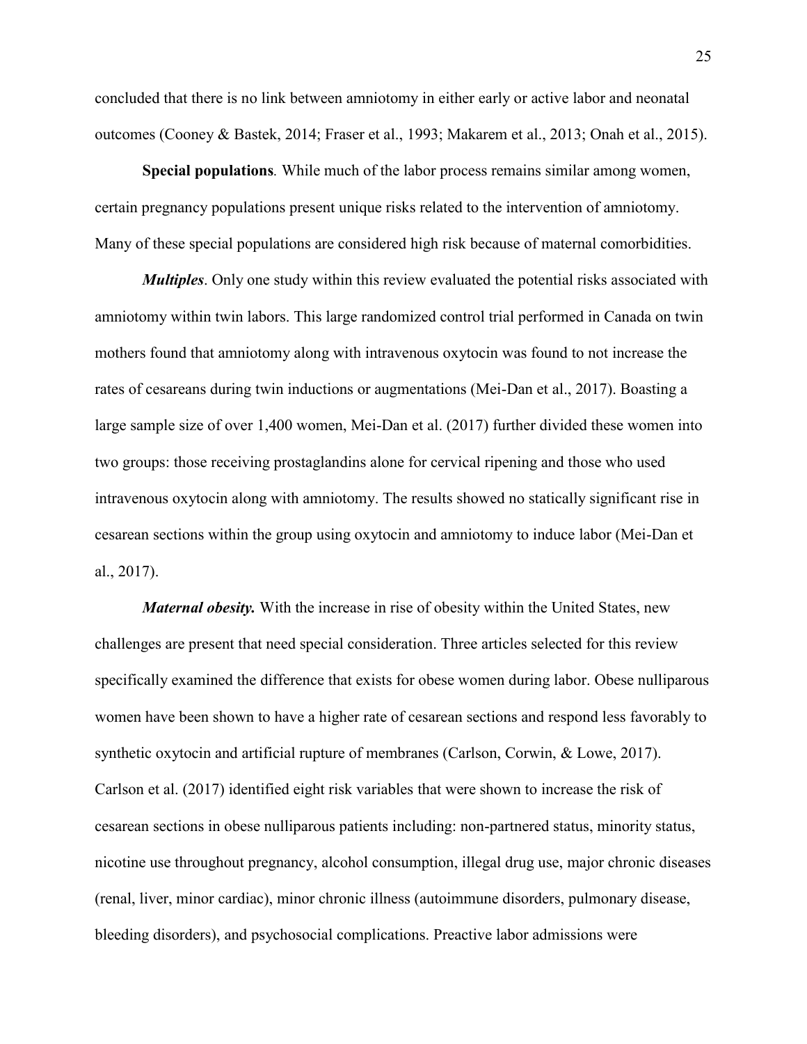concluded that there is no link between amniotomy in either early or active labor and neonatal outcomes (Cooney & Bastek, 2014; Fraser et al., 1993; Makarem et al., 2013; Onah et al., 2015).

**Special populations***.* While much of the labor process remains similar among women, certain pregnancy populations present unique risks related to the intervention of amniotomy. Many of these special populations are considered high risk because of maternal comorbidities.

***Multiples***. Only one study within this review evaluated the potential risks associated with amniotomy within twin labors. This large randomized control trial performed in Canada on twin mothers found that amniotomy along with intravenous oxytocin was found to not increase the rates of cesareans during twin inductions or augmentations (Mei-Dan et al., 2017). Boasting a large sample size of over 1,400 women, Mei-Dan et al. (2017) further divided these women into two groups: those receiving prostaglandins alone for cervical ripening and those who used intravenous oxytocin along with amniotomy. The results showed no statically significant rise in cesarean sections within the group using oxytocin and amniotomy to induce labor (Mei-Dan et al., 2017).

***Maternal obesity.*** With the increase in rise of obesity within the United States, new challenges are present that need special consideration. Three articles selected for this review specifically examined the difference that exists for obese women during labor. Obese nulliparous women have been shown to have a higher rate of cesarean sections and respond less favorably to synthetic oxytocin and artificial rupture of membranes (Carlson, Corwin, & Lowe, 2017). Carlson et al. (2017) identified eight risk variables that were shown to increase the risk of cesarean sections in obese nulliparous patients including: non-partnered status, minority status, nicotine use throughout pregnancy, alcohol consumption, illegal drug use, major chronic diseases (renal, liver, minor cardiac), minor chronic illness (autoimmune disorders, pulmonary disease, bleeding disorders), and psychosocial complications. Preactive labor admissions were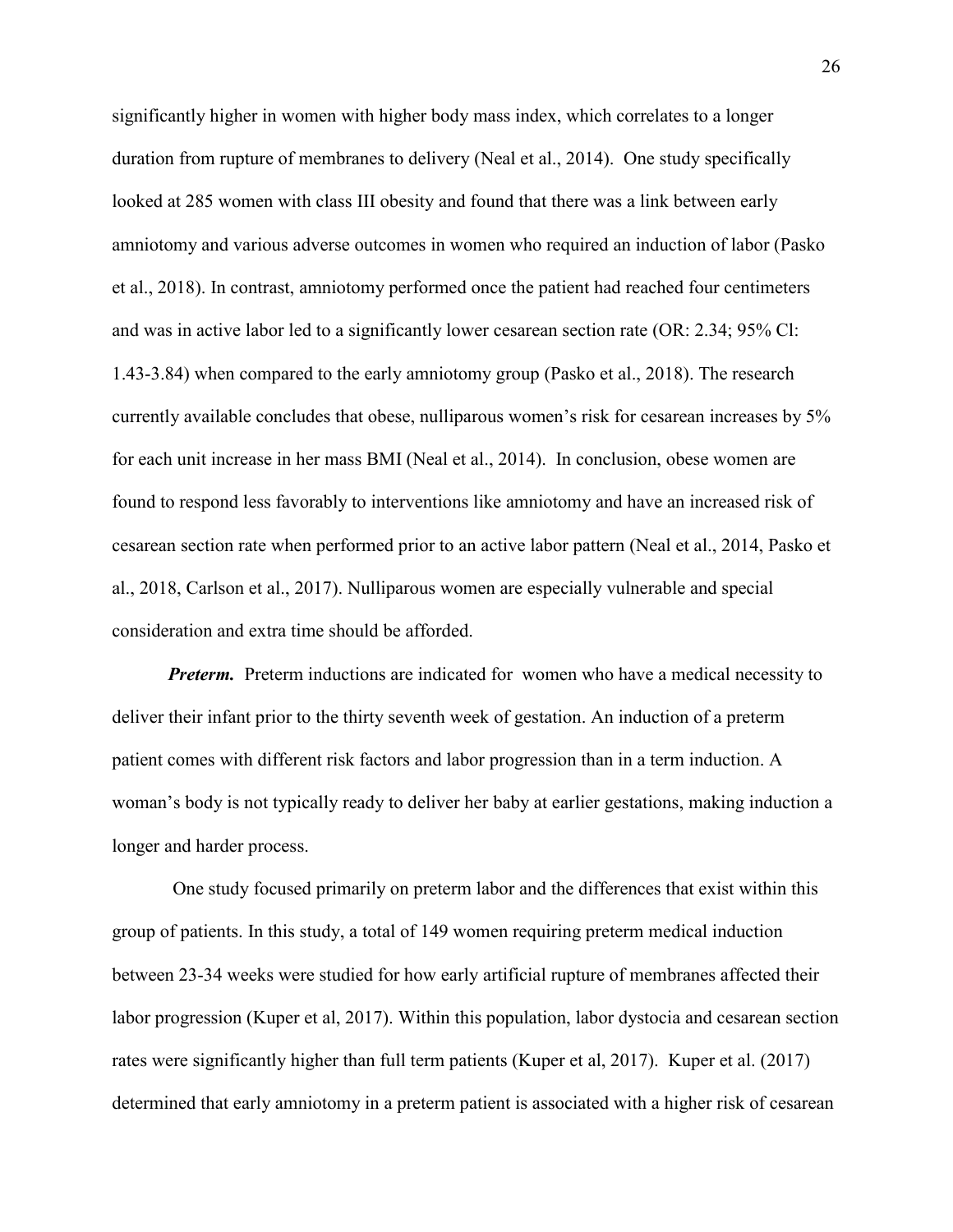significantly higher in women with higher body mass index, which correlates to a longer duration from rupture of membranes to delivery (Neal et al., 2014). One study specifically looked at 285 women with class III obesity and found that there was a link between early amniotomy and various adverse outcomes in women who required an induction of labor (Pasko et al., 2018). In contrast, amniotomy performed once the patient had reached four centimeters and was in active labor led to a significantly lower cesarean section rate (OR: 2.34; 95% Cl: 1.43-3.84) when compared to the early amniotomy group (Pasko et al., 2018). The research currently available concludes that obese, nulliparous women's risk for cesarean increases by 5% for each unit increase in her mass BMI (Neal et al., 2014). In conclusion, obese women are found to respond less favorably to interventions like amniotomy and have an increased risk of cesarean section rate when performed prior to an active labor pattern (Neal et al., 2014, Pasko et al., 2018, Carlson et al., 2017). Nulliparous women are especially vulnerable and special consideration and extra time should be afforded.

***Preterm.*** Preterm inductions are indicated for women who have a medical necessity to deliver their infant prior to the thirty seventh week of gestation. An induction of a preterm patient comes with different risk factors and labor progression than in a term induction. A woman's body is not typically ready to deliver her baby at earlier gestations, making induction a longer and harder process.

One study focused primarily on preterm labor and the differences that exist within this group of patients. In this study, a total of 149 women requiring preterm medical induction between 23-34 weeks were studied for how early artificial rupture of membranes affected their labor progression (Kuper et al, 2017). Within this population, labor dystocia and cesarean section rates were significantly higher than full term patients (Kuper et al, 2017). Kuper et al. (2017) determined that early amniotomy in a preterm patient is associated with a higher risk of cesarean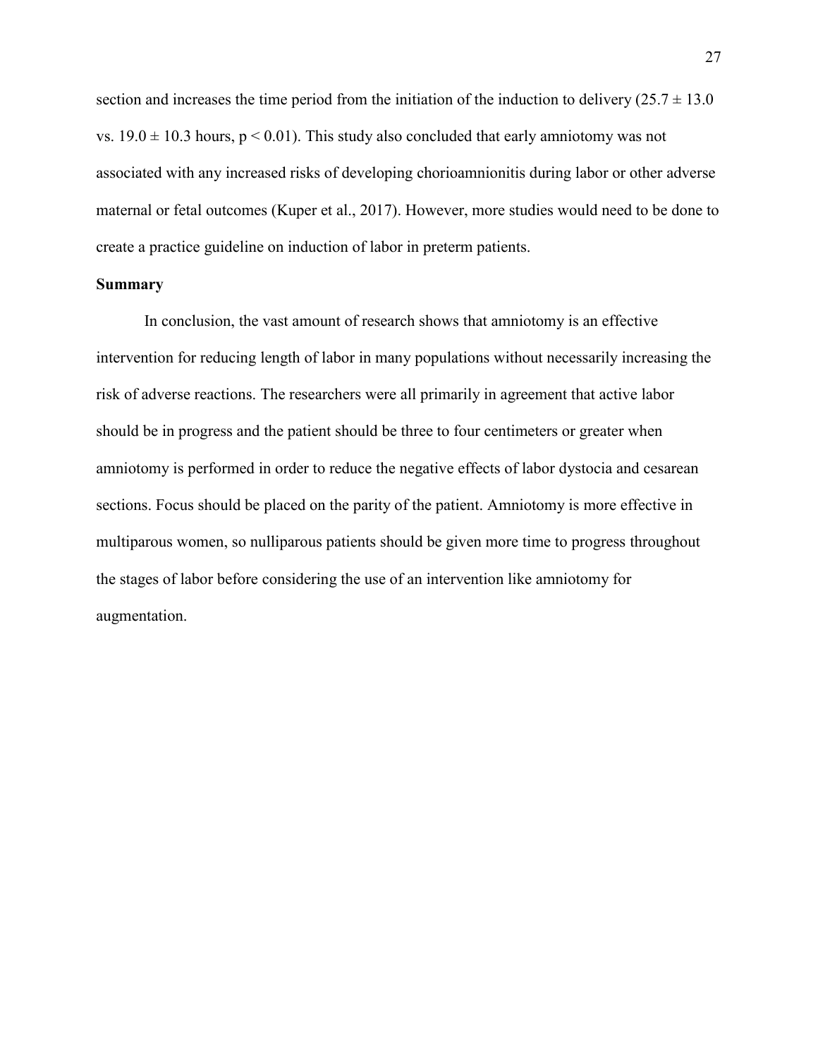section and increases the time period from the initiation of the induction to delivery ($25.7 \pm 13.0$ vs. $19.0 \pm 10.3$ hours, $p < 0.01$). This study also concluded that early amniotomy was not associated with any increased risks of developing chorioamnionitis during labor or other adverse maternal or fetal outcomes (Kuper et al., 2017). However, more studies would need to be done to create a practice guideline on induction of labor in preterm patients.

**Summary**

In conclusion, the vast amount of research shows that amniotomy is an effective intervention for reducing length of labor in many populations without necessarily increasing the risk of adverse reactions. The researchers were all primarily in agreement that active labor should be in progress and the patient should be three to four centimeters or greater when amniotomy is performed in order to reduce the negative effects of labor dystocia and cesarean sections. Focus should be placed on the parity of the patient. Amniotomy is more effective in multiparous women, so nulliparous patients should be given more time to progress throughout the stages of labor before considering the use of an intervention like amniotomy for augmentation.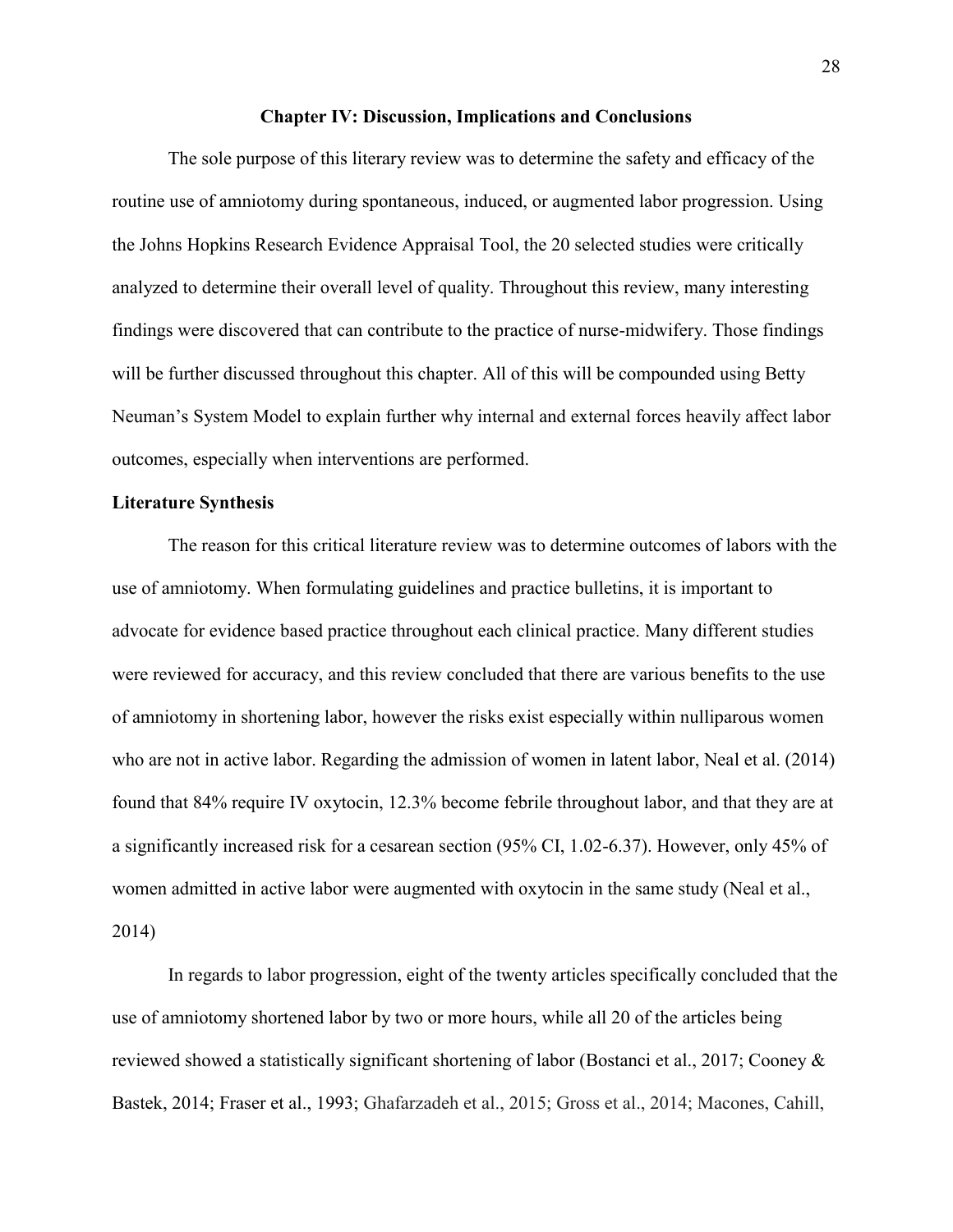# Chapter IV: Discussion, Implications and Conclusions

The sole purpose of this literary review was to determine the safety and efficacy of the routine use of amniotomy during spontaneous, induced, or augmented labor progression. Using the Johns Hopkins Research Evidence Appraisal Tool, the 20 selected studies were critically analyzed to determine their overall level of quality. Throughout this review, many interesting findings were discovered that can contribute to the practice of nurse-midwifery. Those findings will be further discussed throughout this chapter. All of this will be compounded using Betty Neuman's System Model to explain further why internal and external forces heavily affect labor outcomes, especially when interventions are performed.

## Literature Synthesis

The reason for this critical literature review was to determine outcomes of labors with the use of amniotomy. When formulating guidelines and practice bulletins, it is important to advocate for evidence based practice throughout each clinical practice. Many different studies were reviewed for accuracy, and this review concluded that there are various benefits to the use of amniotomy in shortening labor, however the risks exist especially within nulliparous women who are not in active labor. Regarding the admission of women in latent labor, Neal et al. (2014) found that 84% require IV oxytocin, 12.3% become febrile throughout labor, and that they are at a significantly increased risk for a cesarean section (95% CI, 1.02-6.37). However, only 45% of women admitted in active labor were augmented with oxytocin in the same study (Neal et al., 2014)

In regards to labor progression, eight of the twenty articles specifically concluded that the use of amniotomy shortened labor by two or more hours, while all 20 of the articles being reviewed showed a statistically significant shortening of labor (Bostanci et al., 2017; Cooney & Bastek, 2014; Fraser et al., 1993; Ghafarzadeh et al., 2015; Gross et al., 2014; Macones, Cahill,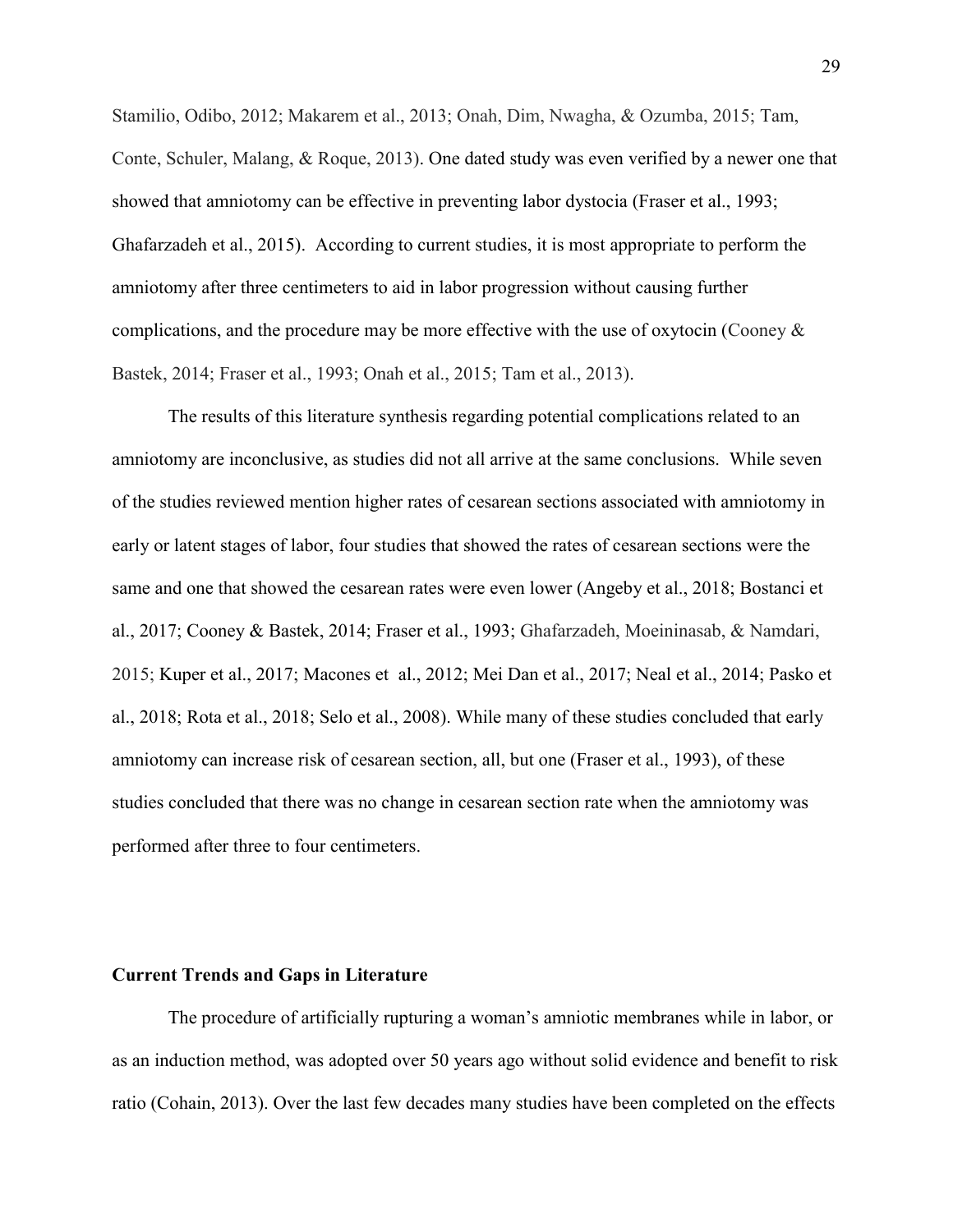Stamilio, Odibo, 2012; Makarem et al., 2013; Onah, Dim, Nwagha, & Ozumba, 2015; Tam, Conte, Schuler, Malang, & Roque, 2013). One dated study was even verified by a newer one that showed that amniotomy can be effective in preventing labor dystocia (Fraser et al., 1993; Ghafarzadeh et al., 2015). According to current studies, it is most appropriate to perform the amniotomy after three centimeters to aid in labor progression without causing further complications, and the procedure may be more effective with the use of oxytocin (Cooney & Bastek, 2014; Fraser et al., 1993; Onah et al., 2015; Tam et al., 2013).

The results of this literature synthesis regarding potential complications related to an amniotomy are inconclusive, as studies did not all arrive at the same conclusions. While seven of the studies reviewed mention higher rates of cesarean sections associated with amniotomy in early or latent stages of labor, four studies that showed the rates of cesarean sections were the same and one that showed the cesarean rates were even lower (Angeby et al., 2018; Bostanci et al., 2017; Cooney & Bastek, 2014; Fraser et al., 1993; Ghafarzadeh, Moeininasab, & Namdari, 2015; Kuper et al., 2017; Macones et al., 2012; Mei Dan et al., 2017; Neal et al., 2014; Pasko et al., 2018; Rota et al., 2018; Selo et al., 2008). While many of these studies concluded that early amniotomy can increase risk of cesarean section, all, but one (Fraser et al., 1993), of these studies concluded that there was no change in cesarean section rate when the amniotomy was performed after three to four centimeters.

## Current Trends and Gaps in Literature

The procedure of artificially rupturing a woman's amniotic membranes while in labor, or as an induction method, was adopted over 50 years ago without solid evidence and benefit to risk ratio (Cohain, 2013). Over the last few decades many studies have been completed on the effects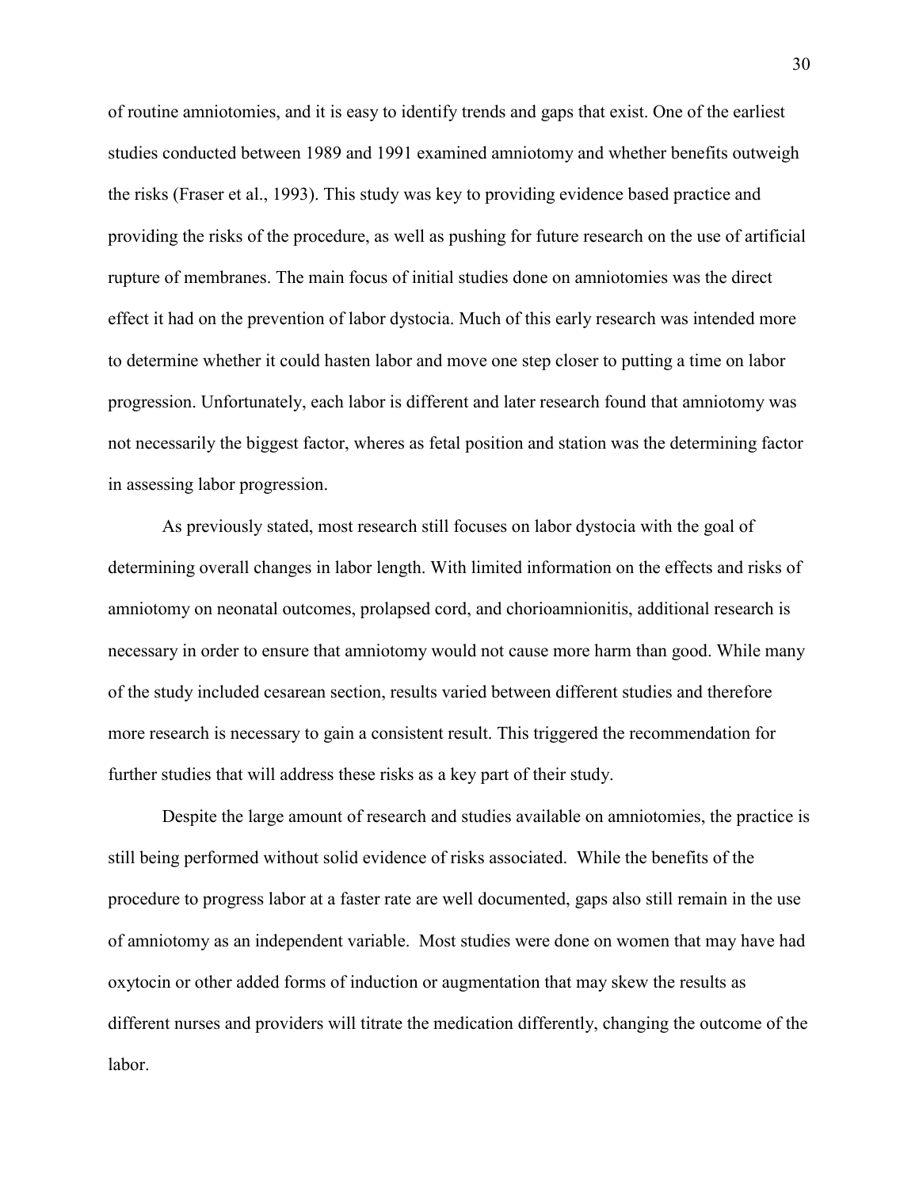of routine amniotomies, and it is easy to identify trends and gaps that exist. One of the earliest studies conducted between 1989 and 1991 examined amniotomy and whether benefits outweigh the risks (Fraser et al., 1993). This study was key to providing evidence based practice and providing the risks of the procedure, as well as pushing for future research on the use of artificial rupture of membranes. The main focus of initial studies done on amniotomies was the direct effect it had on the prevention of labor dystocia. Much of this early research was intended more to determine whether it could hasten labor and move one step closer to putting a time on labor progression. Unfortunately, each labor is different and later research found that amniotomy was not necessarily the biggest factor, wheres as fetal position and station was the determining factor in assessing labor progression.

As previously stated, most research still focuses on labor dystocia with the goal of determining overall changes in labor length. With limited information on the effects and risks of amniotomy on neonatal outcomes, prolapsed cord, and chorioamnionitis, additional research is necessary in order to ensure that amniotomy would not cause more harm than good. While many of the study included cesarean section, results varied between different studies and therefore more research is necessary to gain a consistent result. This triggered the recommendation for further studies that will address these risks as a key part of their study.

Despite the large amount of research and studies available on amniotomies, the practice is still being performed without solid evidence of risks associated. While the benefits of the procedure to progress labor at a faster rate are well documented, gaps also still remain in the use of amniotomy as an independent variable. Most studies were done on women that may have had oxytocin or other added forms of induction or augmentation that may skew the results as different nurses and providers will titrate the medication differently, changing the outcome of the labor.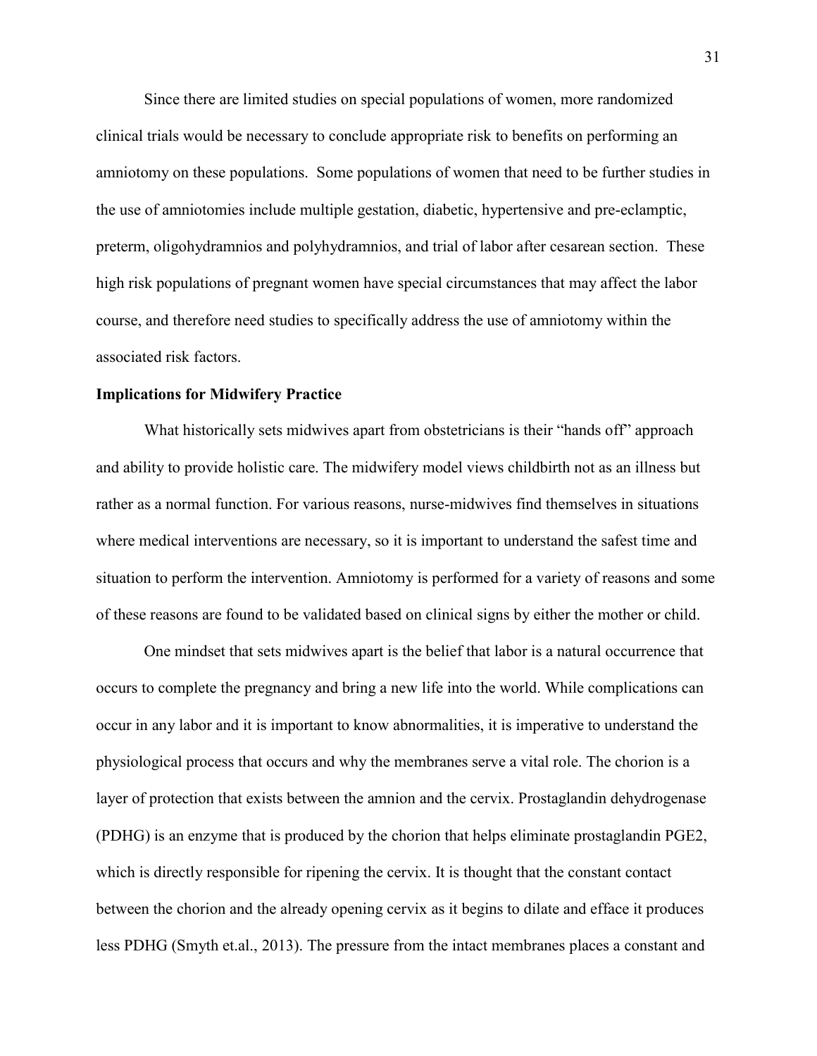Since there are limited studies on special populations of women, more randomized clinical trials would be necessary to conclude appropriate risk to benefits on performing an amniotomy on these populations. Some populations of women that need to be further studies in the use of amniotomies include multiple gestation, diabetic, hypertensive and pre-eclamptic, preterm, oligohydramnios and polyhydramnios, and trial of labor after cesarean section. These high risk populations of pregnant women have special circumstances that may affect the labor course, and therefore need studies to specifically address the use of amniotomy within the associated risk factors.

**Implications for Midwifery Practice**

What historically sets midwives apart from obstetricians is their "hands off" approach and ability to provide holistic care. The midwifery model views childbirth not as an illness but rather as a normal function. For various reasons, nurse-midwives find themselves in situations where medical interventions are necessary, so it is important to understand the safest time and situation to perform the intervention. Amniotomy is performed for a variety of reasons and some of these reasons are found to be validated based on clinical signs by either the mother or child.

One mindset that sets midwives apart is the belief that labor is a natural occurrence that occurs to complete the pregnancy and bring a new life into the world. While complications can occur in any labor and it is important to know abnormalities, it is imperative to understand the physiological process that occurs and why the membranes serve a vital role. The chorion is a layer of protection that exists between the amnion and the cervix. Prostaglandin dehydrogenase (PDHG) is an enzyme that is produced by the chorion that helps eliminate prostaglandin PGE2, which is directly responsible for ripening the cervix. It is thought that the constant contact between the chorion and the already opening cervix as it begins to dilate and efface it produces less PDHG (Smyth et.al., 2013). The pressure from the intact membranes places a constant and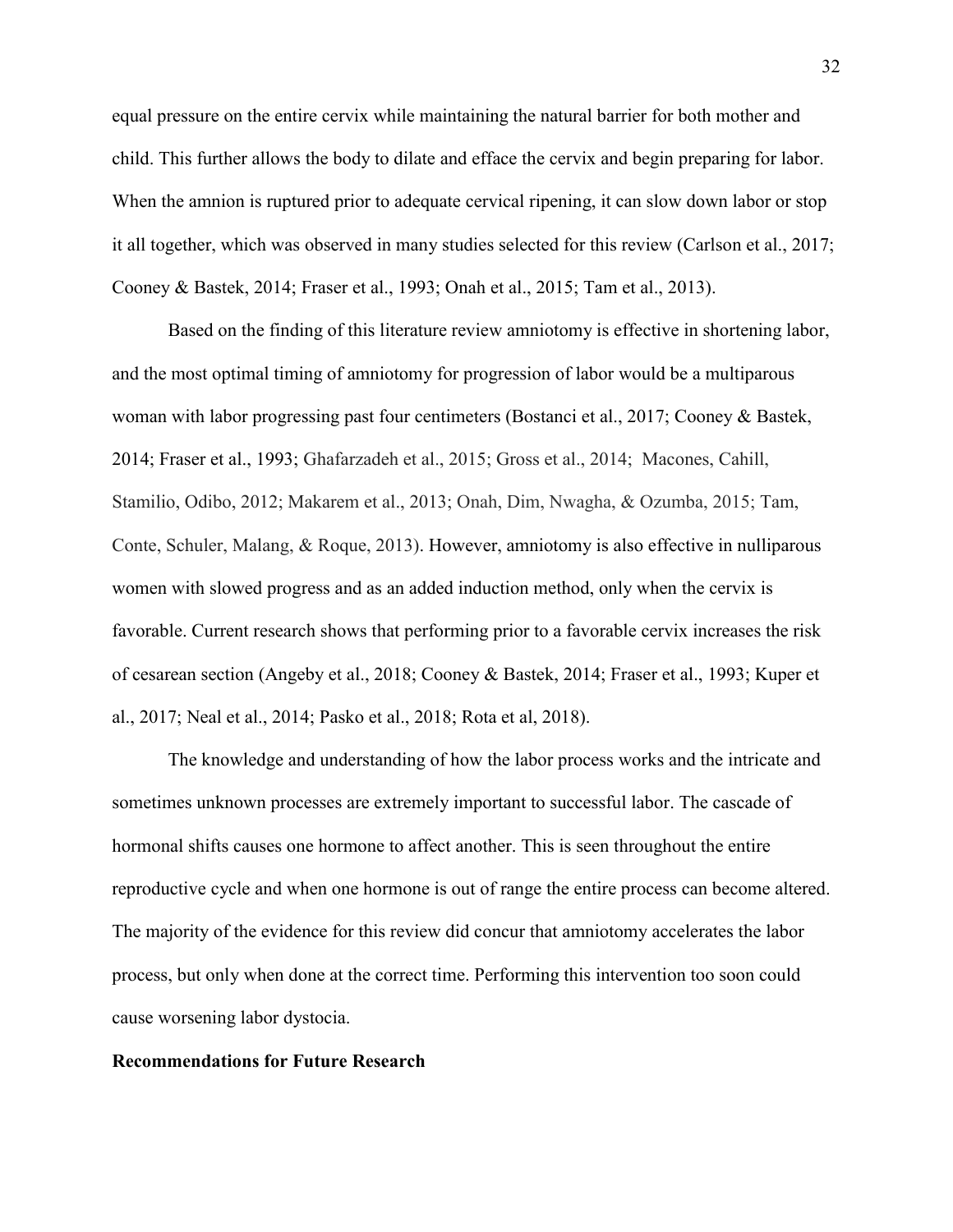equal pressure on the entire cervix while maintaining the natural barrier for both mother and child. This further allows the body to dilate and efface the cervix and begin preparing for labor. When the amnion is ruptured prior to adequate cervical ripening, it can slow down labor or stop it all together, which was observed in many studies selected for this review (Carlson et al., 2017; Cooney & Bastek, 2014; Fraser et al., 1993; Onah et al., 2015; Tam et al., 2013).

Based on the finding of this literature review amniotomy is effective in shortening labor, and the most optimal timing of amniotomy for progression of labor would be a multiparous woman with labor progressing past four centimeters (Bostanci et al., 2017; Cooney & Bastek, 2014; Fraser et al., 1993; Ghafarzadeh et al., 2015; Gross et al., 2014; Macones, Cahill, Stamilio, Odibo, 2012; Makarem et al., 2013; Onah, Dim, Nwagha, & Ozumba, 2015; Tam, Conte, Schuler, Malang, & Roque, 2013). However, amniotomy is also effective in nulliparous women with slowed progress and as an added induction method, only when the cervix is favorable. Current research shows that performing prior to a favorable cervix increases the risk of cesarean section (Angeby et al., 2018; Cooney & Bastek, 2014; Fraser et al., 1993; Kuper et al., 2017; Neal et al., 2014; Pasko et al., 2018; Rota et al, 2018).

The knowledge and understanding of how the labor process works and the intricate and sometimes unknown processes are extremely important to successful labor. The cascade of hormonal shifts causes one hormone to affect another. This is seen throughout the entire reproductive cycle and when one hormone is out of range the entire process can become altered. The majority of the evidence for this review did concur that amniotomy accelerates the labor process, but only when done at the correct time. Performing this intervention too soon could cause worsening labor dystocia.

**Recommendations for Future Research**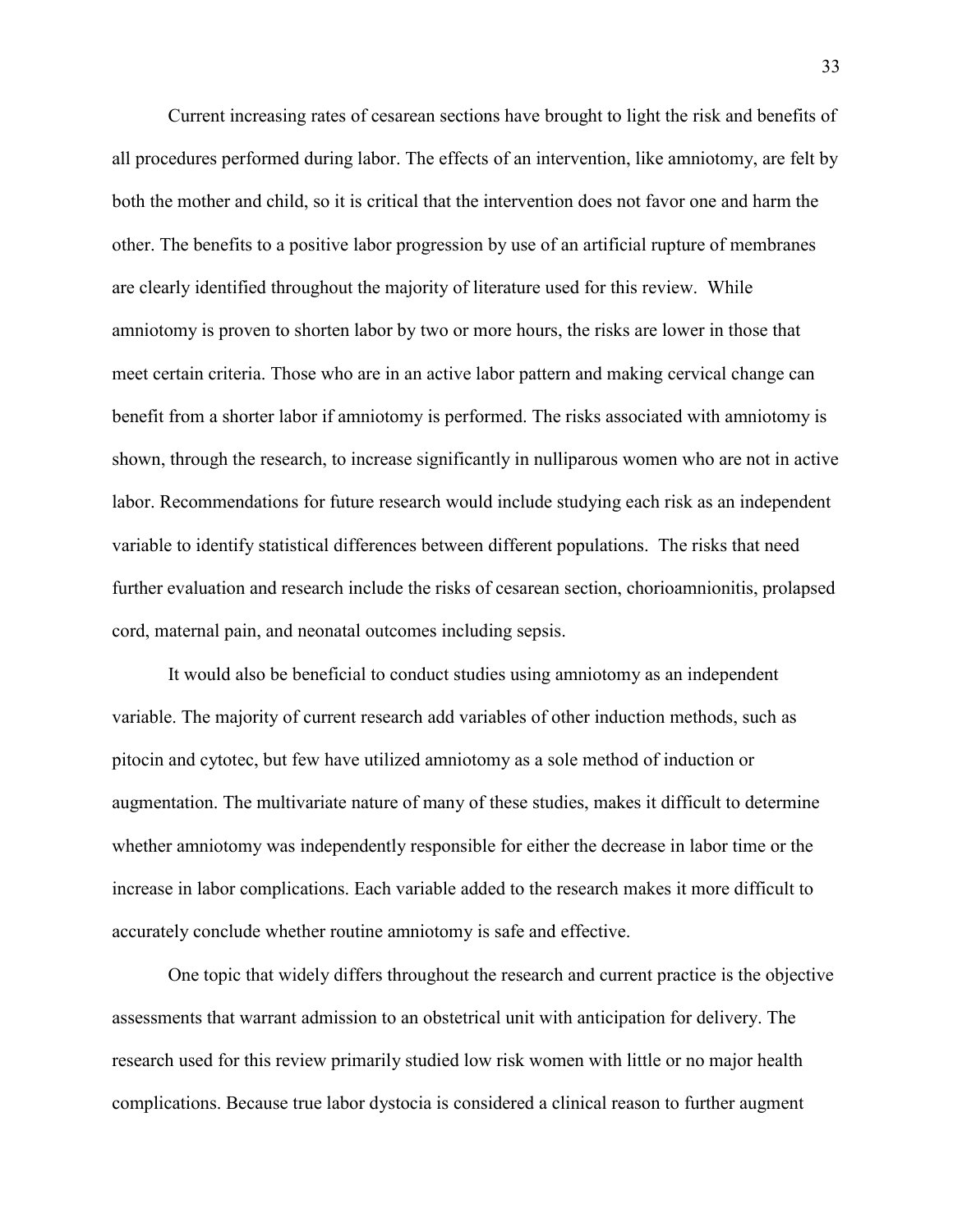Current increasing rates of cesarean sections have brought to light the risk and benefits of all procedures performed during labor. The effects of an intervention, like amniotomy, are felt by both the mother and child, so it is critical that the intervention does not favor one and harm the other. The benefits to a positive labor progression by use of an artificial rupture of membranes are clearly identified throughout the majority of literature used for this review. While amniotomy is proven to shorten labor by two or more hours, the risks are lower in those that meet certain criteria. Those who are in an active labor pattern and making cervical change can benefit from a shorter labor if amniotomy is performed. The risks associated with amniotomy is shown, through the research, to increase significantly in nulliparous women who are not in active labor. Recommendations for future research would include studying each risk as an independent variable to identify statistical differences between different populations. The risks that need further evaluation and research include the risks of cesarean section, chorioamnionitis, prolapsed cord, maternal pain, and neonatal outcomes including sepsis.

It would also be beneficial to conduct studies using amniotomy as an independent variable. The majority of current research add variables of other induction methods, such as pitocin and cytotec, but few have utilized amniotomy as a sole method of induction or augmentation. The multivariate nature of many of these studies, makes it difficult to determine whether amniotomy was independently responsible for either the decrease in labor time or the increase in labor complications. Each variable added to the research makes it more difficult to accurately conclude whether routine amniotomy is safe and effective.

One topic that widely differs throughout the research and current practice is the objective assessments that warrant admission to an obstetrical unit with anticipation for delivery. The research used for this review primarily studied low risk women with little or no major health complications. Because true labor dystocia is considered a clinical reason to further augment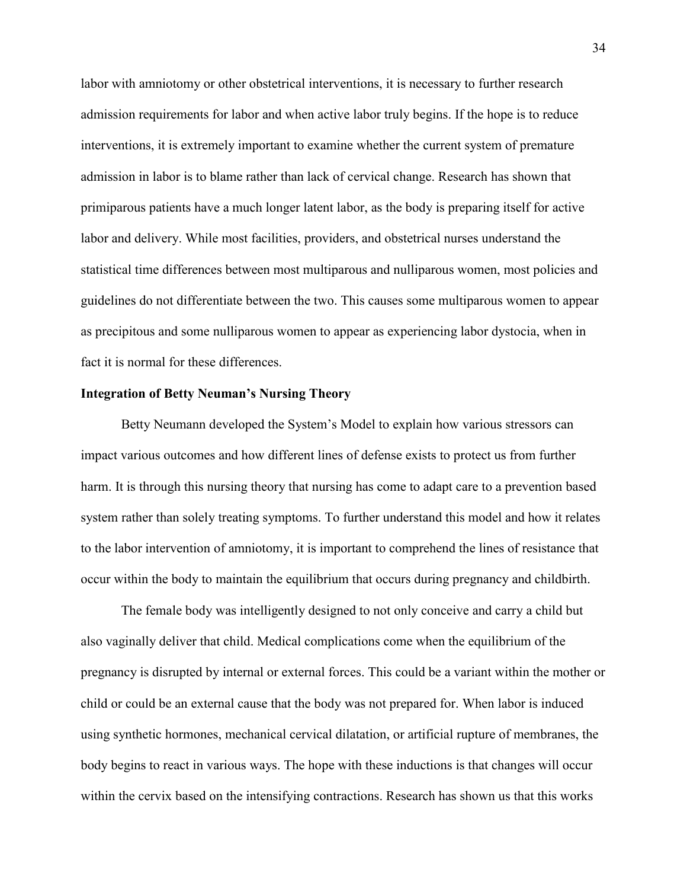labor with amniotomy or other obstetrical interventions, it is necessary to further research admission requirements for labor and when active labor truly begins. If the hope is to reduce interventions, it is extremely important to examine whether the current system of premature admission in labor is to blame rather than lack of cervical change. Research has shown that primiparous patients have a much longer latent labor, as the body is preparing itself for active labor and delivery. While most facilities, providers, and obstetrical nurses understand the statistical time differences between most multiparous and nulliparous women, most policies and guidelines do not differentiate between the two. This causes some multiparous women to appear as precipitous and some nulliparous women to appear as experiencing labor dystocia, when in fact it is normal for these differences.

**Integration of Betty Neuman's Nursing Theory**

Betty Neumann developed the System's Model to explain how various stressors can impact various outcomes and how different lines of defense exists to protect us from further harm. It is through this nursing theory that nursing has come to adapt care to a prevention based system rather than solely treating symptoms. To further understand this model and how it relates to the labor intervention of amniotomy, it is important to comprehend the lines of resistance that occur within the body to maintain the equilibrium that occurs during pregnancy and childbirth.

The female body was intelligently designed to not only conceive and carry a child but also vaginally deliver that child. Medical complications come when the equilibrium of the pregnancy is disrupted by internal or external forces. This could be a variant within the mother or child or could be an external cause that the body was not prepared for. When labor is induced using synthetic hormones, mechanical cervical dilatation, or artificial rupture of membranes, the body begins to react in various ways. The hope with these inductions is that changes will occur within the cervix based on the intensifying contractions. Research has shown us that this works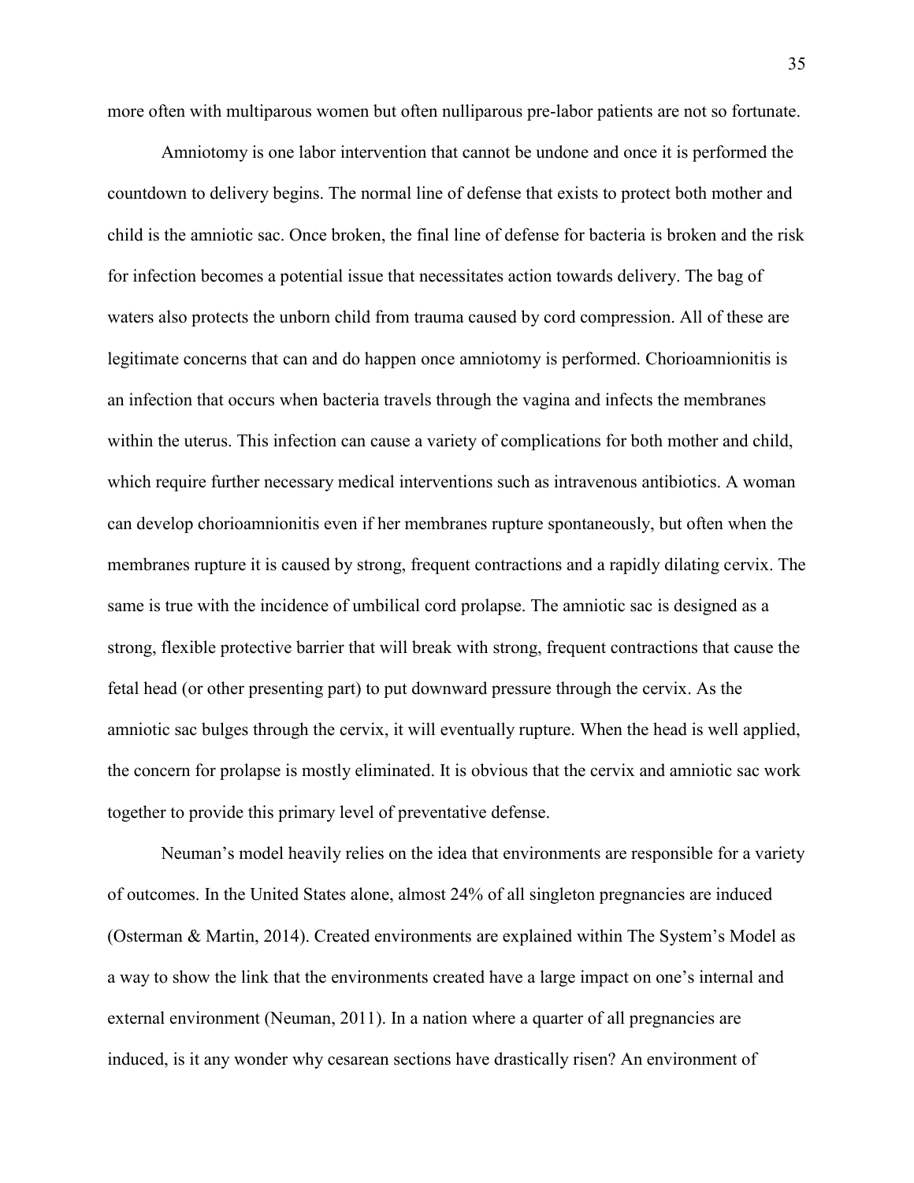more often with multiparous women but often nulliparous pre-labor patients are not so fortunate.

Amniotomy is one labor intervention that cannot be undone and once it is performed the countdown to delivery begins. The normal line of defense that exists to protect both mother and child is the amniotic sac. Once broken, the final line of defense for bacteria is broken and the risk for infection becomes a potential issue that necessitates action towards delivery. The bag of waters also protects the unborn child from trauma caused by cord compression. All of these are legitimate concerns that can and do happen once amniotomy is performed. Chorioamnionitis is an infection that occurs when bacteria travels through the vagina and infects the membranes within the uterus. This infection can cause a variety of complications for both mother and child, which require further necessary medical interventions such as intravenous antibiotics. A woman can develop chorioamnionitis even if her membranes rupture spontaneously, but often when the membranes rupture it is caused by strong, frequent contractions and a rapidly dilating cervix. The same is true with the incidence of umbilical cord prolapse. The amniotic sac is designed as a strong, flexible protective barrier that will break with strong, frequent contractions that cause the fetal head (or other presenting part) to put downward pressure through the cervix. As the amniotic sac bulges through the cervix, it will eventually rupture. When the head is well applied, the concern for prolapse is mostly eliminated. It is obvious that the cervix and amniotic sac work together to provide this primary level of preventative defense.

Neuman's model heavily relies on the idea that environments are responsible for a variety of outcomes. In the United States alone, almost 24% of all singleton pregnancies are induced (Osterman & Martin, 2014). Created environments are explained within The System's Model as a way to show the link that the environments created have a large impact on one's internal and external environment (Neuman, 2011). In a nation where a quarter of all pregnancies are induced, is it any wonder why cesarean sections have drastically risen? An environment of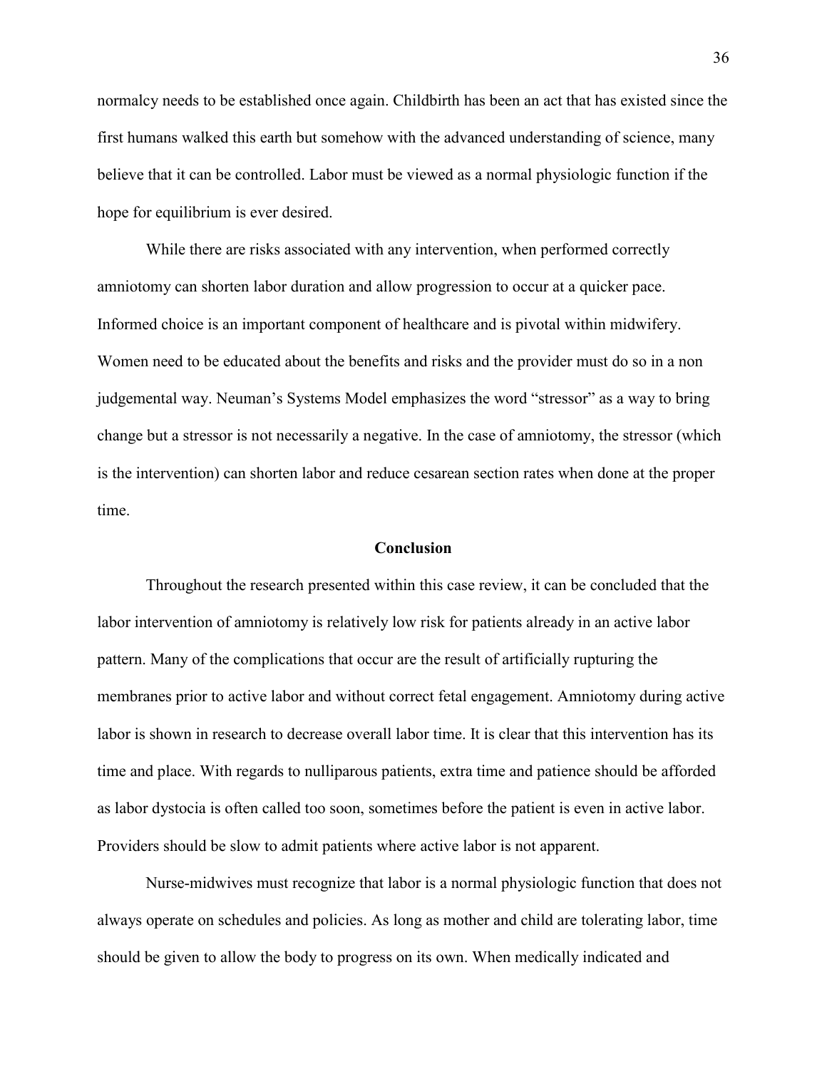normalcy needs to be established once again. Childbirth has been an act that has existed since the first humans walked this earth but somehow with the advanced understanding of science, many believe that it can be controlled. Labor must be viewed as a normal physiologic function if the hope for equilibrium is ever desired.

While there are risks associated with any intervention, when performed correctly amniotomy can shorten labor duration and allow progression to occur at a quicker pace. Informed choice is an important component of healthcare and is pivotal within midwifery. Women need to be educated about the benefits and risks and the provider must do so in a non judgemental way. Neuman's Systems Model emphasizes the word "stressor" as a way to bring change but a stressor is not necessarily a negative. In the case of amniotomy, the stressor (which is the intervention) can shorten labor and reduce cesarean section rates when done at the proper time.

## Conclusion

Throughout the research presented within this case review, it can be concluded that the labor intervention of amniotomy is relatively low risk for patients already in an active labor pattern. Many of the complications that occur are the result of artificially rupturing the membranes prior to active labor and without correct fetal engagement. Amniotomy during active labor is shown in research to decrease overall labor time. It is clear that this intervention has its time and place. With regards to nulliparous patients, extra time and patience should be afforded as labor dystocia is often called too soon, sometimes before the patient is even in active labor. Providers should be slow to admit patients where active labor is not apparent.

Nurse-midwives must recognize that labor is a normal physiologic function that does not always operate on schedules and policies. As long as mother and child are tolerating labor, time should be given to allow the body to progress on its own. When medically indicated and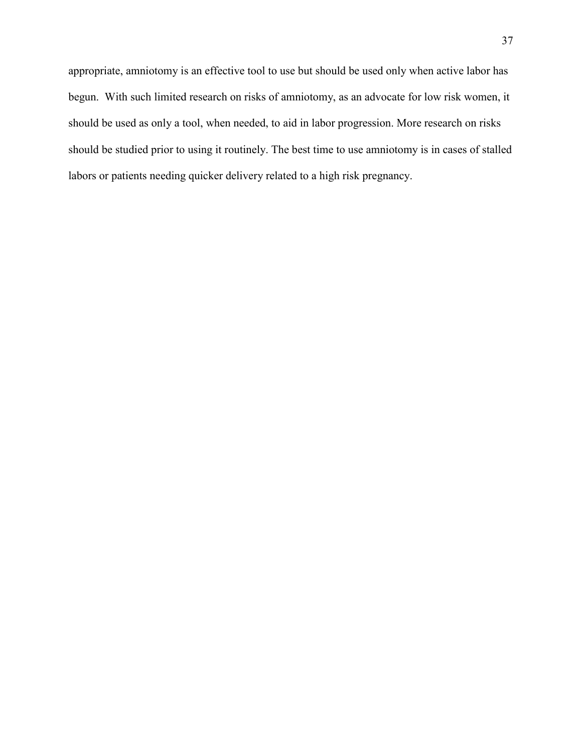appropriate, amniotomy is an effective tool to use but should be used only when active labor has begun. With such limited research on risks of amniotomy, as an advocate for low risk women, it should be used as only a tool, when needed, to aid in labor progression. More research on risks should be studied prior to using it routinely. The best time to use amniotomy is in cases of stalled labors or patients needing quicker delivery related to a high risk pregnancy.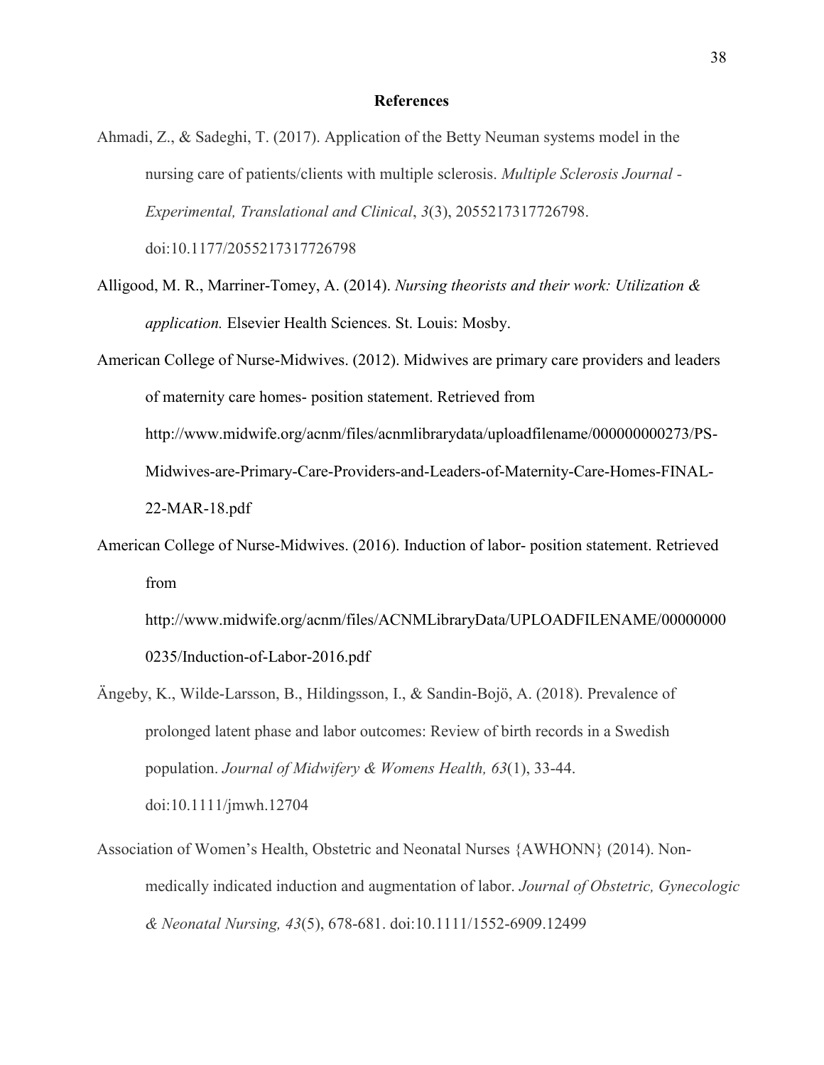## References

Ahmadi, Z., & Sadeghi, T. (2017). Application of the Betty Neuman systems model in the nursing care of patients/clients with multiple sclerosis. *Multiple Sclerosis Journal - Experimental, Translational and Clinical*, *3*(3), 2055217317726798. doi:10.1177/2055217317726798

Alligood, M. R., Marriner-Tomey, A. (2014). *Nursing theorists and their work: Utilization & application.* Elsevier Health Sciences. St. Louis: Mosby.

American College of Nurse-Midwives. (2012). Midwives are primary care providers and leaders of maternity care homes- position statement. Retrieved from http://www.midwife.org/acnm/files/acnmlibrarydata/uploadfilename/000000000273/PS-Midwives-are-Primary-Care-Providers-and-Leaders-of-Maternity-Care-Homes-FINAL-22-MAR-18.pdf

American College of Nurse-Midwives. (2016). Induction of labor- position statement. Retrieved from http://www.midwife.org/acnm/files/ACNMLibraryData/UPLOADFILENAME/000000000235/Induction-of-Labor-2016.pdf

Ängeby, K., Wilde-Larsson, B., Hildingsson, I., & Sandin-Bojö, A. (2018). Prevalence of prolonged latent phase and labor outcomes: Review of birth records in a Swedish population. *Journal of Midwifery & Womens Health, 63*(1), 33-44. doi:10.1111/jmwh.12704

Association of Women's Health, Obstetric and Neonatal Nurses {AWHONN} (2014). Non-medically indicated induction and augmentation of labor. *Journal of Obstetric, Gynecologic & Neonatal Nursing, 43*(5), 678-681. doi:10.1111/1552-6909.12499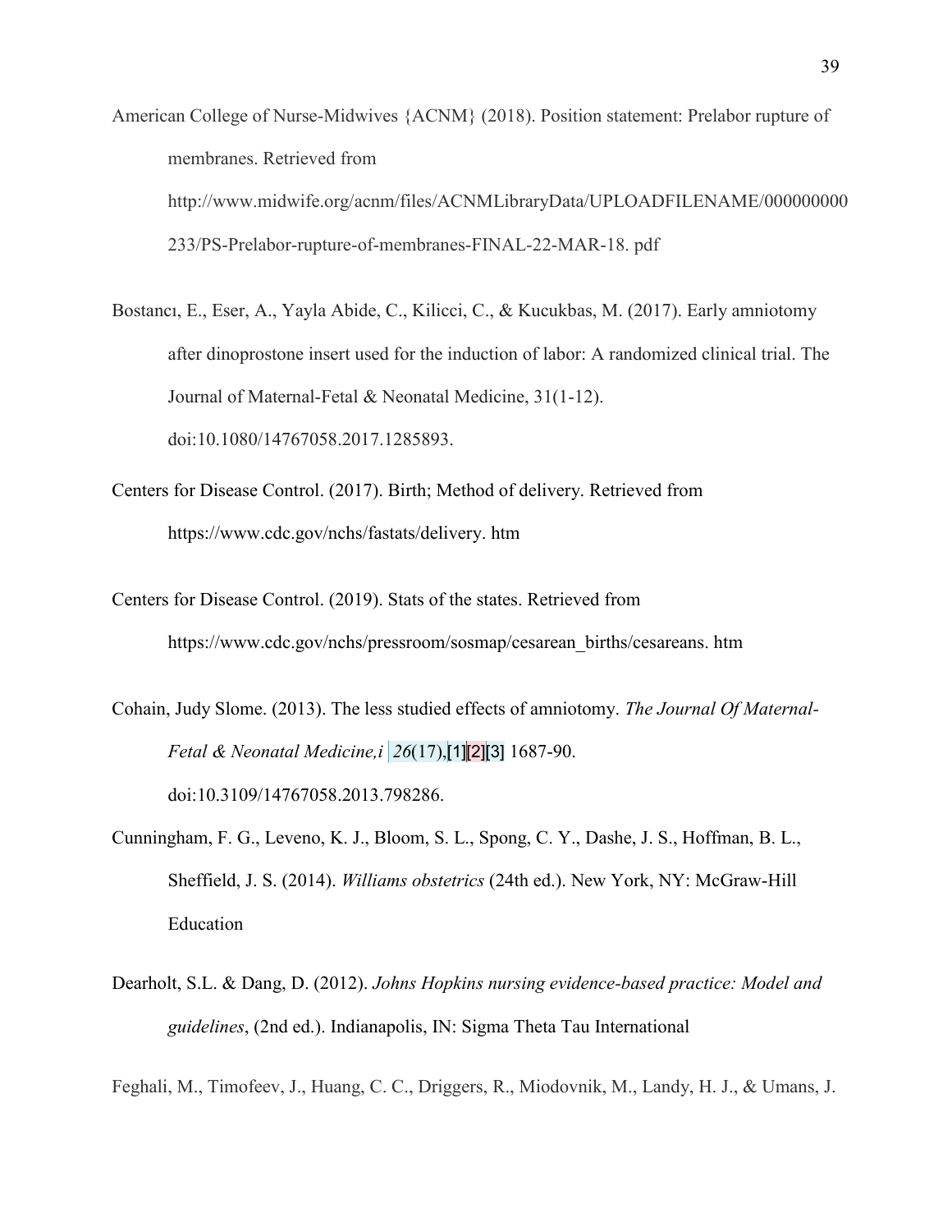American College of Nurse-Midwives {ACNM} (2018). Position statement: Prelabor rupture of membranes. Retrieved from http://www.midwife.org/acnm/files/ACNMLibraryData/UPLOADFILENAME/000000000233/PS-Prelabor-rupture-of-membranes-FINAL-22-MAR-18. pdf

Bostancı, E., Eser, A., Yayla Abide, C., Kilicci, C., & Kucukbas, M. (2017). Early amniotomy after dinoprostone insert used for the induction of labor: A randomized clinical trial. The Journal of Maternal-Fetal & Neonatal Medicine, 31(1-12). doi:10.1080/14767058.2017.1285893.

Centers for Disease Control. (2017). Birth; Method of delivery. Retrieved from https://www.cdc.gov/nchs/fastats/delivery. htm

Centers for Disease Control. (2019). Stats of the states. Retrieved from https://www.cdc.gov/nchs/pressroom/sosmap/cesarean_births/cesareans. htm

Cohain, Judy Slome. (2013). The less studied effects of amniotomy. *The Journal Of Maternal-Fetal & Neonatal Medicine,i* *26*(17),[1][2][3] 1687-90. doi:10.3109/14767058.2013.798286.

Cunningham, F. G., Leveno, K. J., Bloom, S. L., Spong, C. Y., Dashe, J. S., Hoffman, B. L., Sheffield, J. S. (2014). *Williams obstetrics* (24th ed.). New York, NY: McGraw-Hill Education

Dearholt, S.L. & Dang, D. (2012). *Johns Hopkins nursing evidence-based practice: Model and guidelines*, (2nd ed.). Indianapolis, IN: Sigma Theta Tau International

Feghali, M., Timofeev, J., Huang, C. C., Driggers, R., Miodovnik, M., Landy, H. J., & Umans, J.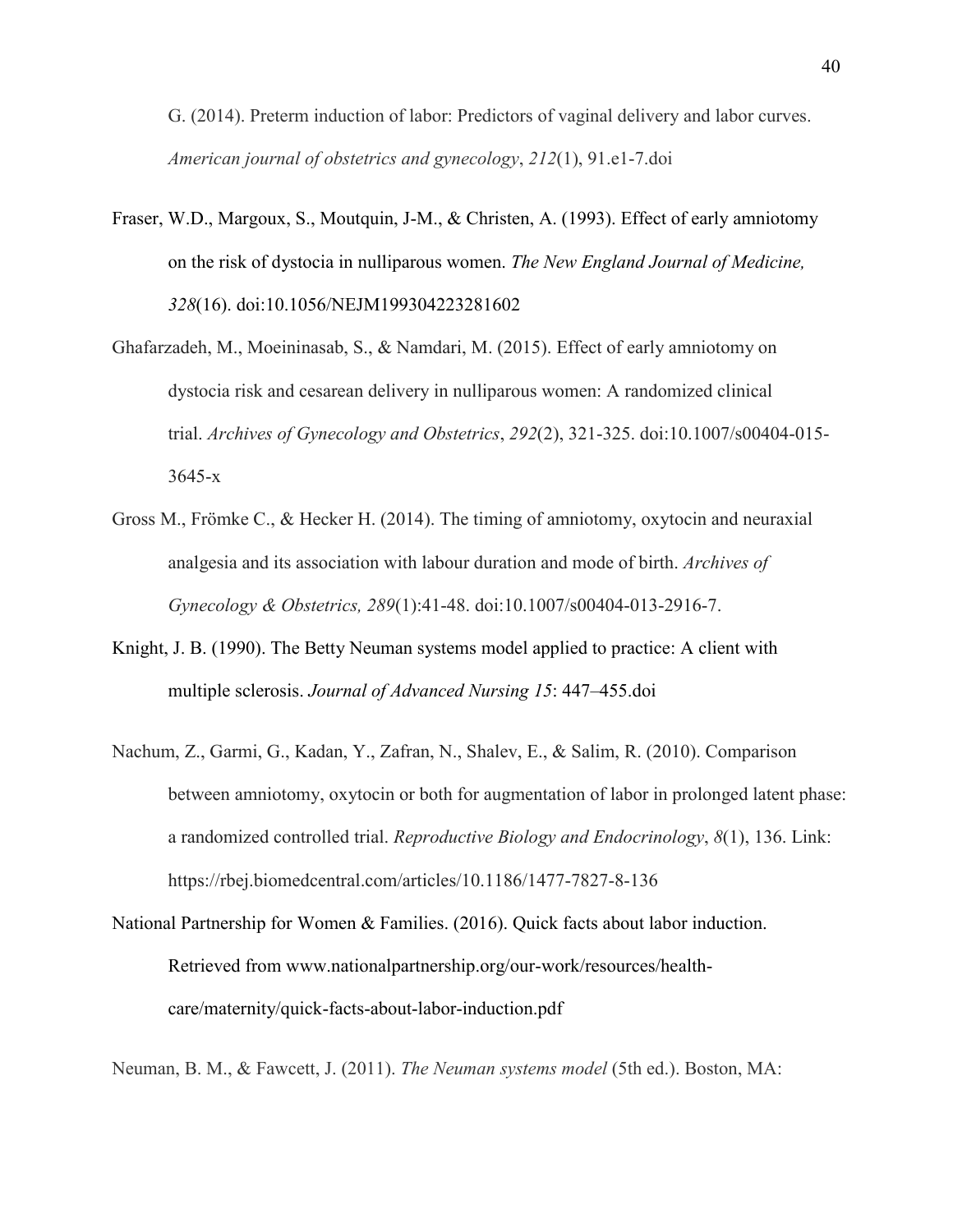G. (2014). Preterm induction of labor: Predictors of vaginal delivery and labor curves. *American journal of obstetrics and gynecology*, *212*(1), 91.e1-7.doi

Fraser, W.D., Margoux, S., Moutquin, J-M., & Christen, A. (1993). Effect of early amniotomy on the risk of dystocia in nulliparous women. *The New England Journal of Medicine, 328*(16). doi:10.1056/NEJM199304223281602

Ghafarzadeh, M., Moeininasab, S., & Namdari, M. (2015). Effect of early amniotomy on dystocia risk and cesarean delivery in nulliparous women: A randomized clinical trial. *Archives of Gynecology and Obstetrics*, *292*(2), 321-325. doi:10.1007/s00404-015-3645-x

Gross M., Frömke C., & Hecker H. (2014). The timing of amniotomy, oxytocin and neuraxial analgesia and its association with labour duration and mode of birth. *Archives of Gynecology & Obstetrics, 289*(1):41-48. doi:10.1007/s00404-013-2916-7.

Knight, J. B. (1990). The Betty Neuman systems model applied to practice: A client with multiple sclerosis. *Journal of Advanced Nursing 15*: 447–455.doi

Nachum, Z., Garmi, G., Kadan, Y., Zafran, N., Shalev, E., & Salim, R. (2010). Comparison between amniotomy, oxytocin or both for augmentation of labor in prolonged latent phase: a randomized controlled trial. *Reproductive Biology and Endocrinology*, *8*(1), 136. Link: https://rbej.biomedcentral.com/articles/10.1186/1477-7827-8-136

National Partnership for Women & Families. (2016). Quick facts about labor induction. Retrieved from www.nationalpartnership.org/our-work/resources/health-care/maternity/quick-facts-about-labor-induction.pdf

Neuman, B. M., & Fawcett, J. (2011). *The Neuman systems model* (5th ed.). Boston, MA: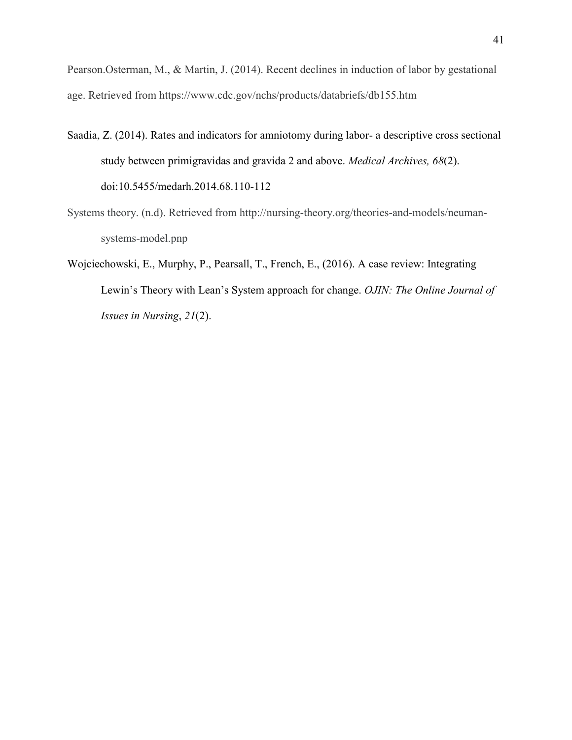Pearson.Osterman, M., & Martin, J. (2014). Recent declines in induction of labor by gestational age. Retrieved from https://www.cdc.gov/nchs/products/databriefs/db155.htm

Saadia, Z. (2014). Rates and indicators for amniotomy during labor- a descriptive cross sectional study between primigravidas and gravida 2 and above. *Medical Archives, 68*(2). doi:10.5455/medarh.2014.68.110-112

Systems theory. (n.d). Retrieved from http://nursing-theory.org/theories-and-models/neuman-systems-model.pnp

Wojciechowski, E., Murphy, P., Pearsall, T., French, E., (2016). A case review: Integrating Lewin's Theory with Lean's System approach for change. *OJIN: The Online Journal of Issues in Nursing*, *21*(2).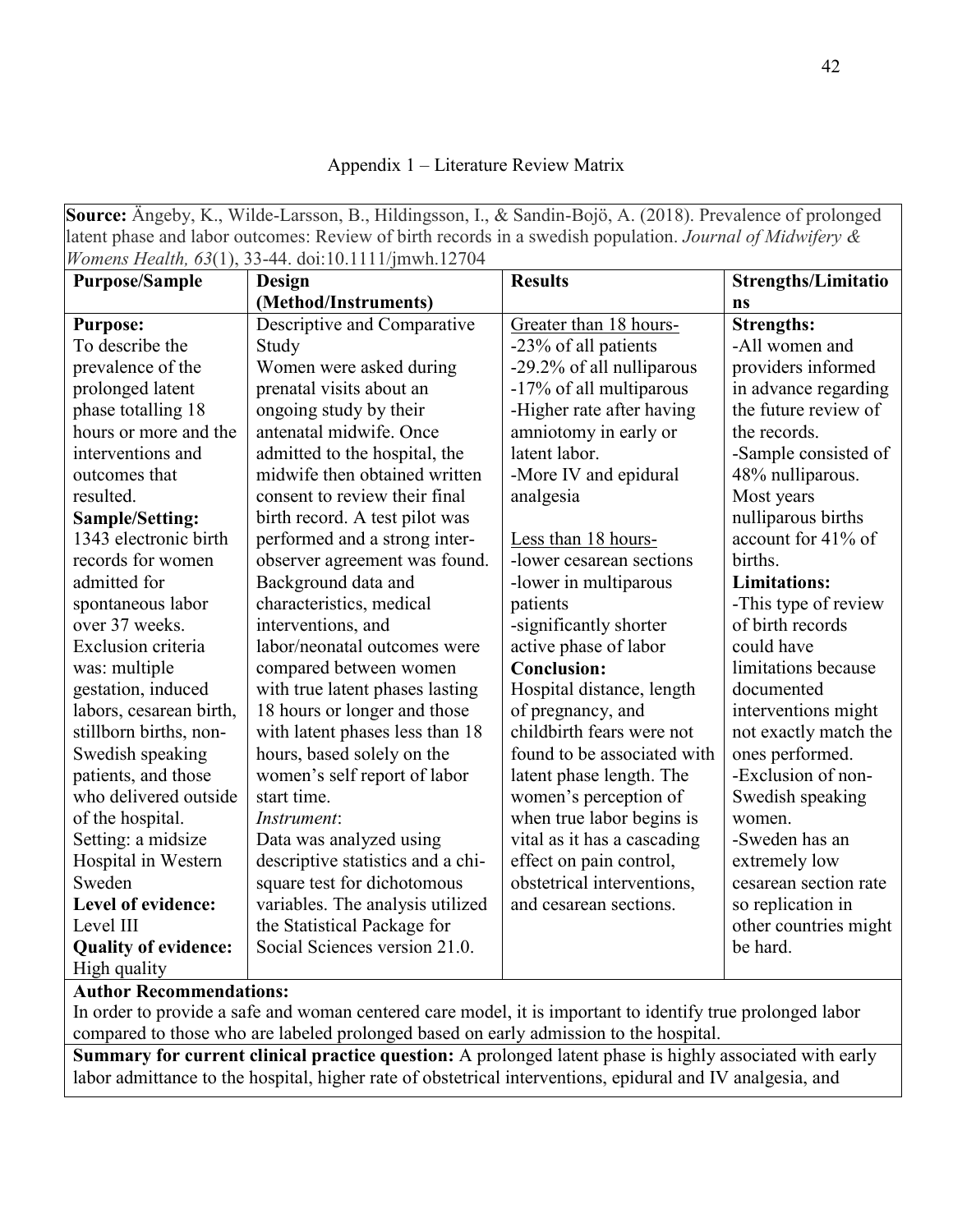Appendix 1 – Literature Review Matrix

**Source:** Ängeby, K., Wilde-Larsson, B., Hildingsson, I., & Sandin-Bojö, A. (2018). Prevalence of prolonged latent phase and labor outcomes: Review of birth records in a swedish population. *Journal of Midwifery & Womens Health, 63*(1), 33-44. doi:10.1111/jmwh.12704

| Purpose/Sample | Design (Method/Instruments) | Results | Strengths/Limitations |
|---|---|---|---|
| **Purpose:**<br>To describe the prevalence of the prolonged latent phase totalling 18 hours or more and the interventions and outcomes that resulted.<br>**Sample/Setting:**<br>1343 electronic birth records for women admitted for spontaneous labor over 37 weeks.<br>Exclusion criteria was: multiple gestation, induced labors, cesarean birth, stillborn births, non-Swedish speaking patients, and those who delivered outside of the hospital.<br>Setting: a midsize Hospital in Western Sweden<br>**Level of evidence:**<br>Level III<br>**Quality of evidence:**<br>High quality | Descriptive and Comparative Study<br>Women were asked during prenatal visits about an ongoing study by their antenatal midwife. Once admitted to the hospital, the midwife then obtained written consent to review their final birth record. A test pilot was performed and a strong inter-observer agreement was found. Background data and characteristics, medical interventions, and labor/neonatal outcomes were compared between women with true latent phases lasting 18 hours or longer and those with latent phases less than 18 hours, based solely on the women's self report of labor start time.<br>*Instrument*:<br>Data was analyzed using descriptive statistics and a chi-square test for dichotomous variables. The analysis utilized the Statistical Package for Social Sciences version 21.0. | <u>Greater than 18 hours-</u><br>-23% of all patients<br>-29.2% of all nulliparous<br>-17% of all multiparous<br>-Higher rate after having amniotomy in early or latent labor.<br>-More IV and epidural analgesia<br><br><u>Less than 18 hours-</u><br>-lower cesarean sections<br>-lower in multiparous patients<br>-significantly shorter active phase of labor<br>**Conclusion:**<br>Hospital distance, length of pregnancy, and childbirth fears were not found to be associated with latent phase length. The women's perception of when true labor begins is vital as it has a cascading effect on pain control, obstetrical interventions, and cesarean sections. | **Strengths:**<br>-All women and providers informed in advance regarding the future review of the records.<br>-Sample consisted of 48% nulliparous. Most years nulliparous births account for 41% of births.<br>**Limitations:**<br>-This type of review of birth records could have limitations because documented interventions might not exactly match the ones performed.<br>-Exclusion of non-Swedish speaking women.<br>-Sweden has an extremely low cesarean section rate so replication in other countries might be hard. |

**Author Recommendations:**
In order to provide a safe and woman centered care model, it is important to identify true prolonged labor compared to those who are labeled prolonged based on early admission to the hospital.

**Summary for current clinical practice question:** A prolonged latent phase is highly associated with early labor admittance to the hospital, higher rate of obstetrical interventions, epidural and IV analgesia, and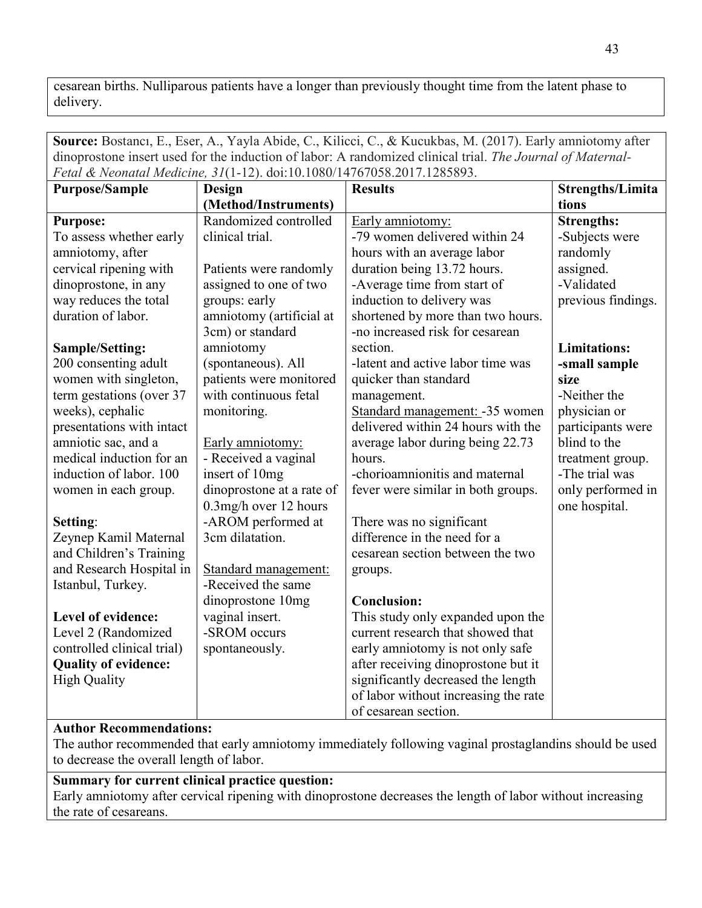cesarean births. Nulliparous patients have a longer than previously thought time from the latent phase to delivery.

**Source:** Bostancı, E., Eser, A., Yayla Abide, C., Kilicci, C., & Kucukbas, M. (2017). Early amniotomy after dinoprostone insert used for the induction of labor: A randomized clinical trial. *The Journal of Maternal-Fetal & Neonatal Medicine, 31*(1-12). doi:10.1080/14767058.2017.1285893.

| Purpose/Sample | Design (Method/Instruments) | Results | Strengths/Limitations |
|---|---|---|---|
| **Purpose:**<br>To assess whether early amniotomy, after cervical ripening with dinoprostone, in any way reduces the total duration of labor.<br><br>**Sample/Setting:**<br>200 consenting adult women with singleton, term gestations (over 37 weeks), cephalic presentations with intact amniotic sac, and a medical induction for an induction of labor. 100 women in each group.<br><br>**Setting**:<br>Zeynep Kamil Maternal and Children's Training and Research Hospital in Istanbul, Turkey.<br><br>**Level of evidence:**<br>Level 2 (Randomized controlled clinical trial)<br>**Quality of evidence:**<br>High Quality | Randomized controlled clinical trial.<br><br>Patients were randomly assigned to one of two groups: early amniotomy (artificial at 3cm) or standard amniotomy (spontaneous). All patients were monitored with continuous fetal monitoring.<br><br><u>Early amniotomy:</u><br>- Received a vaginal insert of 10mg dinoprostone at a rate of 0.3mg/h over 12 hours<br>-AROM performed at 3cm dilatation.<br><br><u>Standard management:</u><br>-Received the same dinoprostone 10mg vaginal insert.<br>-SROM occurs spontaneously. | <u>Early amniotomy:</u><br>-79 women delivered within 24 hours with an average labor duration being 13.72 hours.<br>-Average time from start of induction to delivery was shortened by more than two hours.<br>-no increased risk for cesarean section.<br>-latent and active labor time was quicker than standard management.<br><u>Standard management:</u> -35 women delivered within 24 hours with the average labor during being 22.73 hours.<br>-chorioamnionitis and maternal fever were similar in both groups.<br><br>There was no significant difference in the need for a cesarean section between the two groups.<br><br>**Conclusion:**<br>This study only expanded upon the current research that showed that early amniotomy is not only safe after receiving dinoprostone but it significantly decreased the length of labor without increasing the rate of cesarean section. | **Strengths:**<br>-Subjects were randomly assigned.<br>-Validated previous findings.<br><br>**Limitations:**<br>**-small sample size**<br>-Neither the physician or participants were blind to the treatment group.<br>-The trial was only performed in one hospital. |

**Author Recommendations:**
The author recommended that early amniotomy immediately following vaginal prostaglandins should be used to decrease the overall length of labor.

**Summary for current clinical practice question:**
Early amniotomy after cervical ripening with dinoprostone decreases the length of labor without increasing the rate of cesareans.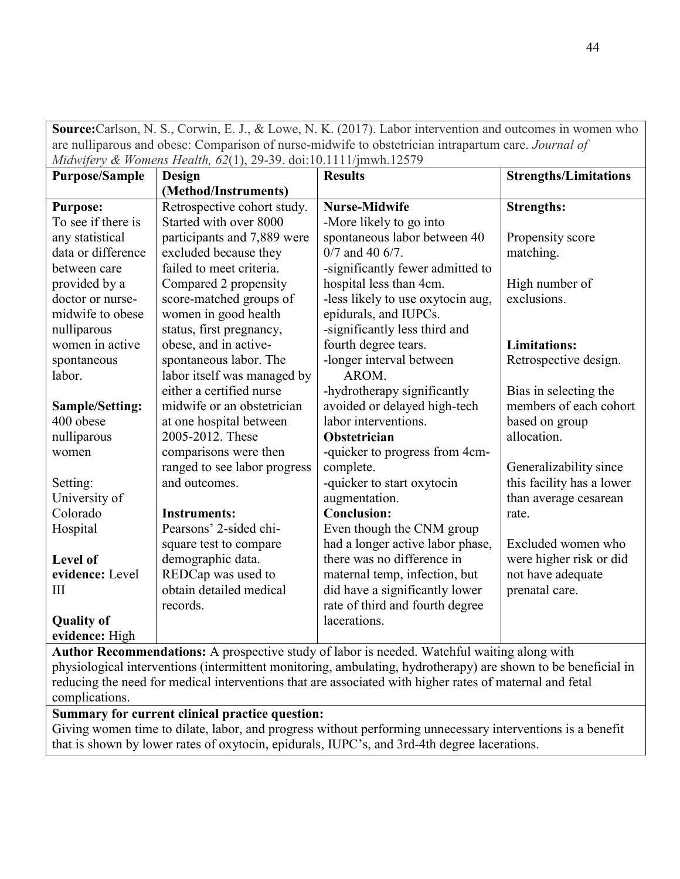**Source:** Carlson, N. S., Corwin, E. J., & Lowe, N. K. (2017). Labor intervention and outcomes in women who are nulliparous and obese: Comparison of nurse-midwife to obstetrician intrapartum care. *Journal of Midwifery & Womens Health, 62*(1), 29-39. doi:10.1111/jmwh.12579

| Purpose/Sample | Design (Method/Instruments) | Results | Strengths/Limitations |
|---|---|---|---|
| **Purpose:**<br>To see if there is any statistical data or difference between care provided by a doctor or nurse-midwife to obese nulliparous women in active spontaneous labor.<br><br>**Sample/Setting:**<br>400 obese nulliparous women<br><br>Setting:<br>University of Colorado Hospital<br><br>**Level of evidence:** Level III<br><br>**Quality of evidence:** High | Retrospective cohort study. Started with over 8000 participants and 7,889 were excluded because they failed to meet criteria. Compared 2 propensity score-matched groups of women in good health status, first pregnancy, obese, and in active-spontaneous labor. The labor itself was managed by either a certified nurse midwife or an obstetrician at one hospital between 2005-2012. These comparisons were then ranged to see labor progress and outcomes.<br><br>**Instruments:**<br>Pearsons' 2-sided chi-square test to compare demographic data.<br>REDCap was used to obtain detailed medical records. | **Nurse-Midwife**<br>-More likely to go into spontaneous labor between 40 0/7 and 40 6/7.<br>-significantly fewer admitted to hospital less than 4cm.<br>-less likely to use oxytocin aug, epidurals, and IUPCs.<br>-significantly less third and fourth degree tears.<br>-longer interval between AROM.<br>-hydrotherapy significantly avoided or delayed high-tech labor interventions.<br>**Obstetrician**<br>-quicker to progress from 4cm-complete.<br>-quicker to start oxytocin augmentation.<br>**Conclusion:**<br>Even though the CNM group had a longer active labor phase, there was no difference in maternal temp, infection, but did have a significantly lower rate of third and fourth degree lacerations. | **Strengths:**<br><br>Propensity score matching.<br><br>High number of exclusions.<br><br>**Limitations:**<br>Retrospective design.<br><br>Bias in selecting the members of each cohort based on group allocation.<br><br>Generalizability since this facility has a lower than average cesarean rate.<br><br>Excluded women who were higher risk or did not have adequate prenatal care. |

**Author Recommendations:** A prospective study of labor is needed. Watchful waiting along with physiological interventions (intermittent monitoring, ambulating, hydrotherapy) are shown to be beneficial in reducing the need for medical interventions that are associated with higher rates of maternal and fetal complications.

**Summary for current clinical practice question:**
Giving women time to dilate, labor, and progress without performing unnecessary interventions is a benefit that is shown by lower rates of oxytocin, epidurals, IUPC's, and 3rd-4th degree lacerations.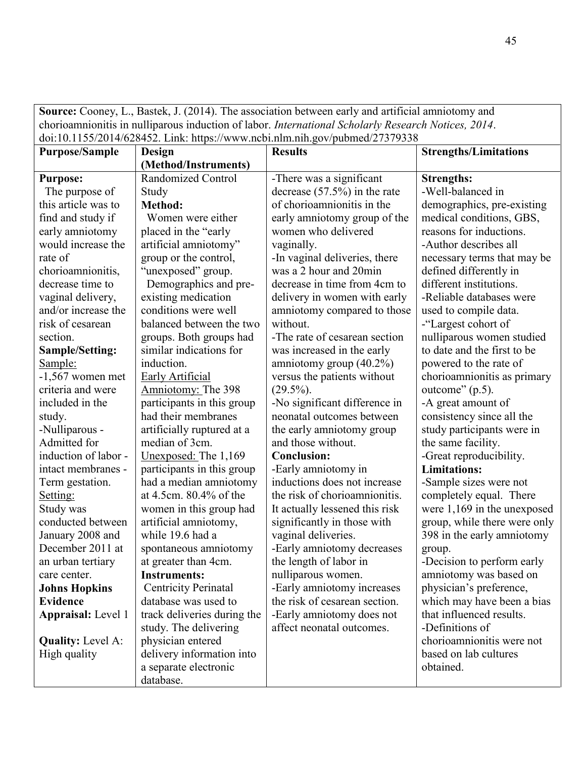| **Source:** Cooney, L., Bastek, J. (2014). The association between early and artificial amniotomy and chorioamnionitis in nulliparous induction of labor. *International Scholarly Research Notices, 2014*. doi:10.1155/2014/628452. Link: https://www.ncbi.nlm.nih.gov/pubmed/27379338 | | | |
|---|---|---|---|
| **Purpose/Sample** | **Design (Method/Instruments)** | **Results** | **Strengths/Limitations** |
| **Purpose:**<br>The purpose of this article was to find and study if early amniotomy would increase the rate of chorioamnionitis, decrease time to vaginal delivery, and/or increase the risk of cesarean section.<br>**Sample/Setting:**<br>Sample:<br>-1,567 women met criteria and were included in the study.<br>-Nulliparous - Admitted for induction of labor - intact membranes - Term gestation.<br>Setting:<br>Study was conducted between January 2008 and December 2011 at an urban tertiary care center.<br>**Johns Hopkins Evidence Appraisal:** Level 1<br><br>**Quality:** Level A: High quality | Randomized Control Study<br>**Method:**<br>Women were either placed in the "early artificial amniotomy" group or the control, "unexposed" group.<br>Demographics and pre-existing medication conditions were well balanced between the two groups. Both groups had similar indications for induction.<br>Early Artificial Amniotomy: The 398 participants in this group had their membranes artificially ruptured at a median of 3cm.<br>Unexposed: The 1,169 participants in this group had a median amniotomy at 4.5cm. 80.4% of the women in this group had artificial amniotomy, while 19.6 had a spontaneous amniotomy at greater than 4cm.<br>**Instruments:**<br>Centricity Perinatal database was used to track deliveries during the study. The delivering physician entered delivery information into a separate electronic database. | -There was a significant decrease (57.5%) in the rate of chorioamnionitis in the early amniotomy group of the women who delivered vaginally.<br>-In vaginal deliveries, there was a 2 hour and 20min decrease in time from 4cm to delivery in women with early amniotomy compared to those without.<br>-The rate of cesarean section was increased in the early amniotomy group (40.2%) versus the patients without (29.5%).<br>-No significant difference in neonatal outcomes between the early amniotomy group and those without.<br>**Conclusion:**<br>-Early amniotomy in inductions does not increase the risk of chorioamnionitis. It actually lessened this risk significantly in those with vaginal deliveries.<br>-Early amniotomy decreases the length of labor in nulliparous women.<br>-Early amniotomy increases the risk of cesarean section.<br>-Early amniotomy does not affect neonatal outcomes. | **Strengths:**<br>-Well-balanced in demographics, pre-existing medical conditions, GBS, reasons for inductions.<br>-Author describes all necessary terms that may be defined differently in different institutions.<br>-Reliable databases were used to compile data.<br>-"Largest cohort of nulliparous women studied to date and the first to be powered to the rate of chorioamnionitis as primary outcome" (p.5).<br>-A great amount of consistency since all the study participants were in the same facility.<br>-Great reproducibility.<br>**Limitations:**<br>-Sample sizes were not completely equal. There were 1,169 in the unexposed group, while there were only 398 in the early amniotomy group.<br>-Decision to perform early amniotomy was based on physician's preference, which may have been a bias that influenced results.<br>-Definitions of chorioamnionitis were not based on lab cultures obtained. |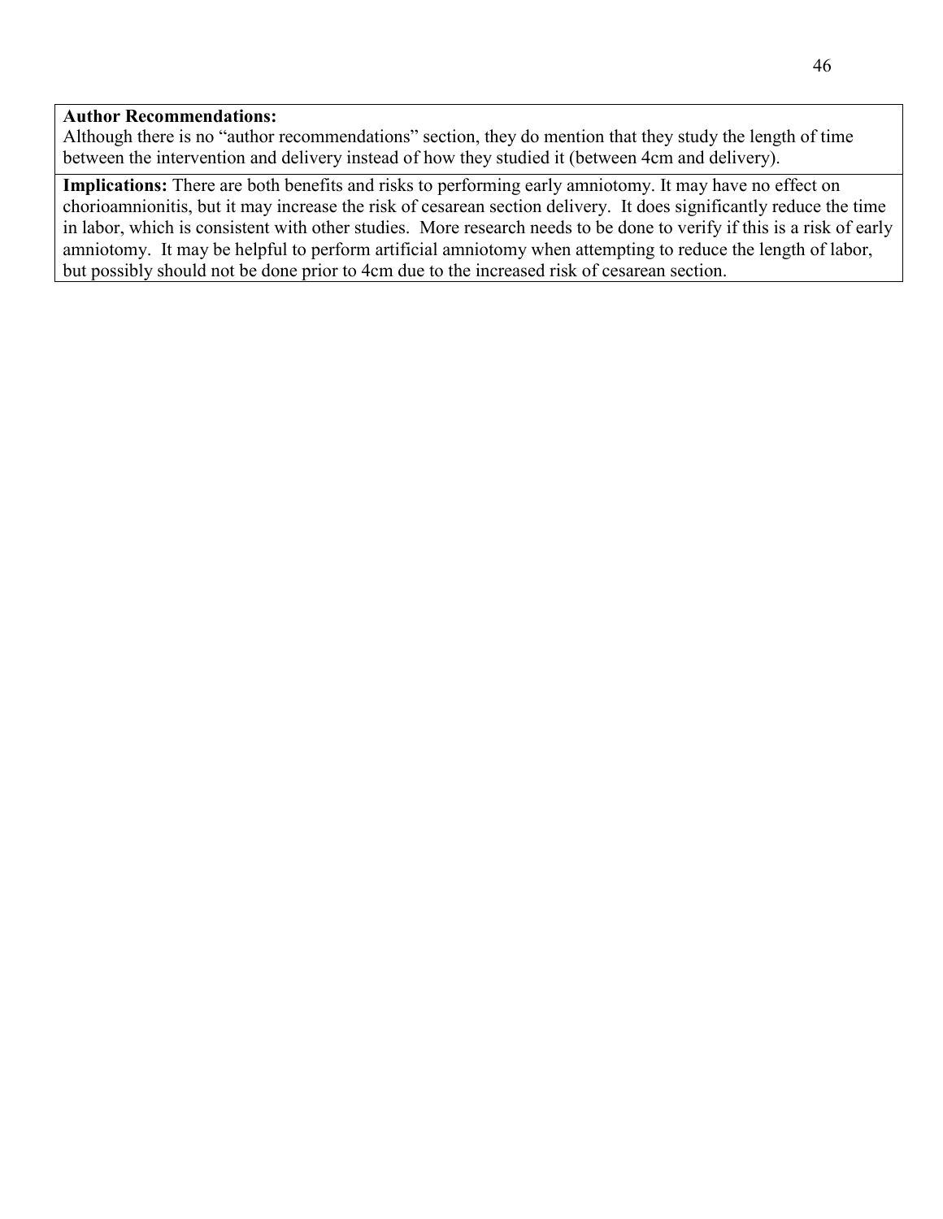**Author Recommendations:**
Although there is no "author recommendations" section, they do mention that they study the length of time between the intervention and delivery instead of how they studied it (between 4cm and delivery).

**Implications:** There are both benefits and risks to performing early amniotomy. It may have no effect on chorioamnionitis, but it may increase the risk of cesarean section delivery. It does significantly reduce the time in labor, which is consistent with other studies. More research needs to be done to verify if this is a risk of early amniotomy. It may be helpful to perform artificial amniotomy when attempting to reduce the length of labor, but possibly should not be done prior to 4cm due to the increased risk of cesarean section.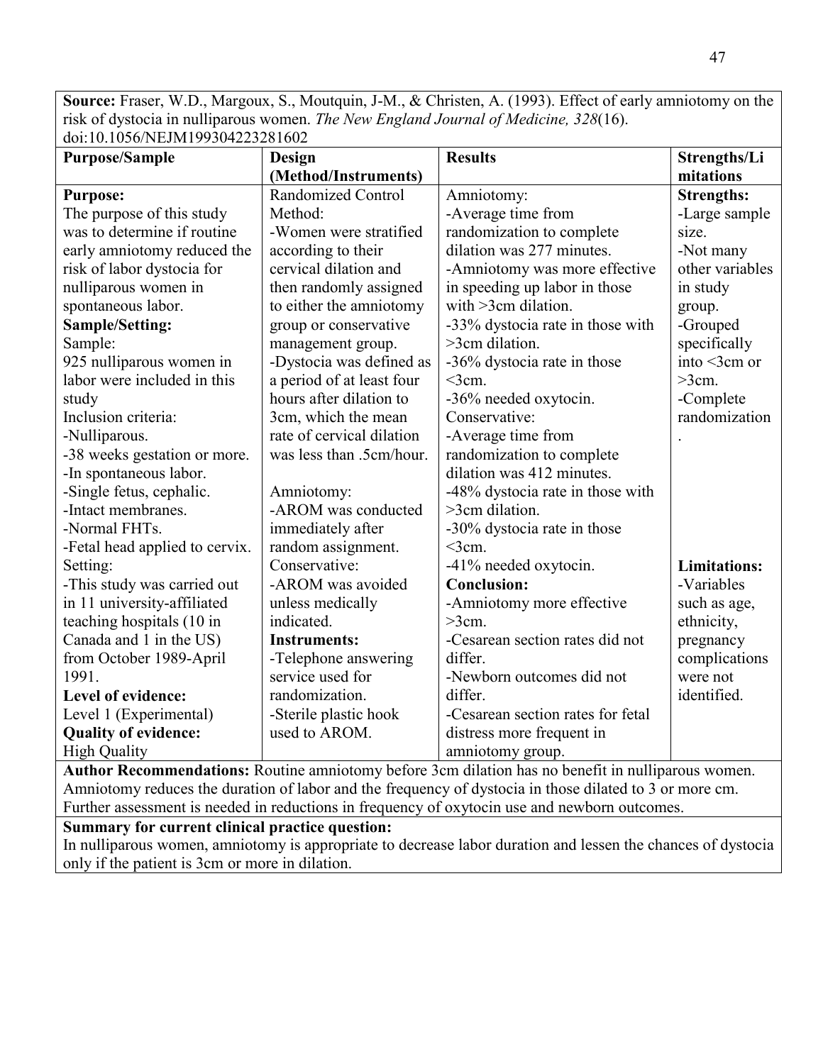**Source:** Fraser, W.D., Margoux, S., Moutquin, J-M., & Christen, A. (1993). Effect of early amniotomy on the risk of dystocia in nulliparous women. *The New England Journal of Medicine, 328*(16). doi:10.1056/NEJM199304223281602

| Purpose/Sample | Design (Method/Instruments) | Results | Strengths/Limitations |
|---|---|---|---|
| **Purpose:**<br>The purpose of this study was to determine if routine early amniotomy reduced the risk of labor dystocia for nulliparous women in spontaneous labor.<br>**Sample/Setting:**<br>Sample:<br>925 nulliparous women in labor were included in this study<br>Inclusion criteria:<br>-Nulliparous.<br>-38 weeks gestation or more.<br>-In spontaneous labor.<br>-Single fetus, cephalic.<br>-Intact membranes.<br>-Normal FHTs.<br>-Fetal head applied to cervix.<br>Setting:<br>-This study was carried out in 11 university-affiliated teaching hospitals (10 in Canada and 1 in the US) from October 1989-April 1991.<br>**Level of evidence:**<br>Level 1 (Experimental)<br>**Quality of evidence:**<br>High Quality | Randomized Control<br>Method:<br>-Women were stratified according to their cervical dilation and then randomly assigned to either the amniotomy group or conservative management group.<br>-Dystocia was defined as a period of at least four hours after dilation to 3cm, which the mean rate of cervical dilation was less than .5cm/hour.<br><br>Amniotomy:<br>-AROM was conducted immediately after random assignment.<br>Conservative:<br>-AROM was avoided unless medically indicated.<br>**Instruments:**<br>-Telephone answering service used for randomization.<br>-Sterile plastic hook used to AROM. | Amniotomy:<br>-Average time from randomization to complete dilation was 277 minutes.<br>-Amniotomy was more effective in speeding up labor in those with >3cm dilation.<br>-33% dystocia rate in those with >3cm dilation.<br>-36% dystocia rate in those <3cm.<br>-36% needed oxytocin.<br>Conservative:<br>-Average time from randomization to complete dilation was 412 minutes.<br>-48% dystocia rate in those with >3cm dilation.<br>-30% dystocia rate in those <3cm.<br>-41% needed oxytocin.<br>**Conclusion:**<br>-Amniotomy more effective >3cm.<br>-Cesarean section rates did not differ.<br>-Newborn outcomes did not differ.<br>-Cesarean section rates for fetal distress more frequent in amniotomy group. | **Strengths:**<br>-Large sample size.<br>-Not many other variables in study group.<br>-Grouped specifically into <3cm or >3cm.<br>-Complete randomization.<br><br>**Limitations:**<br>-Variables such as age, ethnicity, pregnancy complications were not identified. |

**Author Recommendations:** Routine amniotomy before 3cm dilation has no benefit in nulliparous women. Amniotomy reduces the duration of labor and the frequency of dystocia in those dilated to 3 or more cm. Further assessment is needed in reductions in frequency of oxytocin use and newborn outcomes.

**Summary for current clinical practice question:**
In nulliparous women, amniotomy is appropriate to decrease labor duration and lessen the chances of dystocia only if the patient is 3cm or more in dilation.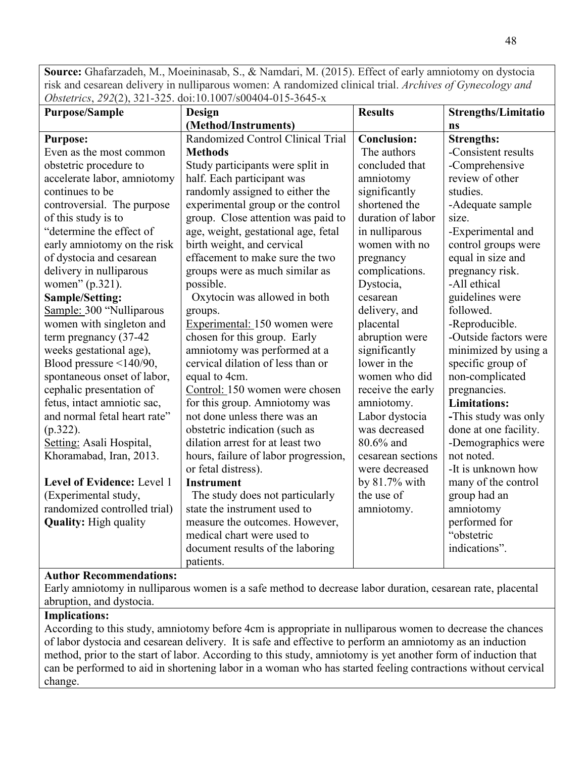**Source:** Ghafarzadeh, M., Moeininasab, S., & Namdari, M. (2015). Effect of early amniotomy on dystocia risk and cesarean delivery in nulliparous women: A randomized clinical trial. *Archives of Gynecology and Obstetrics*, *292*(2), 321-325. doi:10.1007/s00404-015-3645-x

| **Purpose/Sample** | **Design (Method/Instruments)** | **Results** | **Strengths/Limitations** |
|---|---|---|---|
| **Purpose:**<br>Even as the most common obstetric procedure to accelerate labor, amniotomy continues to be controversial. The purpose of this study is to "determine the effect of early amniotomy on the risk of dystocia and cesarean delivery in nulliparous women" (p.321).<br>**Sample/Setting:**<br><u>Sample:</u> 300 "Nulliparous women with singleton and term pregnancy (37-42 weeks gestational age), Blood pressure <140/90, spontaneous onset of labor, cephalic presentation of fetus, intact amniotic sac, and normal fetal heart rate" (p.322).<br><u>Setting:</u> Asali Hospital, Khoramabad, Iran, 2013.<br><br>**Level of Evidence:** Level 1 (Experimental study, randomized controlled trial)<br>**Quality:** High quality | Randomized Control Clinical Trial<br>**Methods**<br>Study participants were split in half. Each participant was randomly assigned to either the experimental group or the control group. Close attention was paid to age, weight, gestational age, fetal birth weight, and cervical effacement to make sure the two groups were as much similar as possible.<br>Oxytocin was allowed in both groups.<br><u>Experimental:</u> 150 women were chosen for this group. Early amniotomy was performed at a cervical dilation of less than or equal to 4cm.<br><u>Control:</u> 150 women were chosen for this group. Amniotomy was not done unless there was an obstetric indication (such as dilation arrest for at least two hours, failure of labor progression, or fetal distress).<br>**Instrument**<br>The study does not particularly state the instrument used to measure the outcomes. However, medical chart were used to document results of the laboring patients. | **Conclusion:**<br>The authors concluded that amniotomy significantly shortened the duration of labor in nulliparous women with no pregnancy complications. Dystocia, cesarean delivery, and placental abruption were significantly lower in the women who did receive the early amniotomy. Labor dystocia was decreased 80.6% and cesarean sections were decreased by 81.7% with the use of amniotomy. | **Strengths:**<br>-Consistent results<br>-Comprehensive review of other studies.<br>-Adequate sample size.<br>-Experimental and control groups were equal in size and pregnancy risk.<br>-All ethical guidelines were followed.<br>-Reproducible.<br>-Outside factors were minimized by using a specific group of non-complicated pregnancies.<br>**Limitations:**<br>-This study was only done at one facility.<br>-Demographics were not noted.<br>-It is unknown how many of the control group had an amniotomy performed for "obstetric indications". |

**Author Recommendations:**
Early amniotomy in nulliparous women is a safe method to decrease labor duration, cesarean rate, placental abruption, and dystocia.

**Implications:**
According to this study, amniotomy before 4cm is appropriate in nulliparous women to decrease the chances of labor dystocia and cesarean delivery. It is safe and effective to perform an amniotomy as an induction method, prior to the start of labor. According to this study, amniotomy is yet another form of induction that can be performed to aid in shortening labor in a woman who has started feeling contractions without cervical change.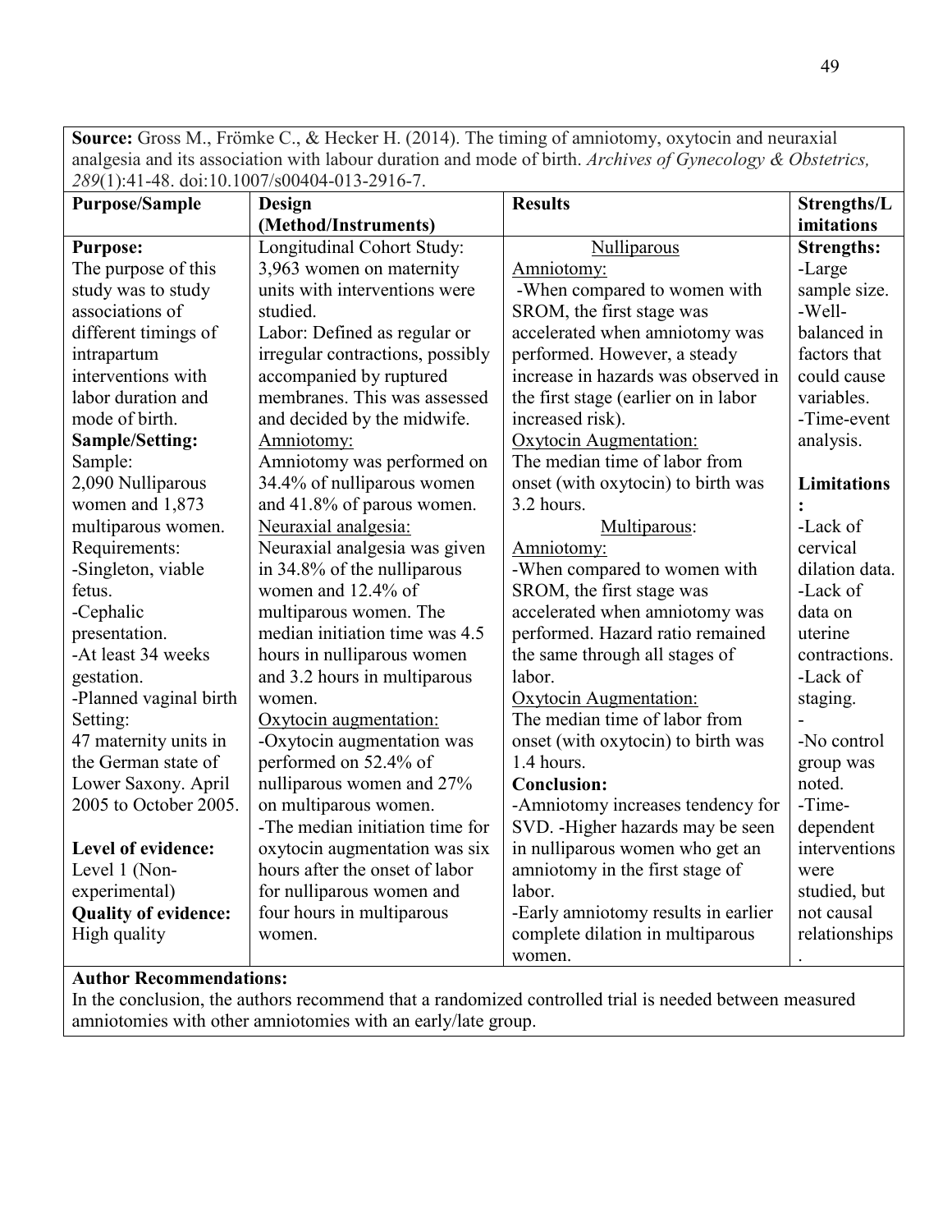**Source:** Gross M., Frömke C., & Hecker H. (2014). The timing of amniotomy, oxytocin and neuraxial analgesia and its association with labour duration and mode of birth. *Archives of Gynecology & Obstetrics, 289*(1):41-48. doi:10.1007/s00404-013-2916-7.

| Purpose/Sample | Design (Method/Instruments) | Results | Strengths/Limitations |
|---|---|---|---|
| **Purpose:**<br>The purpose of this study was to study associations of different timings of intrapartum interventions with labor duration and mode of birth.<br>**Sample/Setting:**<br>Sample:<br>2,090 Nulliparous women and 1,873 multiparous women.<br>Requirements:<br>-Singleton, viable fetus.<br>-Cephalic presentation.<br>-At least 34 weeks gestation.<br>-Planned vaginal birth<br>Setting:<br>47 maternity units in the German state of Lower Saxony. April 2005 to October 2005.<br><br>**Level of evidence:**<br>Level 1 (Non-experimental)<br>**Quality of evidence:**<br>High quality | Longitudinal Cohort Study:<br>3,963 women on maternity units with interventions were studied.<br>Labor: Defined as regular or irregular contractions, possibly accompanied by ruptured membranes. This was assessed and decided by the midwife.<br>Amniotomy:<br>Amniotomy was performed on 34.4% of nulliparous women and 41.8% of parous women.<br>Neuraxial analgesia:<br>Neuraxial analgesia was given in 34.8% of the nulliparous women and 12.4% of multiparous women. The median initiation time was 4.5 hours in nulliparous women and 3.2 hours in multiparous women.<br>Oxytocin augmentation:<br>-Oxytocin augmentation was performed on 52.4% of nulliparous women and 27% on multiparous women.<br>-The median initiation time for oxytocin augmentation was six hours after the onset of labor for nulliparous women and four hours in multiparous women. | Nulliparous<br>Amniotomy:<br>-When compared to women with SROM, the first stage was accelerated when amniotomy was performed. However, a steady increase in hazards was observed in the first stage (earlier on in labor increased risk).<br>Oxytocin Augmentation:<br>The median time of labor from onset (with oxytocin) to birth was 3.2 hours.<br>Multiparous:<br>Amniotomy:<br>-When compared to women with SROM, the first stage was accelerated when amniotomy was performed. Hazard ratio remained the same through all stages of labor.<br>Oxytocin Augmentation:<br>The median time of labor from onset (with oxytocin) to birth was 1.4 hours.<br>**Conclusion:**<br>-Amniotomy increases tendency for SVD. -Higher hazards may be seen in nulliparous women who get an amniotomy in the first stage of labor.<br>-Early amniotomy results in earlier complete dilation in multiparous women. | **Strengths:**<br>-Large sample size.<br>-Well-balanced in factors that could cause variables.<br>-Time-event analysis.<br><br>**Limitations:**<br>-Lack of cervical dilation data.<br>-Lack of data on uterine contractions.<br>-Lack of staging.<br>-<br>-No control group was noted.<br>-Time-dependent interventions were studied, but not causal relationships. |

**Author Recommendations:**
In the conclusion, the authors recommend that a randomized controlled trial is needed between measured amniotomies with other amniotomies with an early/late group.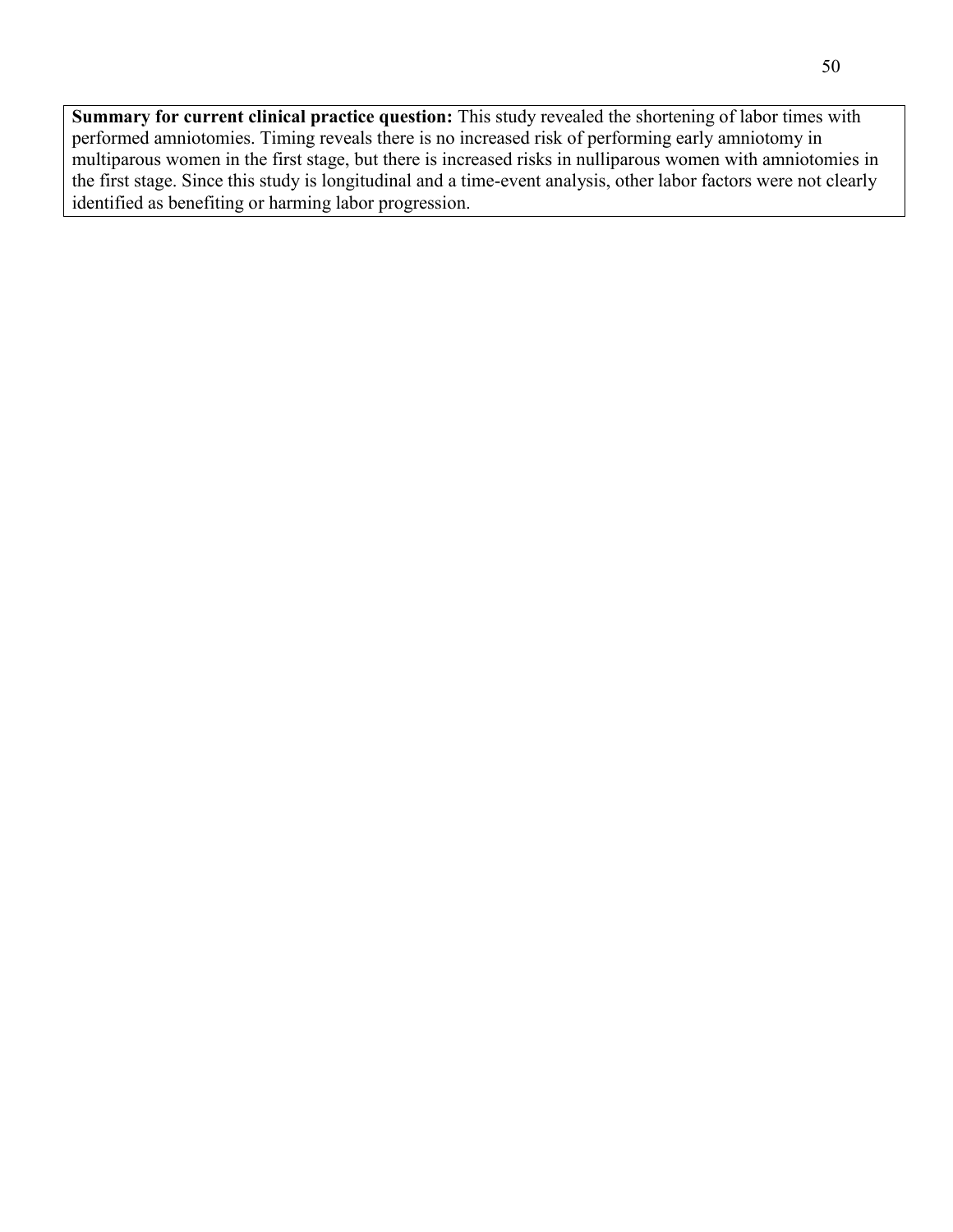**Summary for current clinical practice question:** This study revealed the shortening of labor times with performed amniotomies. Timing reveals there is no increased risk of performing early amniotomy in multiparous women in the first stage, but there is increased risks in nulliparous women with amniotomies in the first stage. Since this study is longitudinal and a time-event analysis, other labor factors were not clearly identified as benefiting or harming labor progression.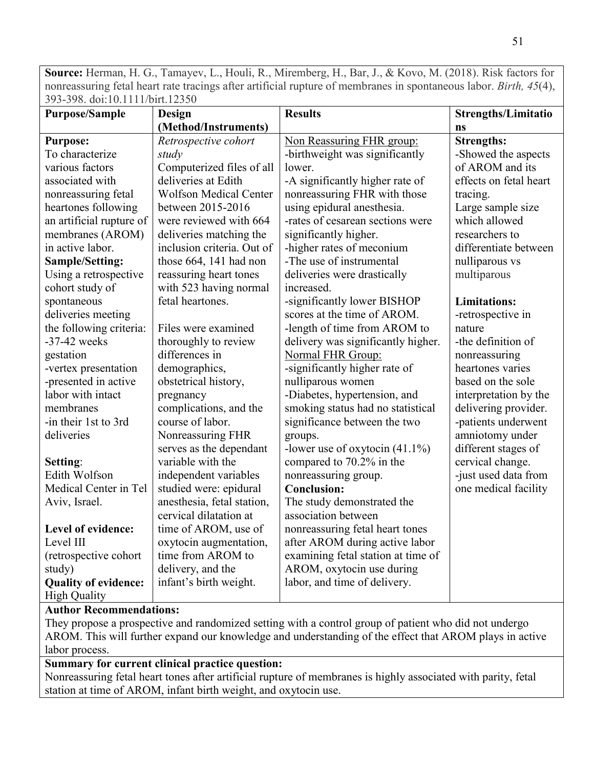**Source:** Herman, H. G., Tamayev, L., Houli, R., Miremberg, H., Bar, J., & Kovo, M. (2018). Risk factors for nonreassuring fetal heart rate tracings after artificial rupture of membranes in spontaneous labor. *Birth, 45*(4), 393-398. doi:10.1111/birt.12350

| Purpose/Sample | Design (Method/Instruments) | Results | Strengths/Limitations |
|---|---|---|---|
| **Purpose:**<br>To characterize various factors associated with nonreassuring fetal heartones following an artificial rupture of membranes (AROM) in active labor.<br>**Sample/Setting:**<br>Using a retrospective cohort study of spontaneous deliveries meeting the following criteria:<br>-37-42 weeks gestation<br>-vertex presentation<br>-presented in active labor with intact membranes<br>-in their 1st to 3rd deliveries<br><br>**Setting**:<br>Edith Wolfson Medical Center in Tel Aviv, Israel.<br><br>**Level of evidence:**<br>Level III (retrospective cohort study)<br>**Quality of evidence:**<br>High Quality | *Retrospective cohort study*<br>Computerized files of all deliveries at Edith Wolfson Medical Center between 2015-2016 were reviewed with 664 deliveries matching the inclusion criteria. Out of those 664, 141 had non reassuring heart tones with 523 having normal fetal heartones.<br><br>Files were examined thoroughly to review differences in demographics, obstetrical history, pregnancy complications, and the course of labor. Nonreassuring FHR serves as the dependant variable with the independent variables studied were: epidural anesthesia, fetal station, cervical dilatation at time of AROM, use of oxytocin augmentation, time from AROM to delivery, and the infant's birth weight. | <u>Non Reassuring FHR group:</u><br>-birthweight was significantly lower.<br>-A significantly higher rate of nonreassuring FHR with those using epidural anesthesia.<br>-rates of cesarean sections were significantly higher.<br>-higher rates of meconium<br>-The use of instrumental deliveries were drastically increased.<br>-significantly lower BISHOP scores at the time of AROM.<br>-length of time from AROM to delivery was significantly higher.<br><u>Normal FHR Group:</u><br>-significantly higher rate of nulliparous women<br>-Diabetes, hypertension, and smoking status had no statistical significance between the two groups.<br>-lower use of oxytocin (41.1%) compared to 70.2% in the nonreassuring group.<br>**Conclusion:**<br>The study demonstrated the association between nonreassuring fetal heart tones after AROM during active labor examining fetal station at time of AROM, oxytocin use during labor, and time of delivery. | **Strengths:**<br>-Showed the aspects of AROM and its effects on fetal heart tracing.<br>Large sample size which allowed researchers to differentiate between nulliparous vs multiparous<br><br>**Limitations:**<br>-retrospective in nature<br>-the definition of nonreassuring heartones varies based on the sole interpretation by the delivering provider.<br>-patients underwent amniotomy under different stages of cervical change.<br>-just used data from one medical facility |

**Author Recommendations:**
They propose a prospective and randomized setting with a control group of patient who did not undergo AROM. This will further expand our knowledge and understanding of the effect that AROM plays in active labor process.

**Summary for current clinical practice question:**
Nonreassuring fetal heart tones after artificial rupture of membranes is highly associated with parity, fetal station at time of AROM, infant birth weight, and oxytocin use.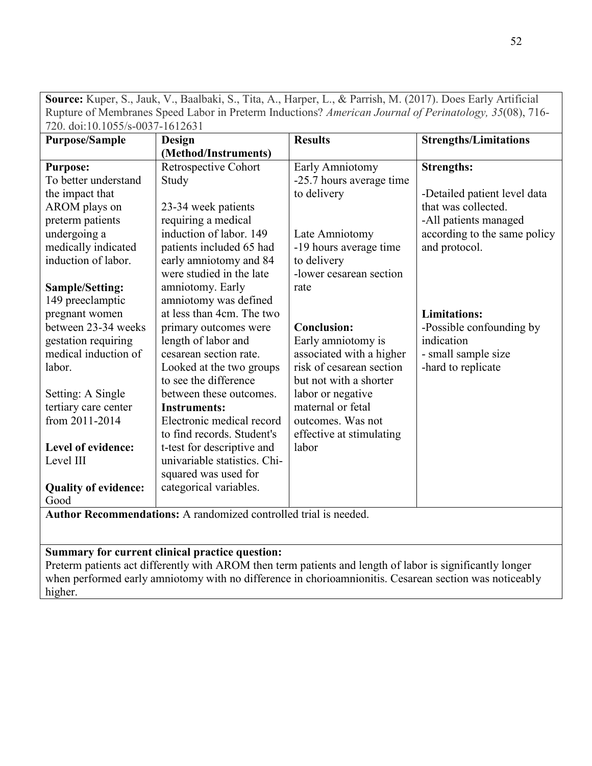| **Source:** Kuper, S., Jauk, V., Baalbaki, S., Tita, A., Harper, L., & Parrish, M. (2017). Does Early Artificial Rupture of Membranes Speed Labor in Preterm Inductions? *American Journal of Perinatology, 35*(08), 716-720. doi:10.1055/s-0037-1612631 | | | |
|---|---|---|---|
| **Purpose/Sample** | **Design (Method/Instruments)** | **Results** | **Strengths/Limitations** |
| **Purpose:**<br>To better understand the impact that AROM plays on preterm patients undergoing a medically indicated induction of labor.<br><br>**Sample/Setting:**<br>149 preeclamptic pregnant women between 23-34 weeks gestation requiring medical induction of labor.<br><br>Setting: A Single tertiary care center from 2011-2014<br><br>**Level of evidence:**<br>Level III<br><br>**Quality of evidence:**<br>Good | Retrospective Cohort Study<br><br>23-34 week patients requiring a medical induction of labor. 149 patients included 65 had early amniotomy and 84 were studied in the late amniotomy. Early amniotomy was defined at less than 4cm. The two primary outcomes were length of labor and cesarean section rate. Looked at the two groups to see the difference between these outcomes.<br>**Instruments:**<br>Electronic medical record to find records. Student's t-test for descriptive and univariable statistics. Chi-squared was used for categorical variables. | Early Amniotomy<br>-25.7 hours average time to delivery<br><br>Late Amniotomy<br>-19 hours average time to delivery<br>-lower cesarean section rate<br><br>**Conclusion:**<br>Early amniotomy is associated with a higher risk of cesarean section but not with a shorter labor or negative maternal or fetal outcomes. Was not effective at stimulating labor | **Strengths:**<br><br>-Detailed patient level data that was collected.<br>-All patients managed according to the same policy and protocol.<br><br>**Limitations:**<br>-Possible confounding by indication<br>- small sample size<br>-hard to replicate |
| **Author Recommendations:** A randomized controlled trial is needed. | | | |
| **Summary for current clinical practice question:**<br>Preterm patients act differently with AROM then term patients and length of labor is significantly longer when performed early amniotomy with no difference in chorioamnionitis. Cesarean section was noticeably higher. | | | |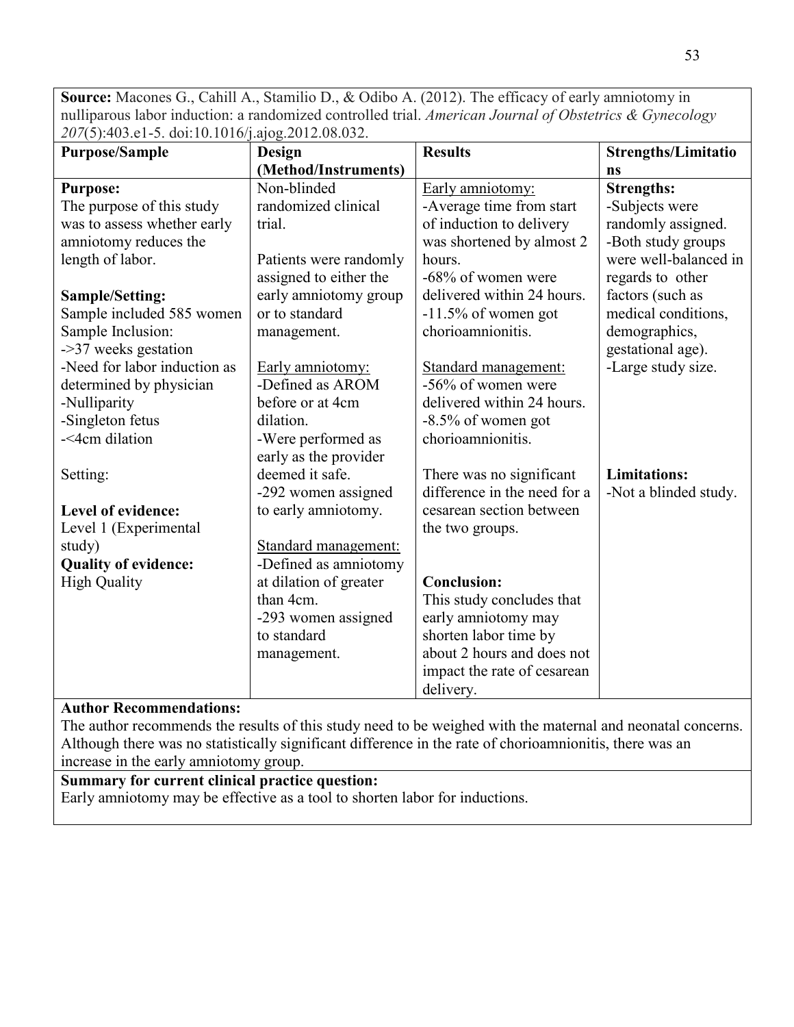**Source:** Macones G., Cahill A., Stamilio D., & Odibo A. (2012). The efficacy of early amniotomy in nulliparous labor induction: a randomized controlled trial. *American Journal of Obstetrics & Gynecology 207*(5):403.e1-5. doi:10.1016/j.ajog.2012.08.032.

| Purpose/Sample | Design (Method/Instruments) | Results | Strengths/Limitations |
|---|---|---|---|
| **Purpose:**<br>The purpose of this study was to assess whether early amniotomy reduces the length of labor.<br><br>**Sample/Setting:**<br>Sample included 585 women<br>Sample Inclusion:<br>->37 weeks gestation<br>-Need for labor induction as determined by physician<br>-Nulliparity<br>-Singleton fetus<br>-<4cm dilation<br><br>Setting:<br><br>**Level of evidence:**<br>Level 1 (Experimental study)<br>**Quality of evidence:**<br>High Quality | Non-blinded randomized clinical trial.<br><br>Patients were randomly assigned to either the early amniotomy group or to standard management.<br><br><u>Early amniotomy:</u><br>-Defined as AROM before or at 4cm dilation.<br>-Were performed as early as the provider deemed it safe.<br>-292 women assigned to early amniotomy.<br><br><u>Standard management:</u><br>-Defined as amniotomy at dilation of greater than 4cm.<br>-293 women assigned to standard management. | <u>Early amniotomy:</u><br>-Average time from start of induction to delivery was shortened by almost 2 hours.<br>-68% of women were delivered within 24 hours.<br>-11.5% of women got chorioamnionitis.<br><br><u>Standard management:</u><br>-56% of women were delivered within 24 hours.<br>-8.5% of women got chorioamnionitis.<br><br>There was no significant difference in the need for a cesarean section between the two groups.<br><br>**Conclusion:**<br>This study concludes that early amniotomy may shorten labor time by about 2 hours and does not impact the rate of cesarean delivery. | **Strengths:**<br>-Subjects were randomly assigned.<br>-Both study groups were well-balanced in regards to other factors (such as medical conditions, demographics, gestational age).<br>-Large study size.<br><br>**Limitations:**<br>-Not a blinded study. |

**Author Recommendations:**
The author recommends the results of this study need to be weighed with the maternal and neonatal concerns. Although there was no statistically significant difference in the rate of chorioamnionitis, there was an increase in the early amniotomy group.

**Summary for current clinical practice question:**
Early amniotomy may be effective as a tool to shorten labor for inductions.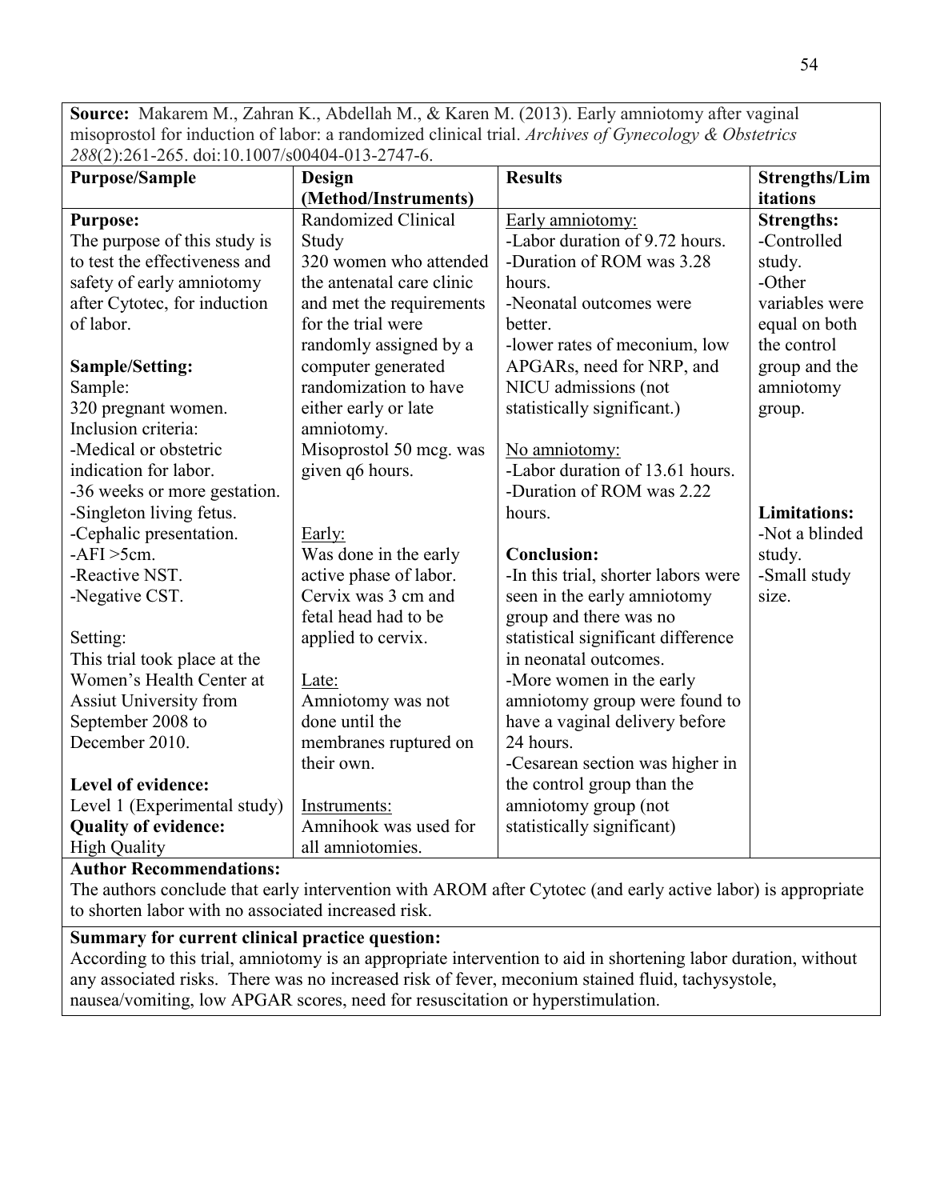**Source:** Makarem M., Zahran K., Abdellah M., & Karen M. (2013). Early amniotomy after vaginal misoprostol for induction of labor: a randomized clinical trial. *Archives of Gynecology & Obstetrics 288*(2):261-265. doi:10.1007/s00404-013-2747-6.

| **Purpose/Sample** | **Design (Method/Instruments)** | **Results** | **Strengths/Limitations** |
|---|---|---|---|
| **Purpose:**<br>The purpose of this study is to test the effectiveness and safety of early amniotomy after Cytotec, for induction of labor.<br><br>**Sample/Setting:**<br>Sample:<br>320 pregnant women.<br>Inclusion criteria:<br>-Medical or obstetric indication for labor.<br>-36 weeks or more gestation.<br>-Singleton living fetus.<br>-Cephalic presentation.<br>-AFI >5cm.<br>-Reactive NST.<br>-Negative CST.<br><br>Setting:<br>This trial took place at the Women's Health Center at Assiut University from September 2008 to December 2010.<br><br>**Level of evidence:**<br>Level 1 (Experimental study)<br>**Quality of evidence:**<br>High Quality | Randomized Clinical Study<br>320 women who attended the antenatal care clinic and met the requirements for the trial were randomly assigned by a computer generated randomization to have either early or late amniotomy.<br>Misoprostol 50 mcg. was given q6 hours.<br><br>Early:<br>Was done in the early active phase of labor. Cervix was 3 cm and fetal head had to be applied to cervix.<br><br>Late:<br>Amniotomy was not done until the membranes ruptured on their own.<br><br>Instruments:<br>Amnihook was used for all amniotomies. | Early amniotomy:<br>-Labor duration of 9.72 hours.<br>-Duration of ROM was 3.28 hours.<br>-Neonatal outcomes were better.<br>-lower rates of meconium, low APGARs, need for NRP, and NICU admissions (not statistically significant.)<br><br>No amniotomy:<br>-Labor duration of 13.61 hours.<br>-Duration of ROM was 2.22 hours.<br><br>**Conclusion:**<br>-In this trial, shorter labors were seen in the early amniotomy group and there was no statistical significant difference in neonatal outcomes.<br>-More women in the early amniotomy group were found to have a vaginal delivery before 24 hours.<br>-Cesarean section was higher in the control group than the amniotomy group (not statistically significant) | **Strengths:**<br>-Controlled study.<br>-Other variables were equal on both the control group and the amniotomy group.<br><br>**Limitations:**<br>-Not a blinded study.<br>-Small study size. |

**Author Recommendations:**
The authors conclude that early intervention with AROM after Cytotec (and early active labor) is appropriate to shorten labor with no associated increased risk.

**Summary for current clinical practice question:**
According to this trial, amniotomy is an appropriate intervention to aid in shortening labor duration, without any associated risks. There was no increased risk of fever, meconium stained fluid, tachysystole, nausea/vomiting, low APGAR scores, need for resuscitation or hyperstimulation.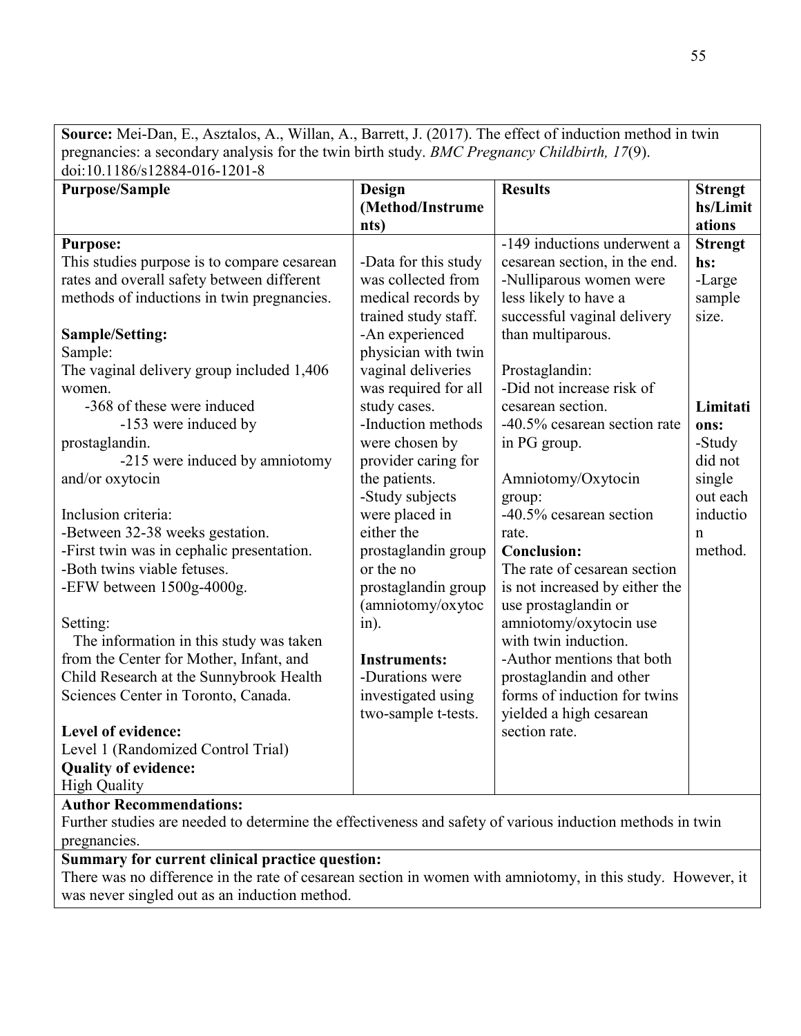| **Source:** Mei-Dan, E., Asztalos, A., Willan, A., Barrett, J. (2017). The effect of induction method in twin pregnancies: a secondary analysis for the twin birth study. *BMC Pregnancy Childbirth, 17*(9). doi:10.1186/s12884-016-1201-8 | | | |
|---|---|---|---|
| **Purpose/Sample** | **Design (Method/Instruments)** | **Results** | **Strengths/Limitations** |
| **Purpose:**<br>This studies purpose is to compare cesarean rates and overall safety between different methods of inductions in twin pregnancies.<br><br>**Sample/Setting:**<br>Sample:<br>The vaginal delivery group included 1,406 women.<br>-368 of these were induced<br>-153 were induced by prostaglandin.<br>-215 were induced by amniotomy and/or oxytocin<br><br>Inclusion criteria:<br>-Between 32-38 weeks gestation.<br>-First twin was in cephalic presentation.<br>-Both twins viable fetuses.<br>-EFW between 1500g-4000g.<br><br>Setting:<br>The information in this study was taken from the Center for Mother, Infant, and Child Research at the Sunnybrook Health Sciences Center in Toronto, Canada.<br><br>**Level of evidence:**<br>Level 1 (Randomized Control Trial)<br>**Quality of evidence:**<br>High Quality | -Data for this study was collected from medical records by trained study staff.<br>-An experienced physician with twin vaginal deliveries was required for all study cases.<br>-Induction methods were chosen by provider caring for the patients.<br>-Study subjects were placed in either the prostaglandin group or the no prostaglandin group (amniotomy/oxytocin).<br><br>**Instruments:**<br>-Durations were investigated using two-sample t-tests. | -149 inductions underwent a cesarean section, in the end.<br>-Nulliparous women were less likely to have a successful vaginal delivery than multiparous.<br><br>Prostaglandin:<br>-Did not increase risk of cesarean section.<br>-40.5% cesarean section rate in PG group.<br><br>Amniotomy/Oxytocin group:<br>-40.5% cesarean section rate.<br>**Conclusion:**<br>The rate of cesarean section is not increased by either the use prostaglandin or amniotomy/oxytocin use with twin induction.<br>-Author mentions that both prostaglandin and other forms of induction for twins yielded a high cesarean section rate. | **Strengths:**<br>-Large sample size.<br><br>**Limitations:**<br>-Study did not single out each induction method. |
| **Author Recommendations:**<br>Further studies are needed to determine the effectiveness and safety of various induction methods in twin pregnancies. | | | |
| **Summary for current clinical practice question:**<br>There was no difference in the rate of cesarean section in women with amniotomy, in this study. However, it was never singled out as an induction method. | | | |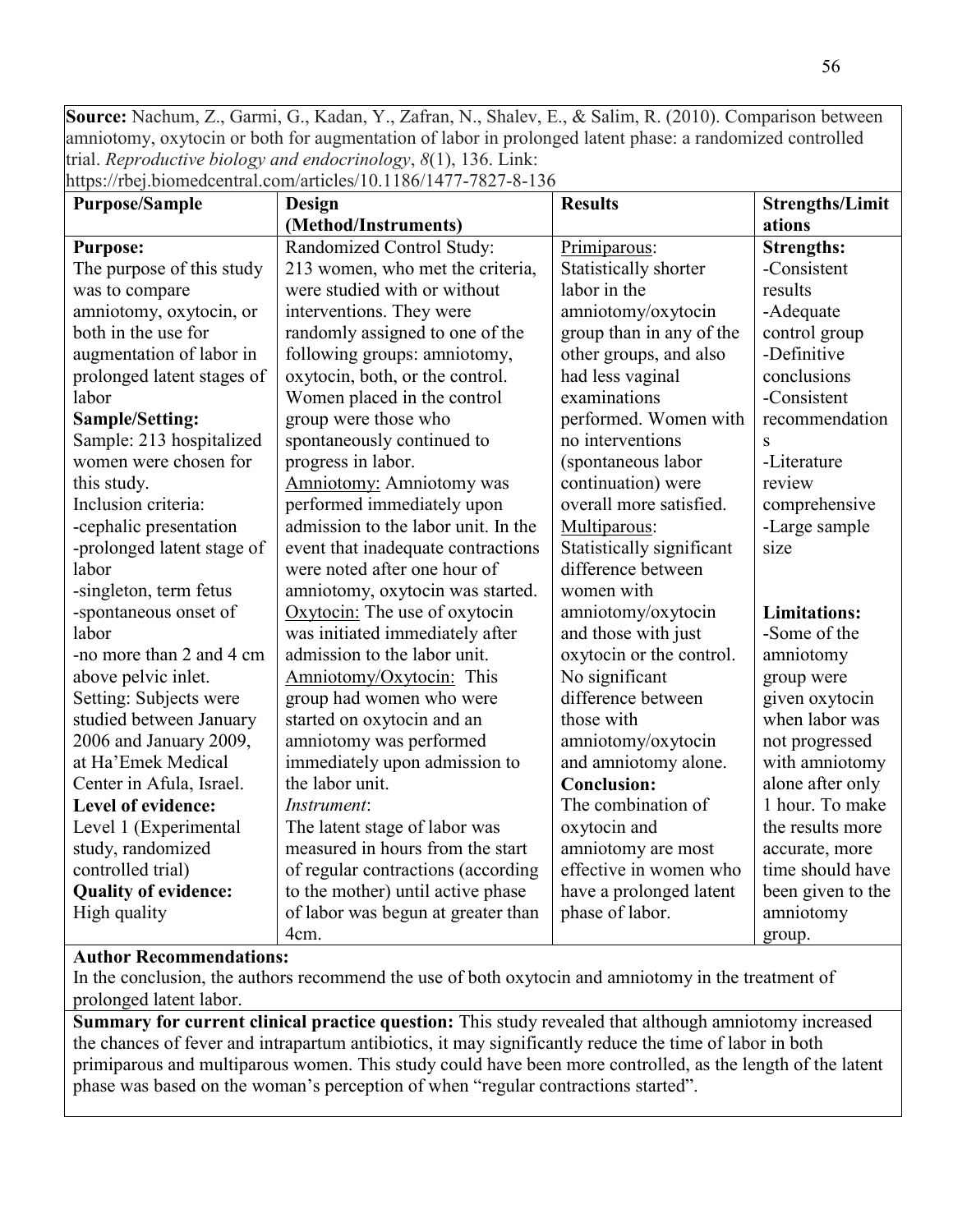**Source:** Nachum, Z., Garmi, G., Kadan, Y., Zafran, N., Shalev, E., & Salim, R. (2010). Comparison between amniotomy, oxytocin or both for augmentation of labor in prolonged latent phase: a randomized controlled trial. *Reproductive biology and endocrinology*, *8*(1), 136. Link: https://rbej.biomedcentral.com/articles/10.1186/1477-7827-8-136

| Purpose/Sample | Design (Method/Instruments) | Results | Strengths/Limitations |
|---|---|---|---|
| **Purpose:**<br>The purpose of this study was to compare amniotomy, oxytocin, or both in the use for augmentation of labor in prolonged latent stages of labor<br>**Sample/Setting:**<br>Sample: 213 hospitalized women were chosen for this study.<br>Inclusion criteria:<br>-cephalic presentation<br>-prolonged latent stage of labor<br>-singleton, term fetus<br>-spontaneous onset of labor<br>-no more than 2 and 4 cm above pelvic inlet.<br>Setting: Subjects were studied between January 2006 and January 2009, at Ha'Emek Medical Center in Afula, Israel.<br>**Level of evidence:**<br>Level 1 (Experimental study, randomized controlled trial)<br>**Quality of evidence:**<br>High quality | Randomized Control Study:<br>213 women, who met the criteria, were studied with or without interventions. They were randomly assigned to one of the following groups: amniotomy, oxytocin, both, or the control. Women placed in the control group were those who spontaneously continued to progress in labor.<br><u>Amniotomy:</u> Amniotomy was performed immediately upon admission to the labor unit. In the event that inadequate contractions were noted after one hour of amniotomy, oxytocin was started.<br><u>Oxytocin:</u> The use of oxytocin was initiated immediately after admission to the labor unit.<br><u>Amniotomy/Oxytocin:</u> This group had women who were started on oxytocin and an amniotomy was performed immediately upon admission to the labor unit.<br>*Instrument*:<br>The latent stage of labor was measured in hours from the start of regular contractions (according to the mother) until active phase of labor was begun at greater than 4cm. | <u>Primiparous</u>:<br>Statistically shorter labor in the amniotomy/oxytocin group than in any of the other groups, and also had less vaginal examinations performed. Women with no interventions (spontaneous labor continuation) were overall more satisfied.<br><u>Multiparous</u>:<br>Statistically significant difference between women with amniotomy/oxytocin and those with just oxytocin or the control. No significant difference between those with amniotomy/oxytocin and amniotomy alone.<br>**Conclusion:**<br>The combination of oxytocin and amniotomy are most effective in women who have a prolonged latent phase of labor. | **Strengths:**<br>-Consistent results<br>-Adequate control group<br>-Definitive conclusions<br>-Consistent recommendations<br>-Literature review comprehensive<br>-Large sample size<br><br>**Limitations:**<br>-Some of the amniotomy group were given oxytocin when labor was not progressed with amniotomy alone after only 1 hour. To make the results more accurate, more time should have been given to the amniotomy group. |

**Author Recommendations:**
In the conclusion, the authors recommend the use of both oxytocin and amniotomy in the treatment of prolonged latent labor.

**Summary for current clinical practice question:** This study revealed that although amniotomy increased the chances of fever and intrapartum antibiotics, it may significantly reduce the time of labor in both primiparous and multiparous women. This study could have been more controlled, as the length of the latent phase was based on the woman's perception of when "regular contractions started".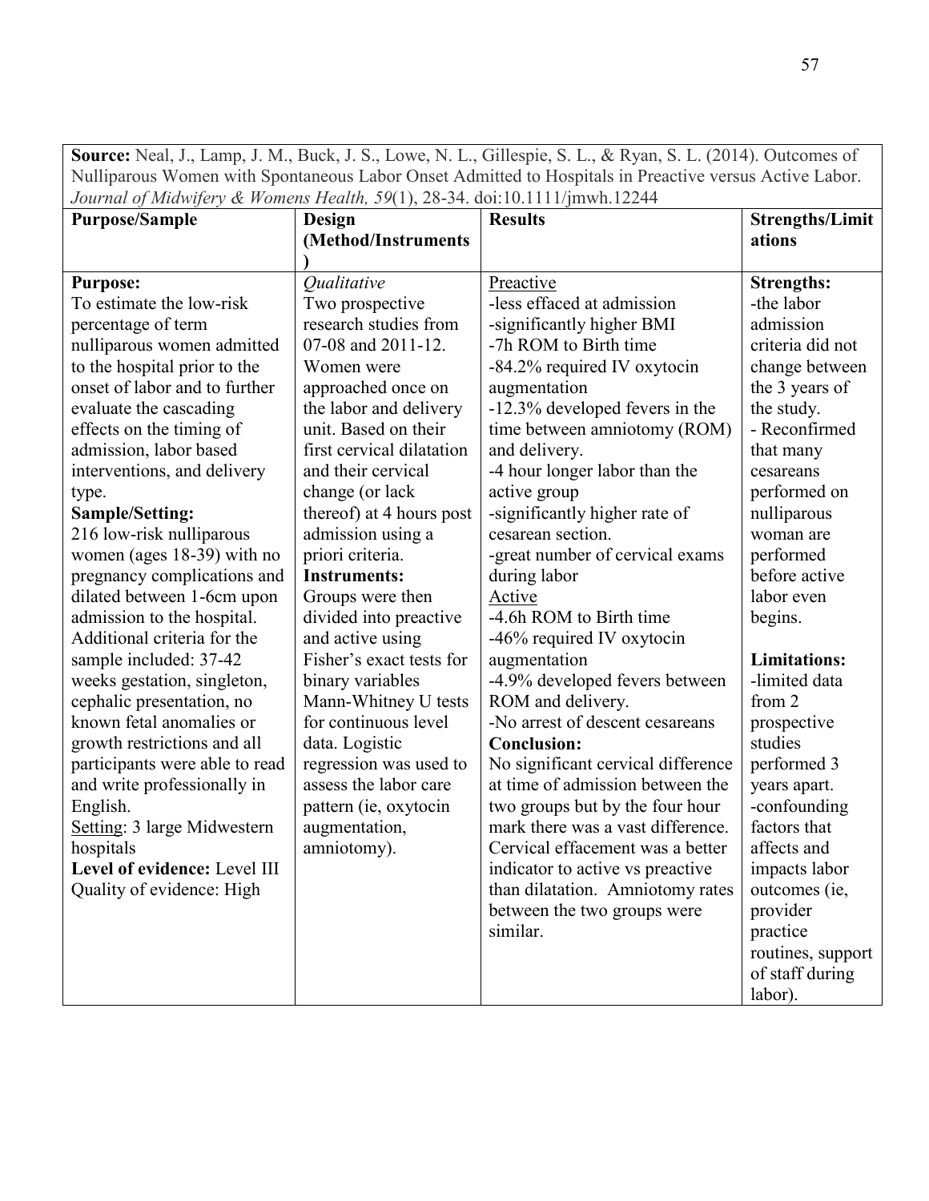**Source:** Neal, J., Lamp, J. M., Buck, J. S., Lowe, N. L., Gillespie, S. L., & Ryan, S. L. (2014). Outcomes of Nulliparous Women with Spontaneous Labor Onset Admitted to Hospitals in Preactive versus Active Labor. *Journal of Midwifery & Womens Health, 59*(1), 28-34. doi:10.1111/jmwh.12244

| **Purpose/Sample** | **Design (Method/Instruments)** | **Results** | **Strengths/Limitations** |
|---|---|---|---|
| **Purpose:**<br>To estimate the low-risk percentage of term nulliparous women admitted to the hospital prior to the onset of labor and to further evaluate the cascading effects on the timing of admission, labor based interventions, and delivery type.<br>**Sample/Setting:**<br>216 low-risk nulliparous women (ages 18-39) with no pregnancy complications and dilated between 1-6cm upon admission to the hospital. Additional criteria for the sample included: 37-42 weeks gestation, singleton, cephalic presentation, no known fetal anomalies or growth restrictions and all participants were able to read and write professionally in English.<br>Setting: 3 large Midwestern hospitals<br>**Level of evidence:** Level III<br>Quality of evidence: High | *Qualitative*<br>Two prospective research studies from 07-08 and 2011-12. Women were approached once on the labor and delivery unit. Based on their first cervical dilatation and their cervical change (or lack thereof) at 4 hours post admission using a priori criteria.<br>**Instruments:**<br>Groups were then divided into preactive and active using Fisher's exact tests for binary variables Mann-Whitney U tests for continuous level data. Logistic regression was used to assess the labor care pattern (ie, oxytocin augmentation, amniotomy). | Preactive<br>-less effaced at admission<br>-significantly higher BMI<br>-7h ROM to Birth time<br>-84.2% required IV oxytocin augmentation<br>-12.3% developed fevers in the time between amniotomy (ROM) and delivery.<br>-4 hour longer labor than the active group<br>-significantly higher rate of cesarean section.<br>-great number of cervical exams during labor<br>Active<br>-4.6h ROM to Birth time<br>-46% required IV oxytocin augmentation<br>-4.9% developed fevers between ROM and delivery.<br>-No arrest of descent cesareans<br>**Conclusion:**<br>No significant cervical difference at time of admission between the two groups but by the four hour mark there was a vast difference. Cervical effacement was a better indicator to active vs preactive than dilatation. Amniotomy rates between the two groups were similar. | **Strengths:**<br>-the labor admission criteria did not change between the 3 years of the study.<br>- Reconfirmed that many cesareans performed on nulliparous woman are performed before active labor even begins.<br><br>**Limitations:**<br>-limited data from 2 prospective studies performed 3 years apart.<br>-confounding factors that affects and impacts labor outcomes (ie, provider practice routines, support of staff during labor). |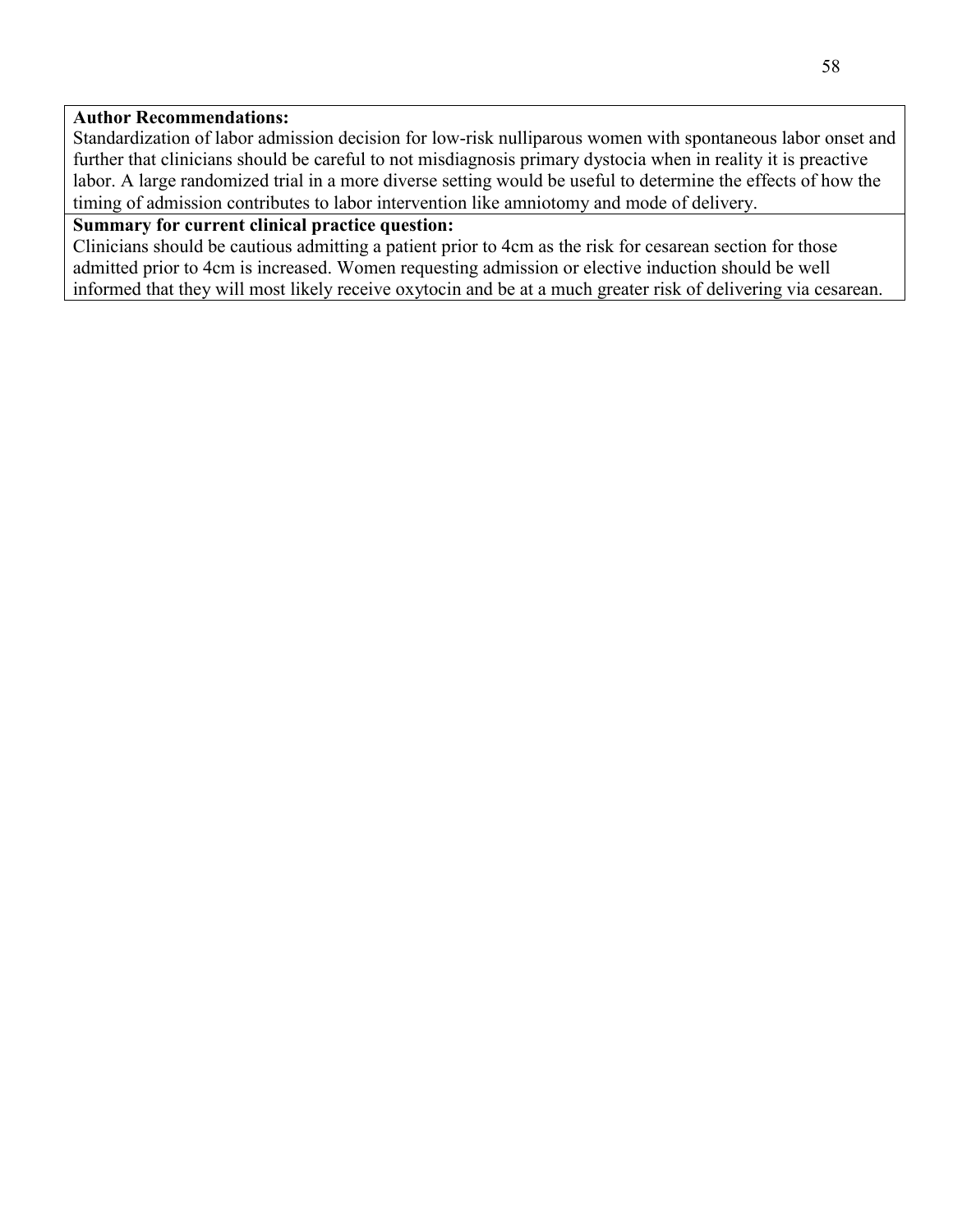**Author Recommendations:**
Standardization of labor admission decision for low-risk nulliparous women with spontaneous labor onset and further that clinicians should be careful to not misdiagnosis primary dystocia when in reality it is preactive labor. A large randomized trial in a more diverse setting would be useful to determine the effects of how the timing of admission contributes to labor intervention like amniotomy and mode of delivery.

**Summary for current clinical practice question:**
Clinicians should be cautious admitting a patient prior to 4cm as the risk for cesarean section for those admitted prior to 4cm is increased. Women requesting admission or elective induction should be well informed that they will most likely receive oxytocin and be at a much greater risk of delivering via cesarean.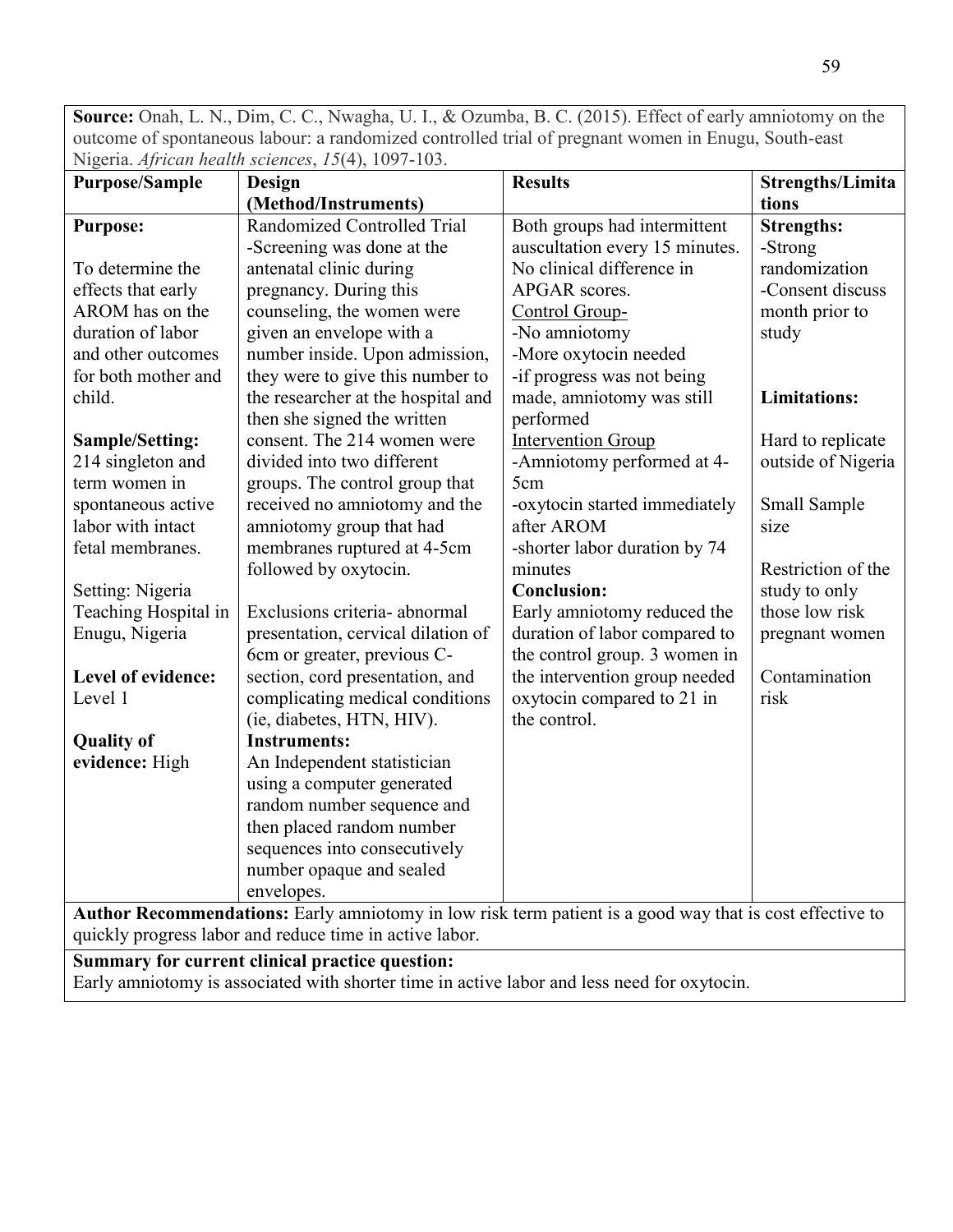**Source:** Onah, L. N., Dim, C. C., Nwagha, U. I., & Ozumba, B. C. (2015). Effect of early amniotomy on the outcome of spontaneous labour: a randomized controlled trial of pregnant women in Enugu, South-east Nigeria. *African health sciences*, *15*(4), 1097-103.

| **Purpose/Sample** | **Design (Method/Instruments)** | **Results** | **Strengths/Limitations** |
|---|---|---|---|
| **Purpose:**<br><br>To determine the effects that early AROM has on the duration of labor and other outcomes for both mother and child.<br><br>**Sample/Setting:**<br>214 singleton and term women in spontaneous active labor with intact fetal membranes.<br><br>Setting: Nigeria Teaching Hospital in Enugu, Nigeria<br><br>**Level of evidence:** Level 1<br><br>**Quality of evidence:** High | Randomized Controlled Trial<br>-Screening was done at the antenatal clinic during pregnancy. During this counseling, the women were given an envelope with a number inside. Upon admission, they were to give this number to the researcher at the hospital and then she signed the written consent. The 214 women were divided into two different groups. The control group that received no amniotomy and the amniotomy group that had membranes ruptured at 4-5cm followed by oxytocin.<br><br>Exclusions criteria- abnormal presentation, cervical dilation of 6cm or greater, previous C-section, cord presentation, and complicating medical conditions (ie, diabetes, HTN, HIV).<br>**Instruments:**<br>An Independent statistician using a computer generated random number sequence and then placed random number sequences into consecutively number opaque and sealed envelopes. | Both groups had intermittent auscultation every 15 minutes. No clinical difference in APGAR scores.<br>Control Group-<br>-No amniotomy<br>-More oxytocin needed<br>-if progress was not being made, amniotomy was still performed<br>Intervention Group<br>-Amniotomy performed at 4-5cm<br>-oxytocin started immediately after AROM<br>-shorter labor duration by 74 minutes<br>**Conclusion:**<br>Early amniotomy reduced the duration of labor compared to the control group. 3 women in the intervention group needed oxytocin compared to 21 in the control. | **Strengths:**<br>-Strong randomization<br>-Consent discuss month prior to study<br><br>**Limitations:**<br><br>Hard to replicate outside of Nigeria<br><br>Small Sample size<br><br>Restriction of the study to only those low risk pregnant women<br><br>Contamination risk |

**Author Recommendations:** Early amniotomy in low risk term patient is a good way that is cost effective to quickly progress labor and reduce time in active labor.

**Summary for current clinical practice question:**
Early amniotomy is associated with shorter time in active labor and less need for oxytocin.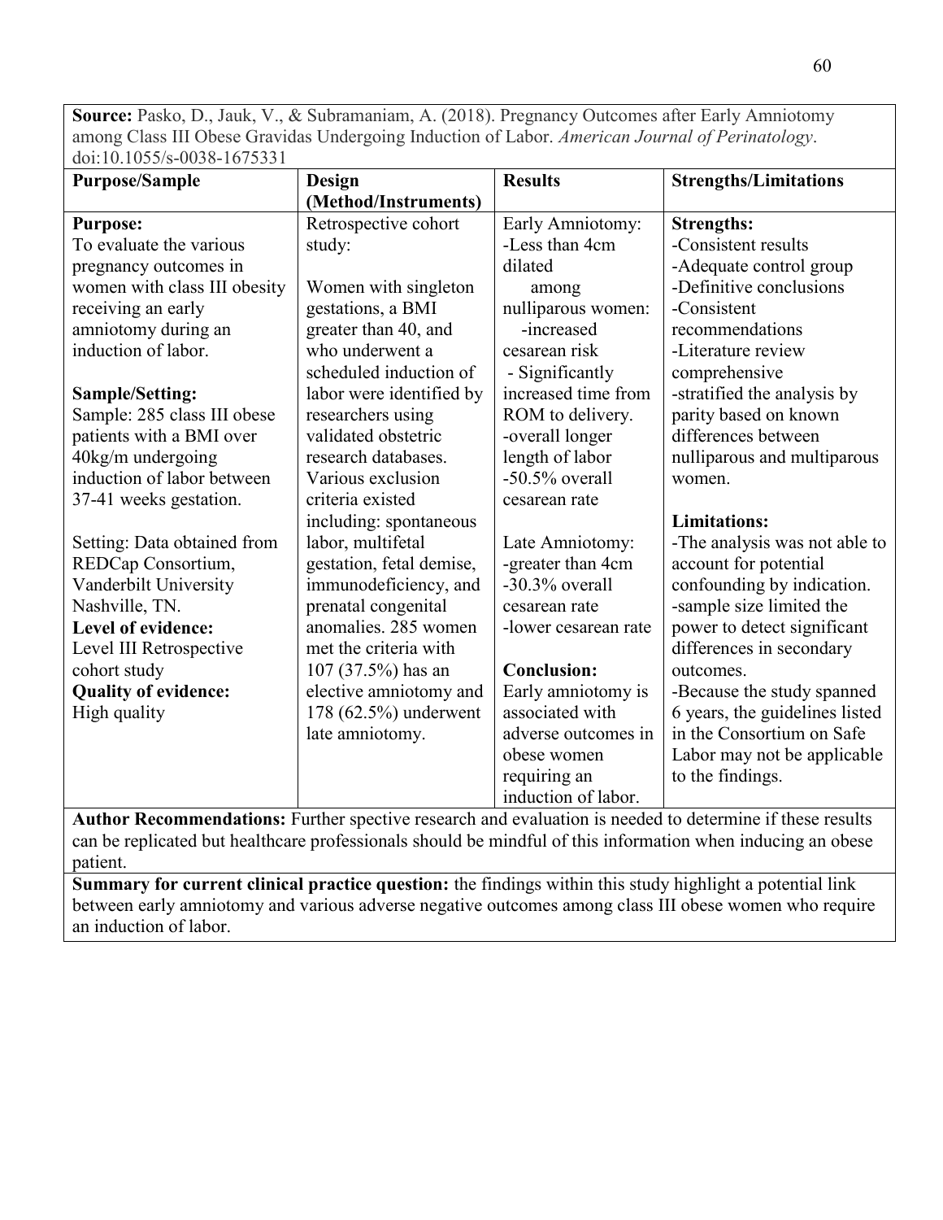**Source:** Pasko, D., Jauk, V., & Subramaniam, A. (2018). Pregnancy Outcomes after Early Amniotomy among Class III Obese Gravidas Undergoing Induction of Labor. *American Journal of Perinatology*. doi:10.1055/s-0038-1675331

| **Purpose/Sample** | **Design (Method/Instruments)** | **Results** | **Strengths/Limitations** |
|---|---|---|---|
| **Purpose:**<br>To evaluate the various pregnancy outcomes in women with class III obesity receiving an early amniotomy during an induction of labor.<br><br>**Sample/Setting:**<br>Sample: 285 class III obese patients with a BMI over 40kg/m undergoing induction of labor between 37-41 weeks gestation.<br><br>Setting: Data obtained from REDCap Consortium, Vanderbilt University Nashville, TN.<br>**Level of evidence:**<br>Level III Retrospective cohort study<br>**Quality of evidence:**<br>High quality | Retrospective cohort study:<br><br>Women with singleton gestations, a BMI greater than 40, and who underwent a scheduled induction of labor were identified by researchers using validated obstetric research databases. Various exclusion criteria existed including: spontaneous labor, multifetal gestation, fetal demise, immunodeficiency, and prenatal congenital anomalies. 285 women met the criteria with 107 (37.5%) has an elective amniotomy and 178 (62.5%) underwent late amniotomy. | Early Amniotomy:<br>-Less than 4cm dilated<br>among nulliparous women:<br>-increased cesarean risk<br>- Significantly increased time from ROM to delivery.<br>-overall longer length of labor<br>-50.5% overall cesarean rate<br><br>Late Amniotomy:<br>-greater than 4cm<br>-30.3% overall cesarean rate<br>-lower cesarean rate<br><br>**Conclusion:**<br>Early amniotomy is associated with adverse outcomes in obese women requiring an induction of labor. | **Strengths:**<br>-Consistent results<br>-Adequate control group<br>-Definitive conclusions<br>-Consistent recommendations<br>-Literature review comprehensive<br>-stratified the analysis by parity based on known differences between nulliparous and multiparous women.<br><br>**Limitations:**<br>-The analysis was not able to account for potential confounding by indication.<br>-sample size limited the power to detect significant differences in secondary outcomes.<br>-Because the study spanned 6 years, the guidelines listed in the Consortium on Safe Labor may not be applicable to the findings. |

**Author Recommendations:** Further spective research and evaluation is needed to determine if these results can be replicated but healthcare professionals should be mindful of this information when inducing an obese patient.

**Summary for current clinical practice question:** the findings within this study highlight a potential link between early amniotomy and various adverse negative outcomes among class III obese women who require an induction of labor.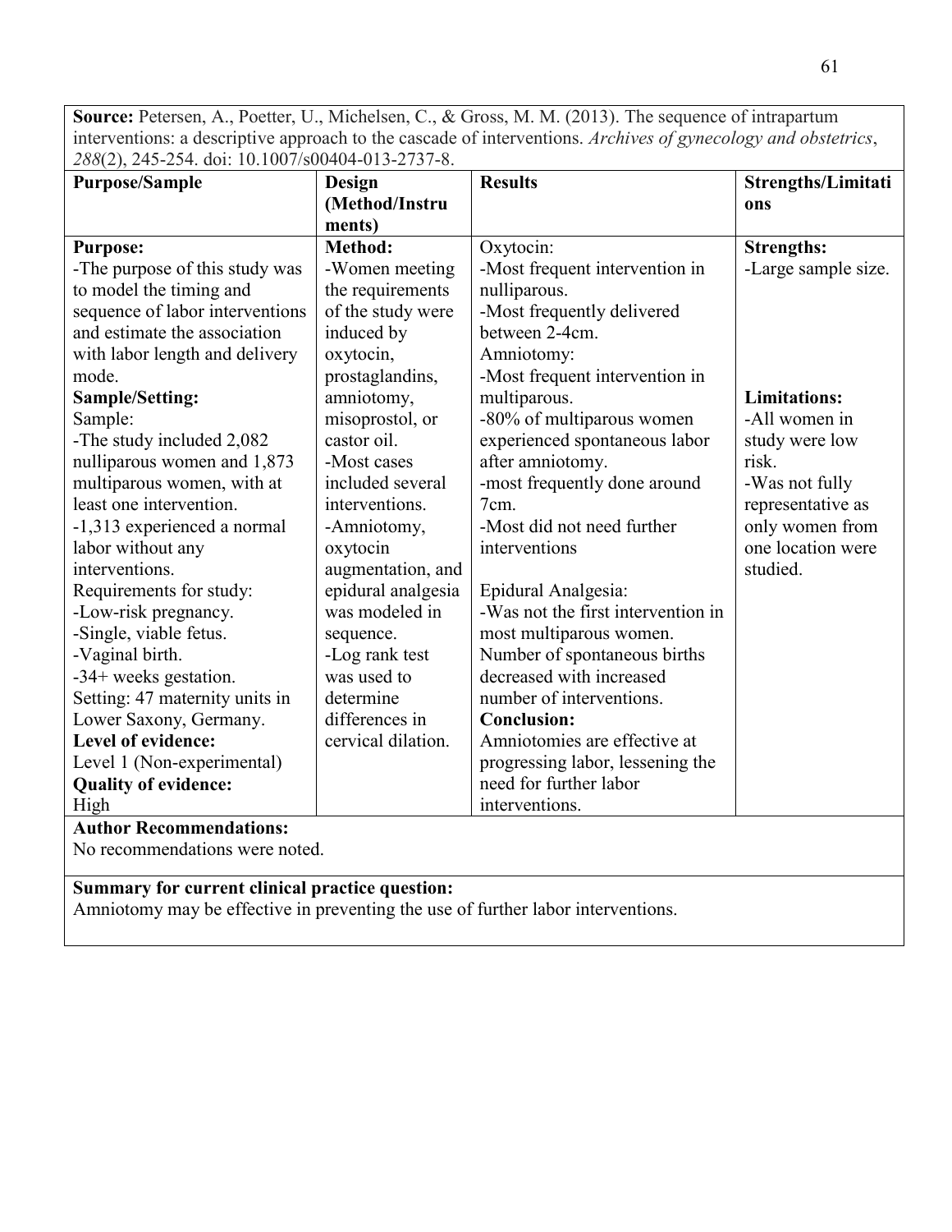**Source:** Petersen, A., Poetter, U., Michelsen, C., & Gross, M. M. (2013). The sequence of intrapartum interventions: a descriptive approach to the cascade of interventions. *Archives of gynecology and obstetrics*, *288*(2), 245-254. doi: 10.1007/s00404-013-2737-8.

| Purpose/Sample | Design (Method/Instruments) | Results | Strengths/Limitations |
|---|---|---|---|
| **Purpose:**<br>-The purpose of this study was to model the timing and sequence of labor interventions and estimate the association with labor length and delivery mode.<br>**Sample/Setting:**<br>Sample:<br>-The study included 2,082 nulliparous women and 1,873 multiparous women, with at least one intervention.<br>-1,313 experienced a normal labor without any interventions.<br>Requirements for study:<br>-Low-risk pregnancy.<br>-Single, viable fetus.<br>-Vaginal birth.<br>-34+ weeks gestation.<br>Setting: 47 maternity units in Lower Saxony, Germany.<br>**Level of evidence:**<br>Level 1 (Non-experimental)<br>**Quality of evidence:**<br>High | **Method:**<br>-Women meeting the requirements of the study were induced by oxytocin, prostaglandins, amniotomy, misoprostol, or castor oil.<br>-Most cases included several interventions.<br>-Amniotomy, oxytocin augmentation, and epidural analgesia was modeled in sequence.<br>-Log rank test was used to determine differences in cervical dilation. | Oxytocin:<br>-Most frequent intervention in nulliparous.<br>-Most frequently delivered between 2-4cm.<br>Amniotomy:<br>-Most frequent intervention in multiparous.<br>-80% of multiparous women experienced spontaneous labor after amniotomy.<br>-most frequently done around 7cm.<br>-Most did not need further interventions<br><br>Epidural Analgesia:<br>-Was not the first intervention in most multiparous women.<br>Number of spontaneous births decreased with increased number of interventions.<br>**Conclusion:**<br>Amniotomies are effective at progressing labor, lessening the need for further labor interventions. | **Strengths:**<br>-Large sample size.<br><br><br><br><br><br>**Limitations:**<br>-All women in study were low risk.<br>-Was not fully representative as only women from one location were studied. |

**Author Recommendations:**
No recommendations were noted.

**Summary for current clinical practice question:**
Amniotomy may be effective in preventing the use of further labor interventions.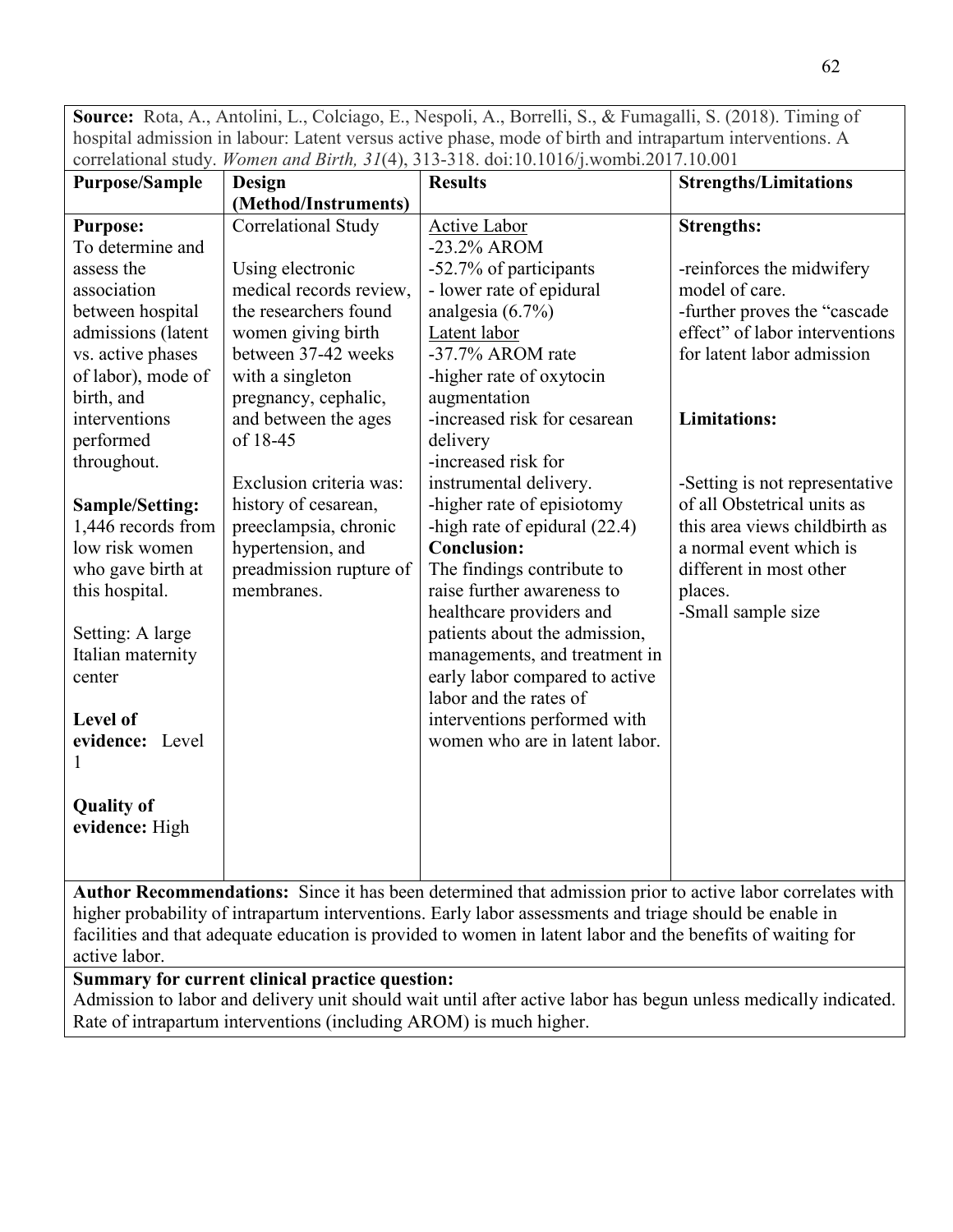**Source:** Rota, A., Antolini, L., Colciago, E., Nespoli, A., Borrelli, S., & Fumagalli, S. (2018). Timing of hospital admission in labour: Latent versus active phase, mode of birth and intrapartum interventions. A correlational study. *Women and Birth, 31*(4), 313-318. doi:10.1016/j.wombi.2017.10.001

| Purpose/Sample | Design (Method/Instruments) | Results | Strengths/Limitations |
|---|---|---|---|
| **Purpose:**<br>To determine and assess the association between hospital admissions (latent vs. active phases of labor), mode of birth, and interventions performed throughout.<br><br>**Sample/Setting:**<br>1,446 records from low risk women who gave birth at this hospital.<br><br>Setting: A large Italian maternity center<br><br>**Level of evidence:** Level 1<br><br>**Quality of evidence:** High | Correlational Study<br><br>Using electronic medical records review, the researchers found women giving birth between 37-42 weeks with a singleton pregnancy, cephalic, and between the ages of 18-45<br><br>Exclusion criteria was: history of cesarean, preeclampsia, chronic hypertension, and preadmission rupture of membranes. | Active Labor<br>-23.2% AROM<br>-52.7% of participants<br>- lower rate of epidural analgesia (6.7%)<br>Latent labor<br>-37.7% AROM rate<br>-higher rate of oxytocin augmentation<br>-increased risk for cesarean delivery<br>-increased risk for instrumental delivery.<br>-higher rate of episiotomy<br>-high rate of epidural (22.4)<br>**Conclusion:**<br>The findings contribute to raise further awareness to healthcare providers and patients about the admission, managements, and treatment in early labor compared to active labor and the rates of interventions performed with women who are in latent labor. | **Strengths:**<br><br>-reinforces the midwifery model of care.<br>-further proves the "cascade effect" of labor interventions for latent labor admission<br><br>**Limitations:**<br><br>-Setting is not representative of all Obstetrical units as this area views childbirth as a normal event which is different in most other places.<br>-Small sample size |

**Author Recommendations:** Since it has been determined that admission prior to active labor correlates with higher probability of intrapartum interventions. Early labor assessments and triage should be enable in facilities and that adequate education is provided to women in latent labor and the benefits of waiting for active labor.

**Summary for current clinical practice question:**
Admission to labor and delivery unit should wait until after active labor has begun unless medically indicated. Rate of intrapartum interventions (including AROM) is much higher.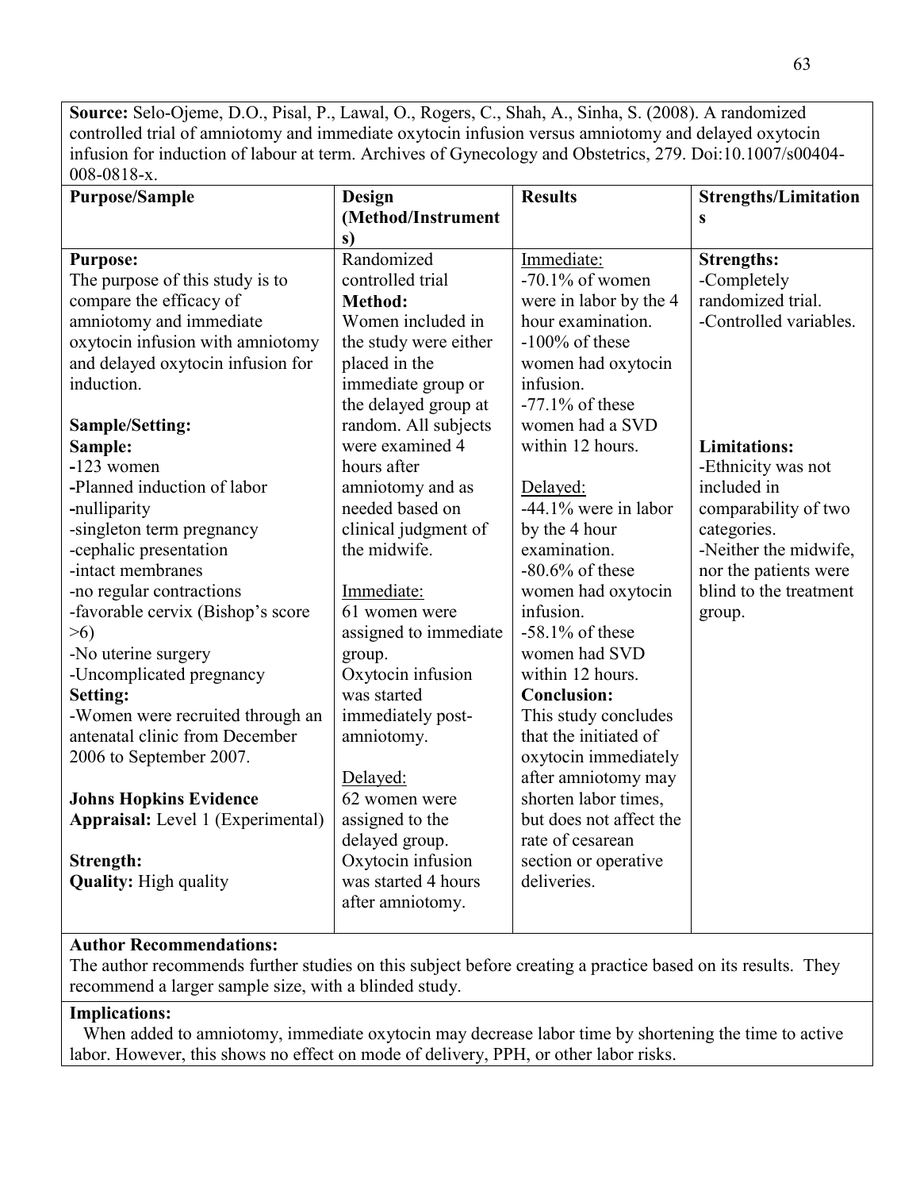**Source:** Selo-Ojeme, D.O., Pisal, P., Lawal, O., Rogers, C., Shah, A., Sinha, S. (2008). A randomized controlled trial of amniotomy and immediate oxytocin infusion versus amniotomy and delayed oxytocin infusion for induction of labour at term. Archives of Gynecology and Obstetrics, 279. Doi:10.1007/s00404-008-0818-x.

| Purpose/Sample | Design (Method/Instruments) | Results | Strengths/Limitations |
|---|---|---|---|
| **Purpose:**<br>The purpose of this study is to compare the efficacy of amniotomy and immediate oxytocin infusion with amniotomy and delayed oxytocin infusion for induction.<br><br>**Sample/Setting:**<br>**Sample:**<br>-123 women<br>-Planned induction of labor<br>-nulliparity<br>-singleton term pregnancy<br>-cephalic presentation<br>-intact membranes<br>-no regular contractions<br>-favorable cervix (Bishop's score >6)<br>-No uterine surgery<br>-Uncomplicated pregnancy<br>**Setting:**<br>-Women were recruited through an antenatal clinic from December 2006 to September 2007.<br><br>**Johns Hopkins Evidence Appraisal:** Level 1 (Experimental)<br><br>**Strength:**<br>**Quality:** High quality | Randomized controlled trial<br>**Method:**<br>Women included in the study were either placed in the immediate group or the delayed group at random. All subjects were examined 4 hours after amniotomy and as needed based on clinical judgment of the midwife.<br><br>Immediate:<br>61 women were assigned to immediate group.<br>Oxytocin infusion was started immediately post-amniotomy.<br><br>Delayed:<br>62 women were assigned to the delayed group.<br>Oxytocin infusion was started 4 hours after amniotomy. | Immediate:<br>-70.1% of women were in labor by the 4 hour examination.<br>-100% of these women had oxytocin infusion.<br>-77.1% of these women had a SVD within 12 hours.<br><br>Delayed:<br>-44.1% were in labor by the 4 hour examination.<br>-80.6% of these women had oxytocin infusion.<br>-58.1% of these women had SVD within 12 hours.<br>**Conclusion:**<br>This study concludes that the initiated of oxytocin immediately after amniotomy may shorten labor times, but does not affect the rate of cesarean section or operative deliveries. | **Strengths:**<br>-Completely randomized trial.<br>-Controlled variables.<br><br>**Limitations:**<br>-Ethnicity was not included in comparability of two categories.<br>-Neither the midwife, nor the patients were blind to the treatment group. |

**Author Recommendations:**
The author recommends further studies on this subject before creating a practice based on its results. They recommend a larger sample size, with a blinded study.

**Implications:**
When added to amniotomy, immediate oxytocin may decrease labor time by shortening the time to active labor. However, this shows no effect on mode of delivery, PPH, or other labor risks.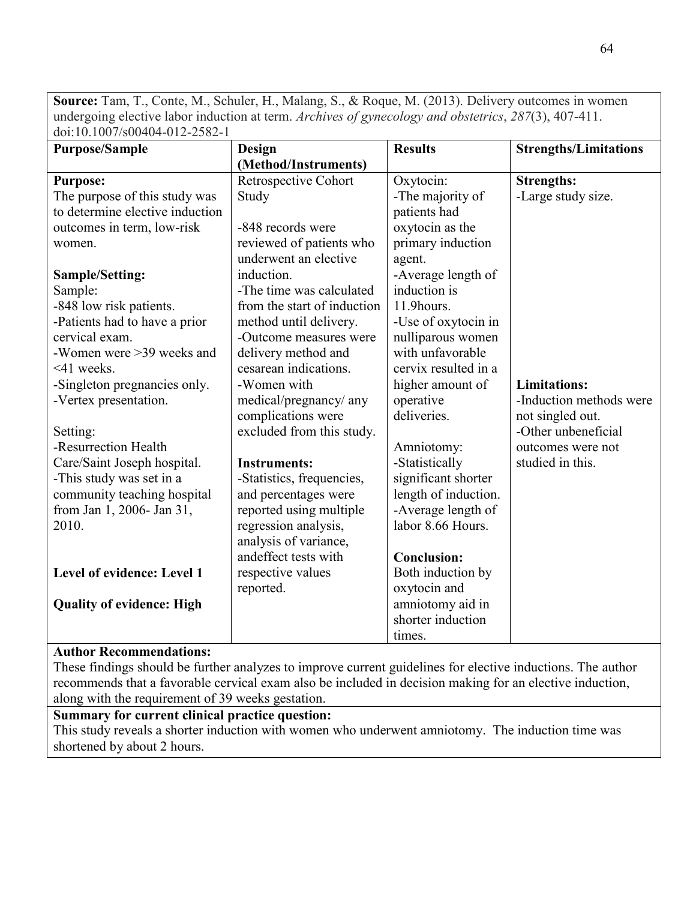**Source:** Tam, T., Conte, M., Schuler, H., Malang, S., & Roque, M. (2013). Delivery outcomes in women undergoing elective labor induction at term. *Archives of gynecology and obstetrics*, *287*(3), 407-411. doi:10.1007/s00404-012-2582-1

| Purpose/Sample | Design (Method/Instruments) | Results | Strengths/Limitations |
|---|---|---|---|
| **Purpose:**<br>The purpose of this study was to determine elective induction outcomes in term, low-risk women.<br><br>**Sample/Setting:**<br>Sample:<br>-848 low risk patients.<br>-Patients had to have a prior cervical exam.<br>-Women were >39 weeks and <41 weeks.<br>-Singleton pregnancies only.<br>-Vertex presentation.<br><br>Setting:<br>-Resurrection Health Care/Saint Joseph hospital.<br>-This study was set in a community teaching hospital from Jan 1, 2006- Jan 31, 2010.<br><br>**Level of evidence: Level 1**<br><br>**Quality of evidence: High** | Retrospective Cohort Study<br><br>-848 records were reviewed of patients who underwent an elective induction.<br>-The time was calculated from the start of induction method until delivery.<br>-Outcome measures were delivery method and cesarean indications.<br>-Women with medical/pregnancy/ any complications were excluded from this study.<br><br>**Instruments:**<br>-Statistics, frequencies, and percentages were reported using multiple regression analysis, analysis of variance, andeffect tests with respective values reported. | Oxytocin:<br>-The majority of patients had oxytocin as the primary induction agent.<br>-Average length of induction is 11.9hours.<br>-Use of oxytocin in nulliparous women with unfavorable cervix resulted in a higher amount of operative deliveries.<br><br>Amniotomy:<br>-Statistically significant shorter length of induction.<br>-Average length of labor 8.66 Hours.<br><br>**Conclusion:**<br>Both induction by oxytocin and amniotomy aid in shorter induction times. | **Strengths:**<br>-Large study size.<br><br>**Limitations:**<br>-Induction methods were not singled out.<br>-Other unbeneficial outcomes were not studied in this. |

**Author Recommendations:**
These findings should be further analyzes to improve current guidelines for elective inductions. The author recommends that a favorable cervical exam also be included in decision making for an elective induction, along with the requirement of 39 weeks gestation.

**Summary for current clinical practice question:**
This study reveals a shorter induction with women who underwent amniotomy. The induction time was shortened by about 2 hours.